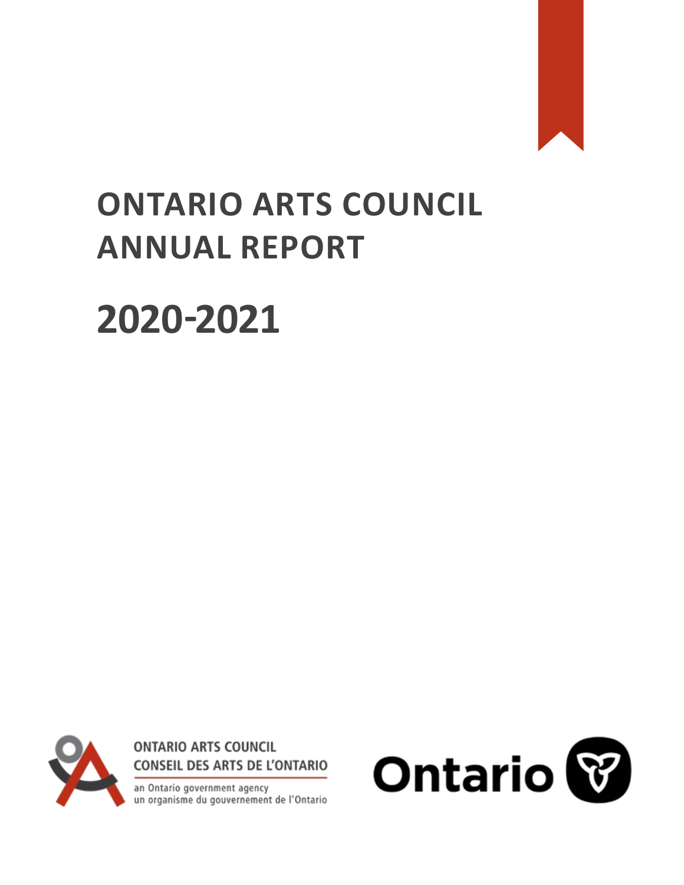# ONTARIO ARTS COUNCIL ANNUAL REPORT

# 2020-2021

ONTARIO ARTS COUNCIL
CONSEIL DES ARTS DE L'ONTARIO
an Ontario government agency
un organisme du gouvernement de l'Ontario

Ontario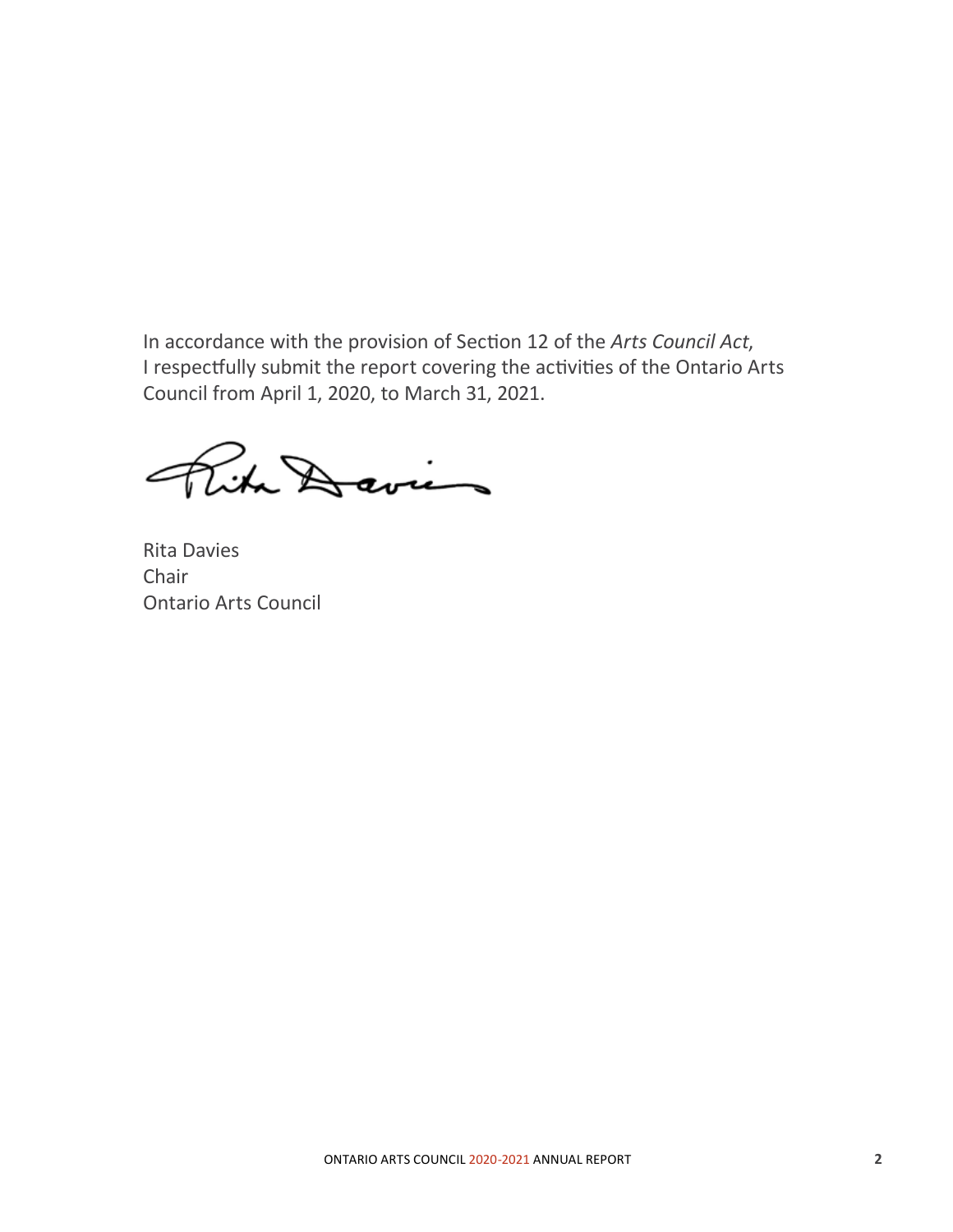In accordance with the provision of Section 12 of the *Arts Council Act*, I respectfully submit the report covering the activities of the Ontario Arts Council from April 1, 2020, to March 31, 2021.

Rita Davies
Chair
Ontario Arts Council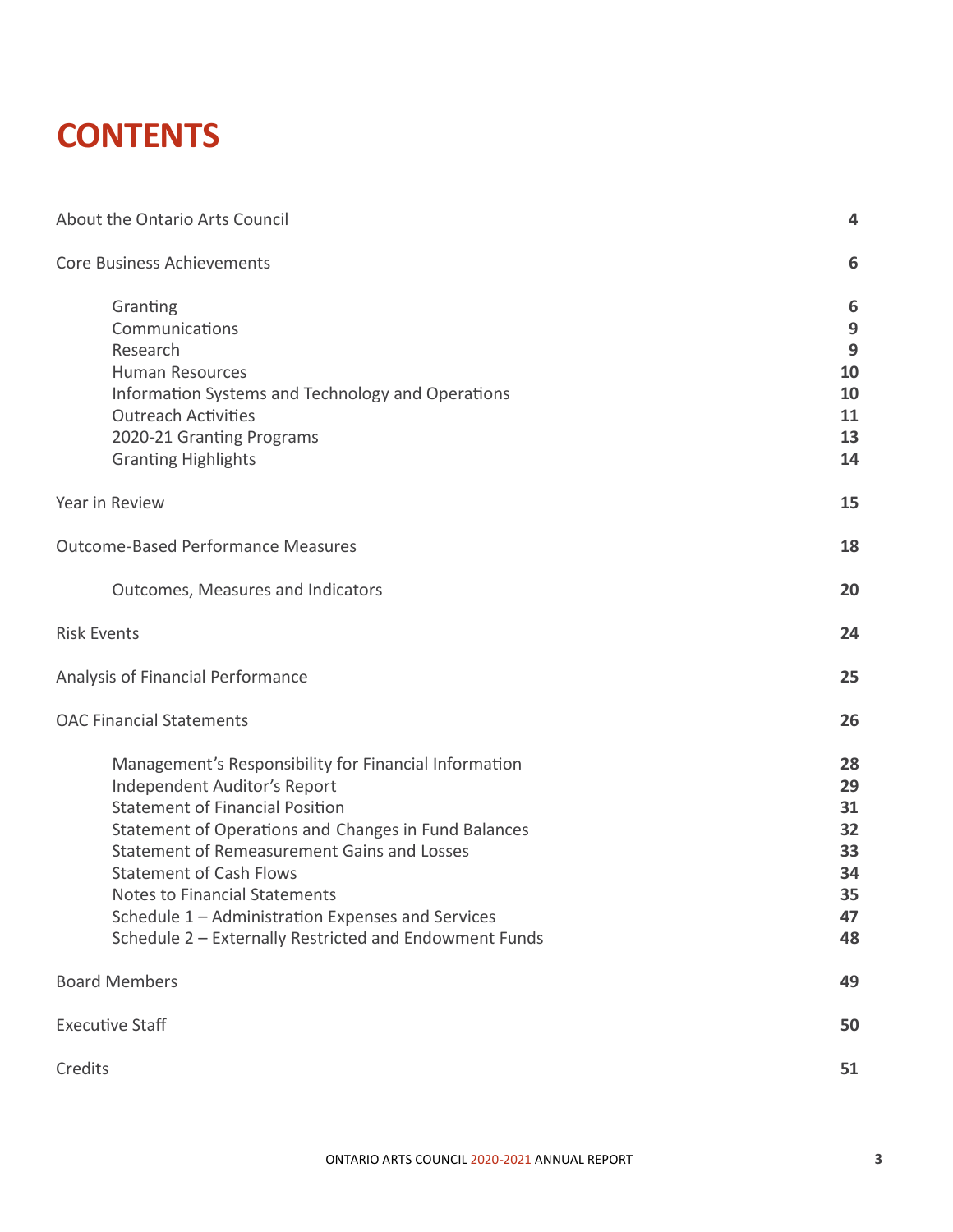# CONTENTS

| | |
|---|---|
| About the Ontario Arts Council | 4 |
| Core Business Achievements | 6 |
| Granting | 6 |
| Communications | 9 |
| Research | 9 |
| Human Resources | 10 |
| Information Systems and Technology and Operations | 10 |
| Outreach Activities | 11 |
| 2020-21 Granting Programs | 13 |
| Granting Highlights | 14 |
| Year in Review | 15 |
| Outcome-Based Performance Measures | 18 |
| Outcomes, Measures and Indicators | 20 |
| Risk Events | 24 |
| Analysis of Financial Performance | 25 |
| OAC Financial Statements | 26 |
| Management's Responsibility for Financial Information | 28 |
| Independent Auditor's Report | 29 |
| Statement of Financial Position | 31 |
| Statement of Operations and Changes in Fund Balances | 32 |
| Statement of Remeasurement Gains and Losses | 33 |
| Statement of Cash Flows | 34 |
| Notes to Financial Statements | 35 |
| Schedule 1 – Administration Expenses and Services | 47 |
| Schedule 2 – Externally Restricted and Endowment Funds | 48 |
| Board Members | 49 |
| Executive Staff | 50 |
| Credits | 51 |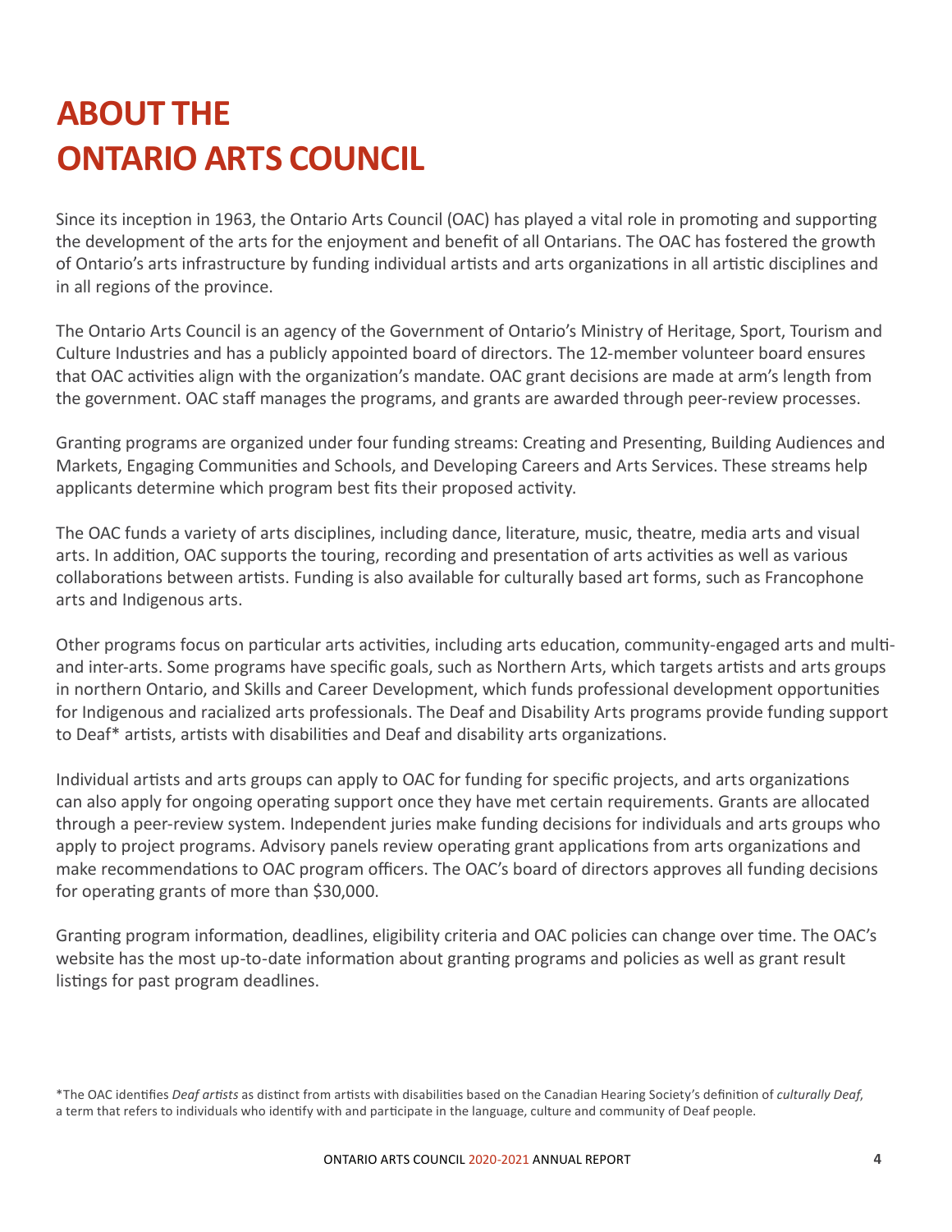# ABOUT THE ONTARIO ARTS COUNCIL

Since its inception in 1963, the Ontario Arts Council (OAC) has played a vital role in promoting and supporting the development of the arts for the enjoyment and benefit of all Ontarians. The OAC has fostered the growth of Ontario's arts infrastructure by funding individual artists and arts organizations in all artistic disciplines and in all regions of the province.

The Ontario Arts Council is an agency of the Government of Ontario's Ministry of Heritage, Sport, Tourism and Culture Industries and has a publicly appointed board of directors. The 12-member volunteer board ensures that OAC activities align with the organization's mandate. OAC grant decisions are made at arm's length from the government. OAC staff manages the programs, and grants are awarded through peer-review processes.

Granting programs are organized under four funding streams: Creating and Presenting, Building Audiences and Markets, Engaging Communities and Schools, and Developing Careers and Arts Services. These streams help applicants determine which program best fits their proposed activity.

The OAC funds a variety of arts disciplines, including dance, literature, music, theatre, media arts and visual arts. In addition, OAC supports the touring, recording and presentation of arts activities as well as various collaborations between artists. Funding is also available for culturally based art forms, such as Francophone arts and Indigenous arts.

Other programs focus on particular arts activities, including arts education, community-engaged arts and multi- and inter-arts. Some programs have specific goals, such as Northern Arts, which targets artists and arts groups in northern Ontario, and Skills and Career Development, which funds professional development opportunities for Indigenous and racialized arts professionals. The Deaf and Disability Arts programs provide funding support to Deaf* artists, artists with disabilities and Deaf and disability arts organizations.

Individual artists and arts groups can apply to OAC for funding for specific projects, and arts organizations can also apply for ongoing operating support once they have met certain requirements. Grants are allocated through a peer-review system. Independent juries make funding decisions for individuals and arts groups who apply to project programs. Advisory panels review operating grant applications from arts organizations and make recommendations to OAC program officers. The OAC's board of directors approves all funding decisions for operating grants of more than $30,000.

Granting program information, deadlines, eligibility criteria and OAC policies can change over time. The OAC's website has the most up-to-date information about granting programs and policies as well as grant result listings for past program deadlines.

*The OAC identifies *Deaf artists* as distinct from artists with disabilities based on the Canadian Hearing Society's definition of *culturally Deaf*, a term that refers to individuals who identify with and participate in the language, culture and community of Deaf people.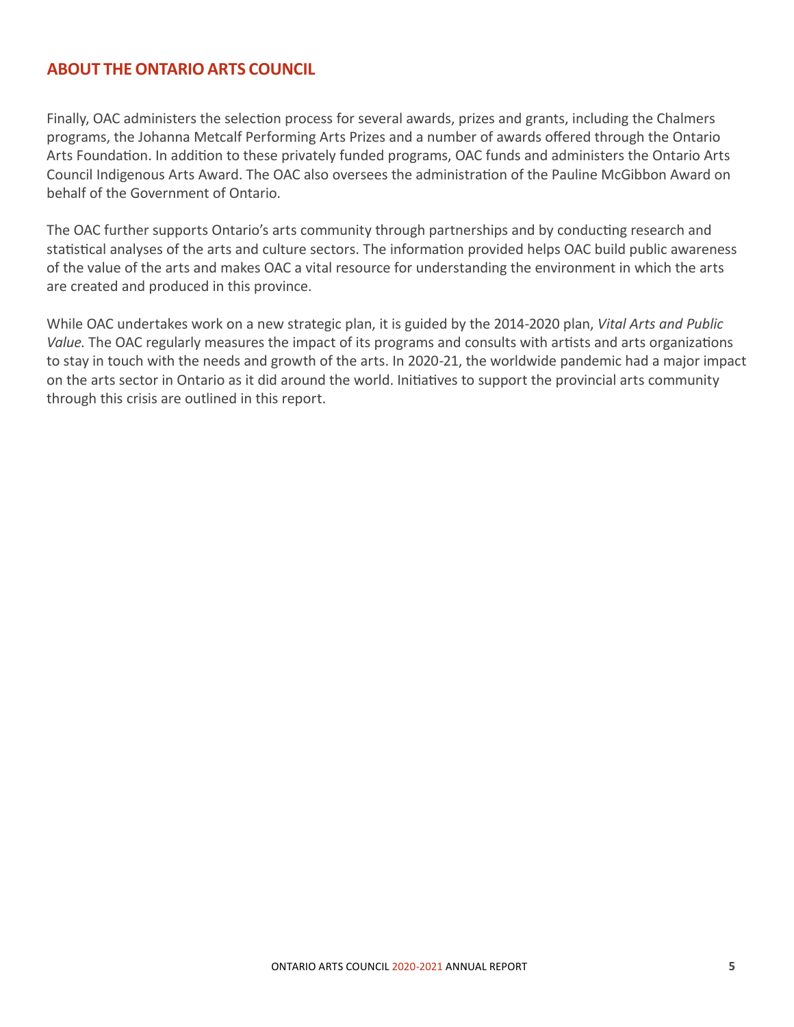## ABOUT THE ONTARIO ARTS COUNCIL

Finally, OAC administers the selection process for several awards, prizes and grants, including the Chalmers programs, the Johanna Metcalf Performing Arts Prizes and a number of awards offered through the Ontario Arts Foundation. In addition to these privately funded programs, OAC funds and administers the Ontario Arts Council Indigenous Arts Award. The OAC also oversees the administration of the Pauline McGibbon Award on behalf of the Government of Ontario.

The OAC further supports Ontario's arts community through partnerships and by conducting research and statistical analyses of the arts and culture sectors. The information provided helps OAC build public awareness of the value of the arts and makes OAC a vital resource for understanding the environment in which the arts are created and produced in this province.

While OAC undertakes work on a new strategic plan, it is guided by the 2014-2020 plan, *Vital Arts and Public Value*. The OAC regularly measures the impact of its programs and consults with artists and arts organizations to stay in touch with the needs and growth of the arts. In 2020-21, the worldwide pandemic had a major impact on the arts sector in Ontario as it did around the world. Initiatives to support the provincial arts community through this crisis are outlined in this report.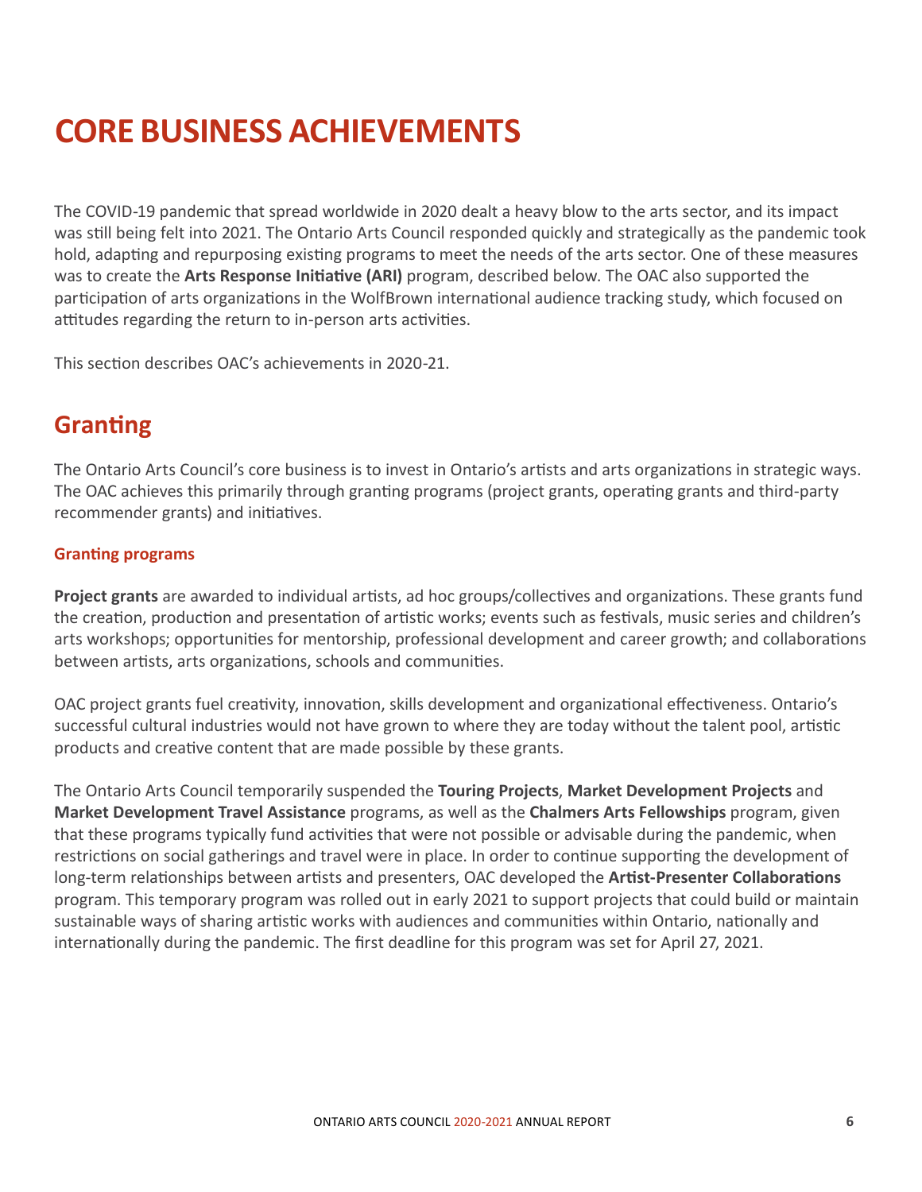# CORE BUSINESS ACHIEVEMENTS

The COVID-19 pandemic that spread worldwide in 2020 dealt a heavy blow to the arts sector, and its impact was still being felt into 2021. The Ontario Arts Council responded quickly and strategically as the pandemic took hold, adapting and repurposing existing programs to meet the needs of the arts sector. One of these measures was to create the **Arts Response Initiative (ARI)** program, described below. The OAC also supported the participation of arts organizations in the WolfBrown international audience tracking study, which focused on attitudes regarding the return to in-person arts activities.

This section describes OAC's achievements in 2020-21.

## Granting

The Ontario Arts Council's core business is to invest in Ontario's artists and arts organizations in strategic ways. The OAC achieves this primarily through granting programs (project grants, operating grants and third-party recommender grants) and initiatives.

### Granting programs

**Project grants** are awarded to individual artists, ad hoc groups/collectives and organizations. These grants fund the creation, production and presentation of artistic works; events such as festivals, music series and children's arts workshops; opportunities for mentorship, professional development and career growth; and collaborations between artists, arts organizations, schools and communities.

OAC project grants fuel creativity, innovation, skills development and organizational effectiveness. Ontario's successful cultural industries would not have grown to where they are today without the talent pool, artistic products and creative content that are made possible by these grants.

The Ontario Arts Council temporarily suspended the **Touring Projects**, **Market Development Projects** and **Market Development Travel Assistance** programs, as well as the **Chalmers Arts Fellowships** program, given that these programs typically fund activities that were not possible or advisable during the pandemic, when restrictions on social gatherings and travel were in place. In order to continue supporting the development of long-term relationships between artists and presenters, OAC developed the **Artist-Presenter Collaborations** program. This temporary program was rolled out in early 2021 to support projects that could build or maintain sustainable ways of sharing artistic works with audiences and communities within Ontario, nationally and internationally during the pandemic. The first deadline for this program was set for April 27, 2021.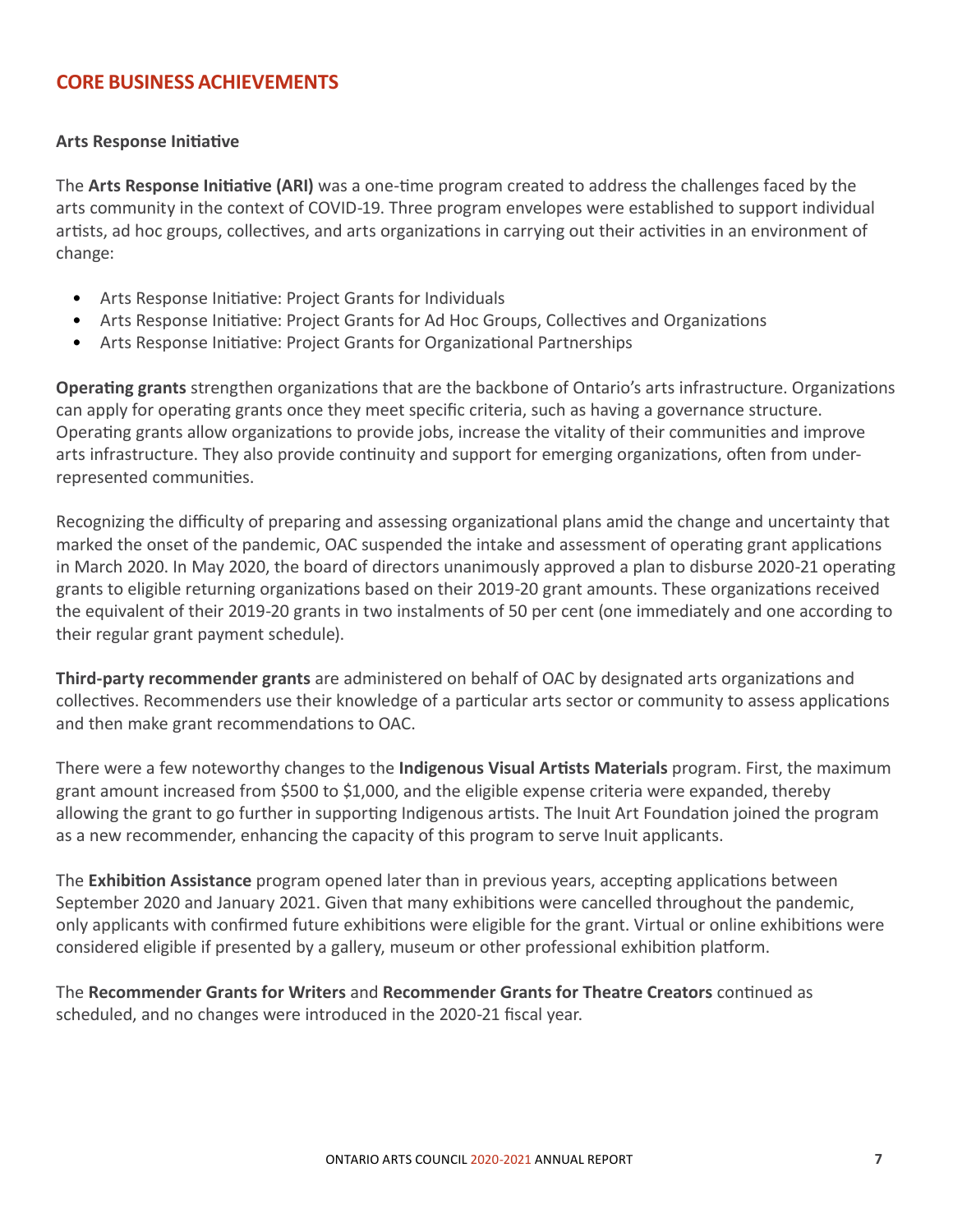## CORE BUSINESS ACHIEVEMENTS

### Arts Response Initiative

The **Arts Response Initiative (ARI)** was a one-time program created to address the challenges faced by the arts community in the context of COVID-19. Three program envelopes were established to support individual artists, ad hoc groups, collectives, and arts organizations in carrying out their activities in an environment of change:

- Arts Response Initiative: Project Grants for Individuals
- Arts Response Initiative: Project Grants for Ad Hoc Groups, Collectives and Organizations
- Arts Response Initiative: Project Grants for Organizational Partnerships

**Operating grants** strengthen organizations that are the backbone of Ontario's arts infrastructure. Organizations can apply for operating grants once they meet specific criteria, such as having a governance structure. Operating grants allow organizations to provide jobs, increase the vitality of their communities and improve arts infrastructure. They also provide continuity and support for emerging organizations, often from under-represented communities.

Recognizing the difficulty of preparing and assessing organizational plans amid the change and uncertainty that marked the onset of the pandemic, OAC suspended the intake and assessment of operating grant applications in March 2020. In May 2020, the board of directors unanimously approved a plan to disburse 2020-21 operating grants to eligible returning organizations based on their 2019-20 grant amounts. These organizations received the equivalent of their 2019-20 grants in two instalments of 50 per cent (one immediately and one according to their regular grant payment schedule).

**Third-party recommender grants** are administered on behalf of OAC by designated arts organizations and collectives. Recommenders use their knowledge of a particular arts sector or community to assess applications and then make grant recommendations to OAC.

There were a few noteworthy changes to the **Indigenous Visual Artists Materials** program. First, the maximum grant amount increased from $500 to $1,000, and the eligible expense criteria were expanded, thereby allowing the grant to go further in supporting Indigenous artists. The Inuit Art Foundation joined the program as a new recommender, enhancing the capacity of this program to serve Inuit applicants.

The **Exhibition Assistance** program opened later than in previous years, accepting applications between September 2020 and January 2021. Given that many exhibitions were cancelled throughout the pandemic, only applicants with confirmed future exhibitions were eligible for the grant. Virtual or online exhibitions were considered eligible if presented by a gallery, museum or other professional exhibition platform.

The **Recommender Grants for Writers** and **Recommender Grants for Theatre Creators** continued as scheduled, and no changes were introduced in the 2020-21 fiscal year.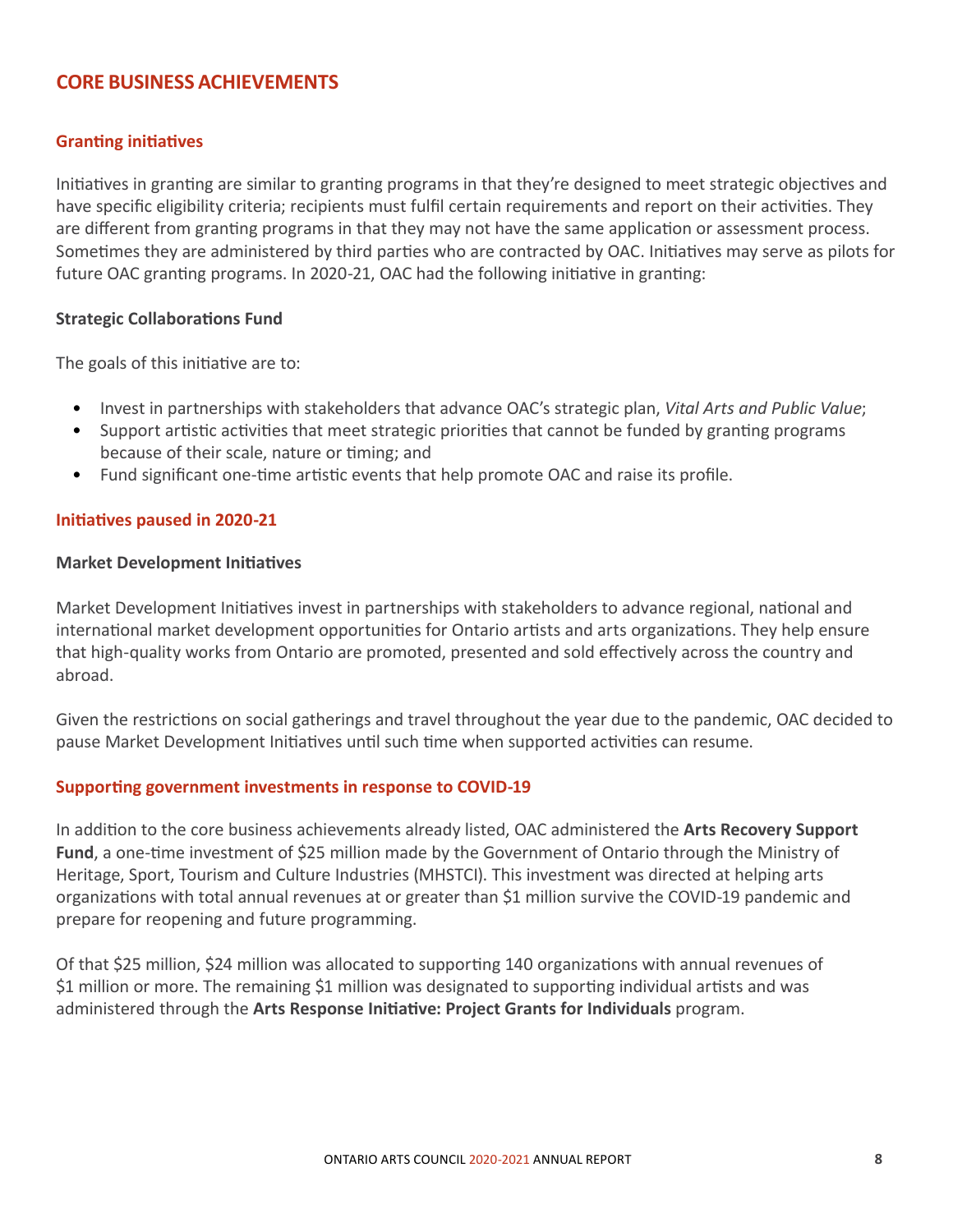## CORE BUSINESS ACHIEVEMENTS

### Granting initiatives

Initiatives in granting are similar to granting programs in that they're designed to meet strategic objectives and have specific eligibility criteria; recipients must fulfil certain requirements and report on their activities. They are different from granting programs in that they may not have the same application or assessment process. Sometimes they are administered by third parties who are contracted by OAC. Initiatives may serve as pilots for future OAC granting programs. In 2020-21, OAC had the following initiative in granting:

#### Strategic Collaborations Fund

The goals of this initiative are to:

- Invest in partnerships with stakeholders that advance OAC's strategic plan, *Vital Arts and Public Value*;
- Support artistic activities that meet strategic priorities that cannot be funded by granting programs because of their scale, nature or timing; and
- Fund significant one-time artistic events that help promote OAC and raise its profile.

### Initiatives paused in 2020-21

#### Market Development Initiatives

Market Development Initiatives invest in partnerships with stakeholders to advance regional, national and international market development opportunities for Ontario artists and arts organizations. They help ensure that high-quality works from Ontario are promoted, presented and sold effectively across the country and abroad.

Given the restrictions on social gatherings and travel throughout the year due to the pandemic, OAC decided to pause Market Development Initiatives until such time when supported activities can resume.

### Supporting government investments in response to COVID-19

In addition to the core business achievements already listed, OAC administered the **Arts Recovery Support Fund**, a one-time investment of $25 million made by the Government of Ontario through the Ministry of Heritage, Sport, Tourism and Culture Industries (MHSTCI). This investment was directed at helping arts organizations with total annual revenues at or greater than $1 million survive the COVID-19 pandemic and prepare for reopening and future programming.

Of that $25 million, $24 million was allocated to supporting 140 organizations with annual revenues of $1 million or more. The remaining $1 million was designated to supporting individual artists and was administered through the **Arts Response Initiative: Project Grants for Individuals** program.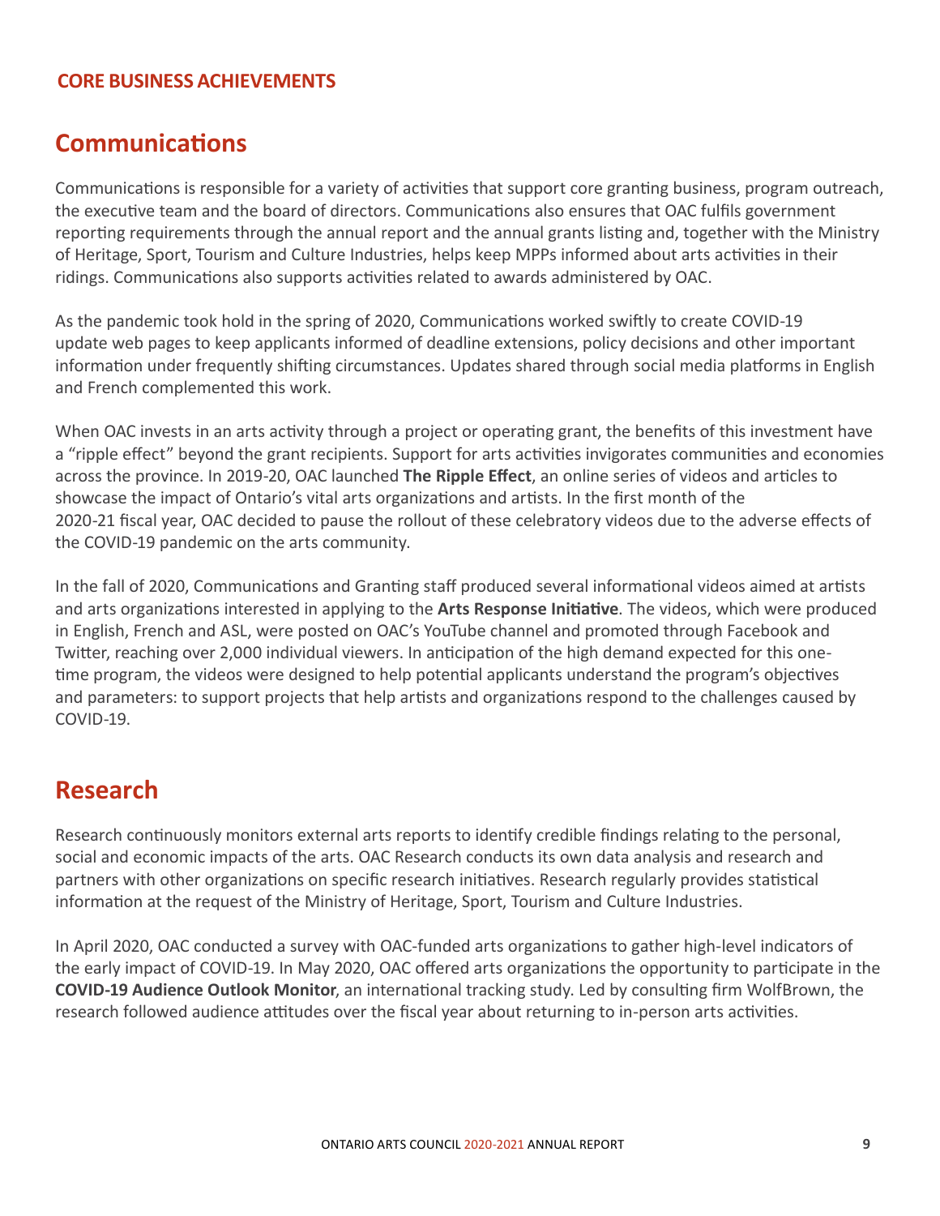CORE BUSINESS ACHIEVEMENTS

## Communications

Communications is responsible for a variety of activities that support core granting business, program outreach, the executive team and the board of directors. Communications also ensures that OAC fulfils government reporting requirements through the annual report and the annual grants listing and, together with the Ministry of Heritage, Sport, Tourism and Culture Industries, helps keep MPPs informed about arts activities in their ridings. Communications also supports activities related to awards administered by OAC.

As the pandemic took hold in the spring of 2020, Communications worked swiftly to create COVID-19 update web pages to keep applicants informed of deadline extensions, policy decisions and other important information under frequently shifting circumstances. Updates shared through social media platforms in English and French complemented this work.

When OAC invests in an arts activity through a project or operating grant, the benefits of this investment have a "ripple effect" beyond the grant recipients. Support for arts activities invigorates communities and economies across the province. In 2019-20, OAC launched **The Ripple Effect**, an online series of videos and articles to showcase the impact of Ontario's vital arts organizations and artists. In the first month of the 2020-21 fiscal year, OAC decided to pause the rollout of these celebratory videos due to the adverse effects of the COVID-19 pandemic on the arts community.

In the fall of 2020, Communications and Granting staff produced several informational videos aimed at artists and arts organizations interested in applying to the **Arts Response Initiative**. The videos, which were produced in English, French and ASL, were posted on OAC's YouTube channel and promoted through Facebook and Twitter, reaching over 2,000 individual viewers. In anticipation of the high demand expected for this one-time program, the videos were designed to help potential applicants understand the program's objectives and parameters: to support projects that help artists and organizations respond to the challenges caused by COVID-19.

## Research

Research continuously monitors external arts reports to identify credible findings relating to the personal, social and economic impacts of the arts. OAC Research conducts its own data analysis and research and partners with other organizations on specific research initiatives. Research regularly provides statistical information at the request of the Ministry of Heritage, Sport, Tourism and Culture Industries.

In April 2020, OAC conducted a survey with OAC-funded arts organizations to gather high-level indicators of the early impact of COVID-19. In May 2020, OAC offered arts organizations the opportunity to participate in the **COVID-19 Audience Outlook Monitor**, an international tracking study. Led by consulting firm WolfBrown, the research followed audience attitudes over the fiscal year about returning to in-person arts activities.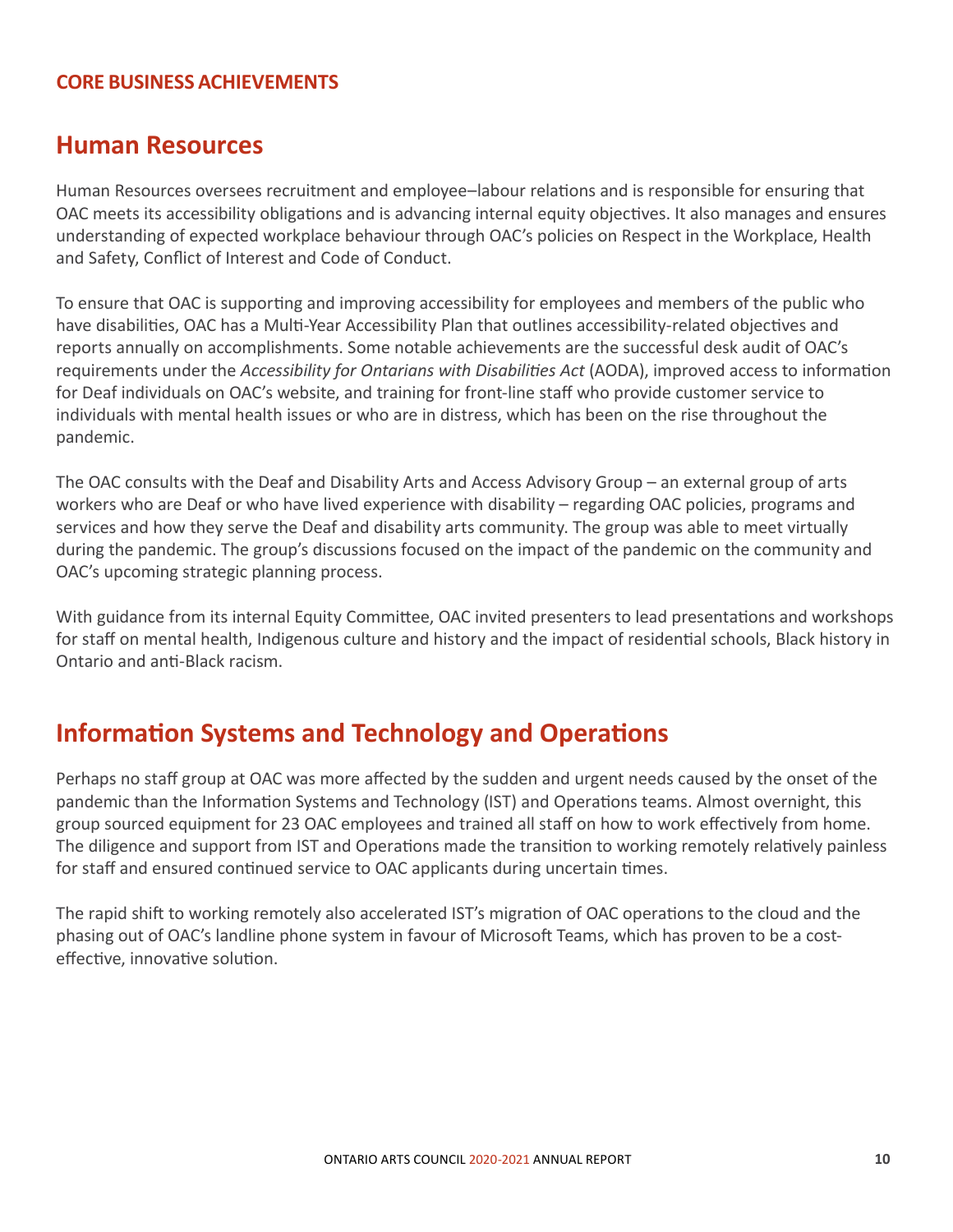**CORE BUSINESS ACHIEVEMENTS**

## Human Resources

Human Resources oversees recruitment and employee–labour relations and is responsible for ensuring that OAC meets its accessibility obligations and is advancing internal equity objectives. It also manages and ensures understanding of expected workplace behaviour through OAC's policies on Respect in the Workplace, Health and Safety, Conflict of Interest and Code of Conduct.

To ensure that OAC is supporting and improving accessibility for employees and members of the public who have disabilities, OAC has a Multi-Year Accessibility Plan that outlines accessibility-related objectives and reports annually on accomplishments. Some notable achievements are the successful desk audit of OAC's requirements under the *Accessibility for Ontarians with Disabilities Act* (AODA), improved access to information for Deaf individuals on OAC's website, and training for front-line staff who provide customer service to individuals with mental health issues or who are in distress, which has been on the rise throughout the pandemic.

The OAC consults with the Deaf and Disability Arts and Access Advisory Group – an external group of arts workers who are Deaf or who have lived experience with disability – regarding OAC policies, programs and services and how they serve the Deaf and disability arts community. The group was able to meet virtually during the pandemic. The group's discussions focused on the impact of the pandemic on the community and OAC's upcoming strategic planning process.

With guidance from its internal Equity Committee, OAC invited presenters to lead presentations and workshops for staff on mental health, Indigenous culture and history and the impact of residential schools, Black history in Ontario and anti-Black racism.

## Information Systems and Technology and Operations

Perhaps no staff group at OAC was more affected by the sudden and urgent needs caused by the onset of the pandemic than the Information Systems and Technology (IST) and Operations teams. Almost overnight, this group sourced equipment for 23 OAC employees and trained all staff on how to work effectively from home. The diligence and support from IST and Operations made the transition to working remotely relatively painless for staff and ensured continued service to OAC applicants during uncertain times.

The rapid shift to working remotely also accelerated IST's migration of OAC operations to the cloud and the phasing out of OAC's landline phone system in favour of Microsoft Teams, which has proven to be a cost-effective, innovative solution.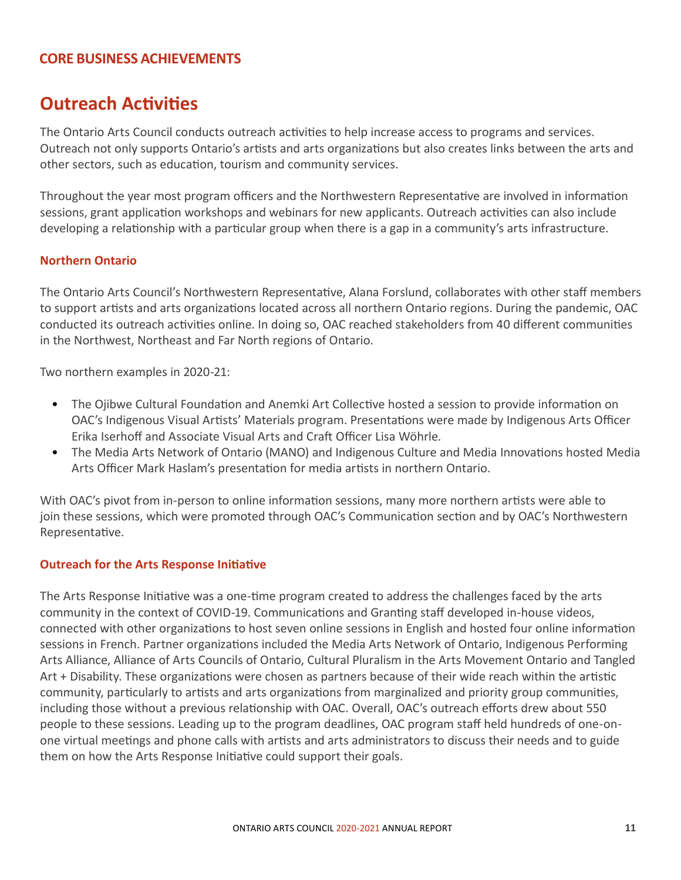## CORE BUSINESS ACHIEVEMENTS

# Outreach Activities

The Ontario Arts Council conducts outreach activities to help increase access to programs and services. Outreach not only supports Ontario's artists and arts organizations but also creates links between the arts and other sectors, such as education, tourism and community services.

Throughout the year most program officers and the Northwestern Representative are involved in information sessions, grant application workshops and webinars for new applicants. Outreach activities can also include developing a relationship with a particular group when there is a gap in a community's arts infrastructure.

### Northern Ontario

The Ontario Arts Council's Northwestern Representative, Alana Forslund, collaborates with other staff members to support artists and arts organizations located across all northern Ontario regions. During the pandemic, OAC conducted its outreach activities online. In doing so, OAC reached stakeholders from 40 different communities in the Northwest, Northeast and Far North regions of Ontario.

Two northern examples in 2020-21:

- The Ojibwe Cultural Foundation and Anemki Art Collective hosted a session to provide information on OAC's Indigenous Visual Artists' Materials program. Presentations were made by Indigenous Arts Officer Erika Iserhoff and Associate Visual Arts and Craft Officer Lisa Wöhrle.
- The Media Arts Network of Ontario (MANO) and Indigenous Culture and Media Innovations hosted Media Arts Officer Mark Haslam's presentation for media artists in northern Ontario.

With OAC's pivot from in-person to online information sessions, many more northern artists were able to join these sessions, which were promoted through OAC's Communication section and by OAC's Northwestern Representative.

### Outreach for the Arts Response Initiative

The Arts Response Initiative was a one-time program created to address the challenges faced by the arts community in the context of COVID-19. Communications and Granting staff developed in-house videos, connected with other organizations to host seven online sessions in English and hosted four online information sessions in French. Partner organizations included the Media Arts Network of Ontario, Indigenous Performing Arts Alliance, Alliance of Arts Councils of Ontario, Cultural Pluralism in the Arts Movement Ontario and Tangled Art + Disability. These organizations were chosen as partners because of their wide reach within the artistic community, particularly to artists and arts organizations from marginalized and priority group communities, including those without a previous relationship with OAC. Overall, OAC's outreach efforts drew about 550 people to these sessions. Leading up to the program deadlines, OAC program staff held hundreds of one-on-one virtual meetings and phone calls with artists and arts administrators to discuss their needs and to guide them on how the Arts Response Initiative could support their goals.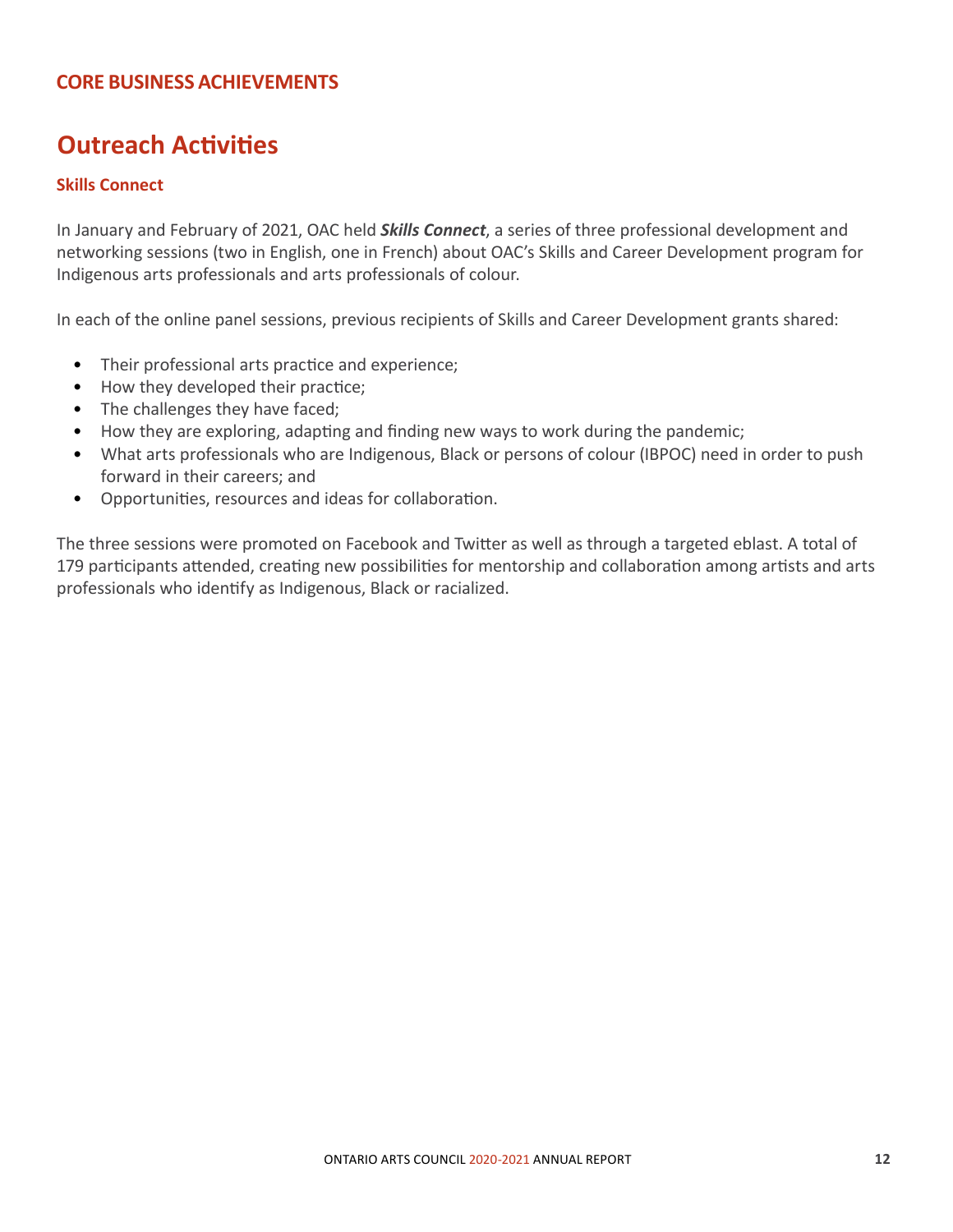## CORE BUSINESS ACHIEVEMENTS

# Outreach Activities

### Skills Connect

In January and February of 2021, OAC held ***Skills Connect***, a series of three professional development and networking sessions (two in English, one in French) about OAC's Skills and Career Development program for Indigenous arts professionals and arts professionals of colour.

In each of the online panel sessions, previous recipients of Skills and Career Development grants shared:

- Their professional arts practice and experience;
- How they developed their practice;
- The challenges they have faced;
- How they are exploring, adapting and finding new ways to work during the pandemic;
- What arts professionals who are Indigenous, Black or persons of colour (IBPOC) need in order to push forward in their careers; and
- Opportunities, resources and ideas for collaboration.

The three sessions were promoted on Facebook and Twitter as well as through a targeted eblast. A total of 179 participants attended, creating new possibilities for mentorship and collaboration among artists and arts professionals who identify as Indigenous, Black or racialized.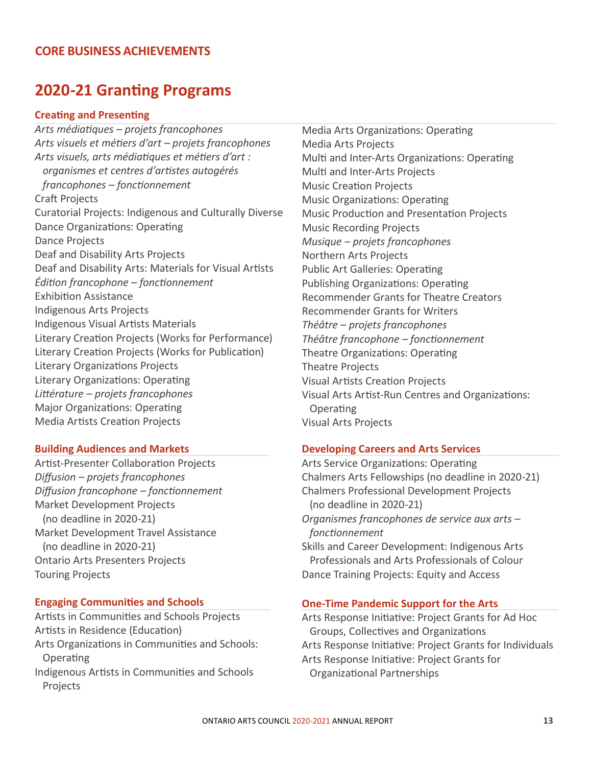## CORE BUSINESS ACHIEVEMENTS

# 2020-21 Granting Programs

### Creating and Presenting

*Arts médiatiques – projets francophones*
*Arts visuels et métiers d'art – projets francophones*
*Arts visuels, arts médiatiques et métiers d'art : organismes et centres d'artistes autogérés francophones – fonctionnement*
Craft Projects
Curatorial Projects: Indigenous and Culturally Diverse
Dance Organizations: Operating
Dance Projects
Deaf and Disability Arts Projects
Deaf and Disability Arts: Materials for Visual Artists
*Édition francophone – fonctionnement*
Exhibition Assistance
Indigenous Arts Projects
Indigenous Visual Artists Materials
Literary Creation Projects (Works for Performance)
Literary Creation Projects (Works for Publication)
Literary Organizations Projects
Literary Organizations: Operating
*Littérature – projets francophones*
Major Organizations: Operating
Media Artists Creation Projects
Media Arts Organizations: Operating
Media Arts Projects
Multi and Inter-Arts Organizations: Operating
Multi and Inter-Arts Projects
Music Creation Projects
Music Organizations: Operating
Music Production and Presentation Projects
Music Recording Projects
*Musique – projets francophones*
Northern Arts Projects
Public Art Galleries: Operating
Publishing Organizations: Operating
Recommender Grants for Theatre Creators
Recommender Grants for Writers
*Théâtre – projets francophones*
*Théâtre francophone – fonctionnement*
Theatre Organizations: Operating
Theatre Projects
Visual Artists Creation Projects
Visual Arts Artist-Run Centres and Organizations: Operating
Visual Arts Projects

### Building Audiences and Markets

Artist-Presenter Collaboration Projects
*Diffusion – projets francophones*
*Diffusion francophone – fonctionnement*
Market Development Projects (no deadline in 2020-21)
Market Development Travel Assistance (no deadline in 2020-21)
Ontario Arts Presenters Projects
Touring Projects

### Engaging Communities and Schools

Artists in Communities and Schools Projects
Artists in Residence (Education)
Arts Organizations in Communities and Schools: Operating
Indigenous Artists in Communities and Schools Projects

### Developing Careers and Arts Services

Arts Service Organizations: Operating
Chalmers Arts Fellowships (no deadline in 2020-21)
Chalmers Professional Development Projects (no deadline in 2020-21)
*Organismes francophones de service aux arts – fonctionnement*
Skills and Career Development: Indigenous Arts Professionals and Arts Professionals of Colour
Dance Training Projects: Equity and Access

### One-Time Pandemic Support for the Arts

Arts Response Initiative: Project Grants for Ad Hoc Groups, Collectives and Organizations
Arts Response Initiative: Project Grants for Individuals
Arts Response Initiative: Project Grants for Organizational Partnerships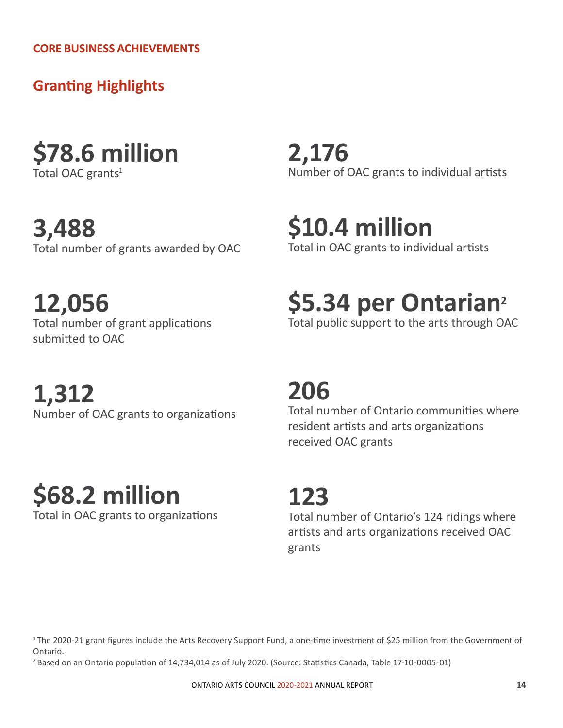**CORE BUSINESS ACHIEVEMENTS**

## Granting Highlights

**$78.6 million**
Total OAC grants[1]

**3,488**
Total number of grants awarded by OAC

**12,056**
Total number of grant applications submitted to OAC

**1,312**
Number of OAC grants to organizations

**$68.2 million**
Total in OAC grants to organizations

**2,176**
Number of OAC grants to individual artists

**$10.4 million**
Total in OAC grants to individual artists

**$5.34 per Ontarian[2]**
Total public support to the arts through OAC

**206**
Total number of Ontario communities where resident artists and arts organizations received OAC grants

**123**
Total number of Ontario's 124 ridings where artists and arts organizations received OAC grants

[1] The 2020-21 grant figures include the Arts Recovery Support Fund, a one-time investment of $25 million from the Government of Ontario.

[2] Based on an Ontario population of 14,734,014 as of July 2020. (Source: Statistics Canada, Table 17-10-0005-01)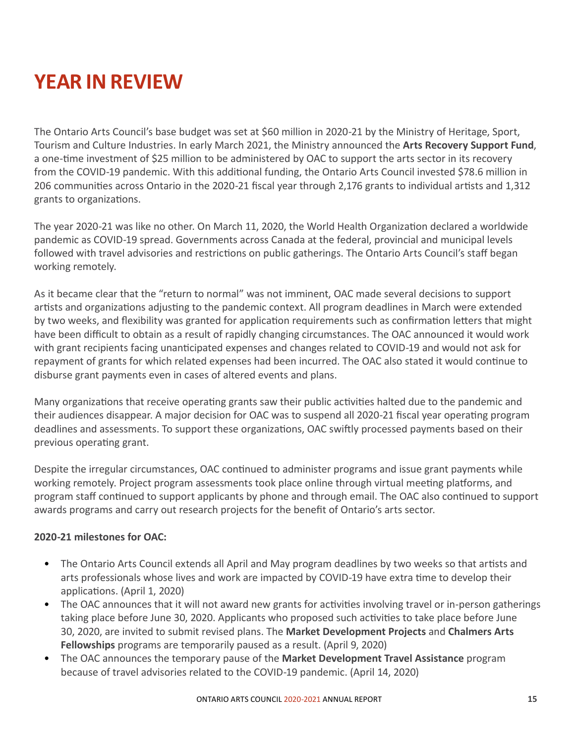# YEAR IN REVIEW

The Ontario Arts Council's base budget was set at $60 million in 2020-21 by the Ministry of Heritage, Sport, Tourism and Culture Industries. In early March 2021, the Ministry announced the **Arts Recovery Support Fund**, a one-time investment of $25 million to be administered by OAC to support the arts sector in its recovery from the COVID-19 pandemic. With this additional funding, the Ontario Arts Council invested $78.6 million in 206 communities across Ontario in the 2020-21 fiscal year through 2,176 grants to individual artists and 1,312 grants to organizations.

The year 2020-21 was like no other. On March 11, 2020, the World Health Organization declared a worldwide pandemic as COVID-19 spread. Governments across Canada at the federal, provincial and municipal levels followed with travel advisories and restrictions on public gatherings. The Ontario Arts Council's staff began working remotely.

As it became clear that the "return to normal" was not imminent, OAC made several decisions to support artists and organizations adjusting to the pandemic context. All program deadlines in March were extended by two weeks, and flexibility was granted for application requirements such as confirmation letters that might have been difficult to obtain as a result of rapidly changing circumstances. The OAC announced it would work with grant recipients facing unanticipated expenses and changes related to COVID-19 and would not ask for repayment of grants for which related expenses had been incurred. The OAC also stated it would continue to disburse grant payments even in cases of altered events and plans.

Many organizations that receive operating grants saw their public activities halted due to the pandemic and their audiences disappear. A major decision for OAC was to suspend all 2020-21 fiscal year operating program deadlines and assessments. To support these organizations, OAC swiftly processed payments based on their previous operating grant.

Despite the irregular circumstances, OAC continued to administer programs and issue grant payments while working remotely. Project program assessments took place online through virtual meeting platforms, and program staff continued to support applicants by phone and through email. The OAC also continued to support awards programs and carry out research projects for the benefit of Ontario's arts sector.

**2020-21 milestones for OAC:**

- The Ontario Arts Council extends all April and May program deadlines by two weeks so that artists and arts professionals whose lives and work are impacted by COVID-19 have extra time to develop their applications. (April 1, 2020)
- The OAC announces that it will not award new grants for activities involving travel or in-person gatherings taking place before June 30, 2020. Applicants who proposed such activities to take place before June 30, 2020, are invited to submit revised plans. The **Market Development Projects** and **Chalmers Arts Fellowships** programs are temporarily paused as a result. (April 9, 2020)
- The OAC announces the temporary pause of the **Market Development Travel Assistance** program because of travel advisories related to the COVID-19 pandemic. (April 14, 2020)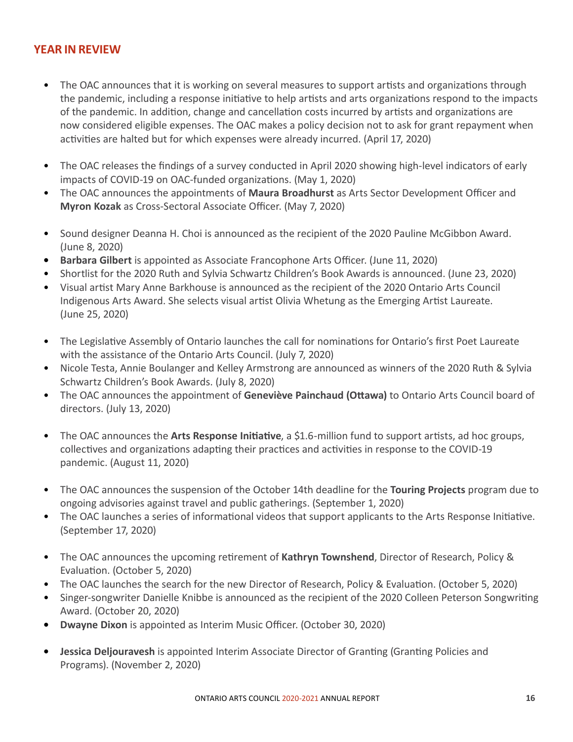## YEAR IN REVIEW

- The OAC announces that it is working on several measures to support artists and organizations through the pandemic, including a response initiative to help artists and arts organizations respond to the impacts of the pandemic. In addition, change and cancellation costs incurred by artists and organizations are now considered eligible expenses. The OAC makes a policy decision not to ask for grant repayment when activities are halted but for which expenses were already incurred. (April 17, 2020)

- The OAC releases the findings of a survey conducted in April 2020 showing high-level indicators of early impacts of COVID-19 on OAC-funded organizations. (May 1, 2020)
- The OAC announces the appointments of **Maura Broadhurst** as Arts Sector Development Officer and **Myron Kozak** as Cross-Sectoral Associate Officer. (May 7, 2020)

- Sound designer Deanna H. Choi is announced as the recipient of the 2020 Pauline McGibbon Award. (June 8, 2020)
- **Barbara Gilbert** is appointed as Associate Francophone Arts Officer. (June 11, 2020)
- Shortlist for the 2020 Ruth and Sylvia Schwartz Children's Book Awards is announced. (June 23, 2020)
- Visual artist Mary Anne Barkhouse is announced as the recipient of the 2020 Ontario Arts Council Indigenous Arts Award. She selects visual artist Olivia Whetung as the Emerging Artist Laureate. (June 25, 2020)

- The Legislative Assembly of Ontario launches the call for nominations for Ontario's first Poet Laureate with the assistance of the Ontario Arts Council. (July 7, 2020)
- Nicole Testa, Annie Boulanger and Kelley Armstrong are announced as winners of the 2020 Ruth & Sylvia Schwartz Children's Book Awards. (July 8, 2020)
- The OAC announces the appointment of **Geneviève Painchaud (Ottawa)** to Ontario Arts Council board of directors. (July 13, 2020)

- The OAC announces the **Arts Response Initiative**, a $1.6-million fund to support artists, ad hoc groups, collectives and organizations adapting their practices and activities in response to the COVID-19 pandemic. (August 11, 2020)

- The OAC announces the suspension of the October 14th deadline for the **Touring Projects** program due to ongoing advisories against travel and public gatherings. (September 1, 2020)
- The OAC launches a series of informational videos that support applicants to the Arts Response Initiative. (September 17, 2020)

- The OAC announces the upcoming retirement of **Kathryn Townshend**, Director of Research, Policy & Evaluation. (October 5, 2020)
- The OAC launches the search for the new Director of Research, Policy & Evaluation. (October 5, 2020)
- Singer-songwriter Danielle Knibbe is announced as the recipient of the 2020 Colleen Peterson Songwriting Award. (October 20, 2020)
- **Dwayne Dixon** is appointed as Interim Music Officer. (October 30, 2020)

- **Jessica Deljouravesh** is appointed Interim Associate Director of Granting (Granting Policies and Programs). (November 2, 2020)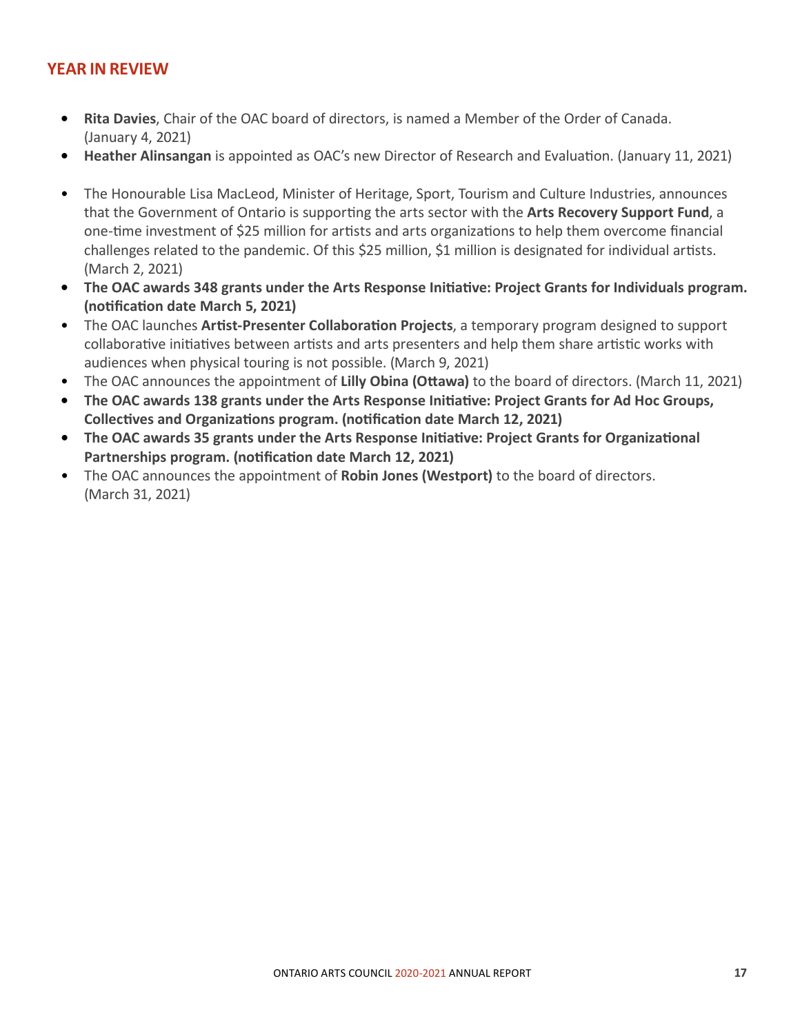## YEAR IN REVIEW

- **Rita Davies**, Chair of the OAC board of directors, is named a Member of the Order of Canada. (January 4, 2021)
- **Heather Alinsangan** is appointed as OAC's new Director of Research and Evaluation. (January 11, 2021)
- The Honourable Lisa MacLeod, Minister of Heritage, Sport, Tourism and Culture Industries, announces that the Government of Ontario is supporting the arts sector with the **Arts Recovery Support Fund**, a one-time investment of $25 million for artists and arts organizations to help them overcome financial challenges related to the pandemic. Of this $25 million, $1 million is designated for individual artists. (March 2, 2021)
- **The OAC awards 348 grants under the Arts Response Initiative: Project Grants for Individuals program. (notification date March 5, 2021)**
- The OAC launches **Artist-Presenter Collaboration Projects**, a temporary program designed to support collaborative initiatives between artists and arts presenters and help them share artistic works with audiences when physical touring is not possible. (March 9, 2021)
- The OAC announces the appointment of **Lilly Obina (Ottawa)** to the board of directors. (March 11, 2021)
- **The OAC awards 138 grants under the Arts Response Initiative: Project Grants for Ad Hoc Groups, Collectives and Organizations program. (notification date March 12, 2021)**
- **The OAC awards 35 grants under the Arts Response Initiative: Project Grants for Organizational Partnerships program. (notification date March 12, 2021)**
- The OAC announces the appointment of **Robin Jones (Westport)** to the board of directors. (March 31, 2021)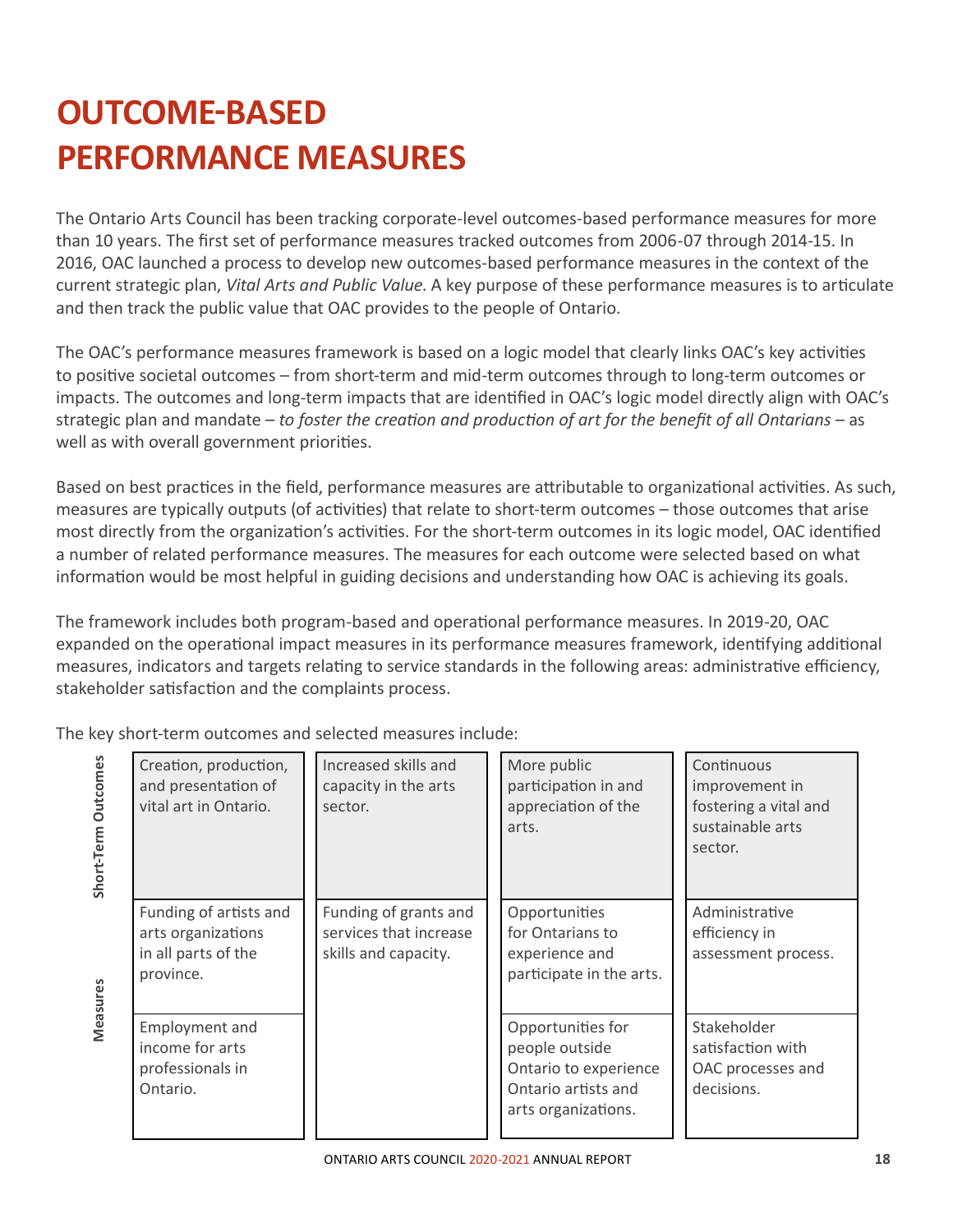# OUTCOME-BASED PERFORMANCE MEASURES

The Ontario Arts Council has been tracking corporate-level outcomes-based performance measures for more than 10 years. The first set of performance measures tracked outcomes from 2006-07 through 2014-15. In 2016, OAC launched a process to develop new outcomes-based performance measures in the context of the current strategic plan, *Vital Arts and Public Value*. A key purpose of these performance measures is to articulate and then track the public value that OAC provides to the people of Ontario.

The OAC's performance measures framework is based on a logic model that clearly links OAC's key activities to positive societal outcomes – from short-term and mid-term outcomes through to long-term outcomes or impacts. The outcomes and long-term impacts that are identified in OAC's logic model directly align with OAC's strategic plan and mandate – *to foster the creation and production of art for the benefit of all Ontarians* – as well as with overall government priorities.

Based on best practices in the field, performance measures are attributable to organizational activities. As such, measures are typically outputs (of activities) that relate to short-term outcomes – those outcomes that arise most directly from the organization's activities. For the short-term outcomes in its logic model, OAC identified a number of related performance measures. The measures for each outcome were selected based on what information would be most helpful in guiding decisions and understanding how OAC is achieving its goals.

The framework includes both program-based and operational performance measures. In 2019-20, OAC expanded on the operational impact measures in its performance measures framework, identifying additional measures, indicators and targets relating to service standards in the following areas: administrative efficiency, stakeholder satisfaction and the complaints process.

The key short-term outcomes and selected measures include:

| | | | | |
|---|---|---|---|---|
| **Short-Term Outcomes** | Creation, production, and presentation of vital art in Ontario. | Increased skills and capacity in the arts sector. | More public participation in and appreciation of the arts. | Continuous improvement in fostering a vital and sustainable arts sector. |
| **Measures** | Funding of artists and arts organizations in all parts of the province. | Funding of grants and services that increase skills and capacity. | Opportunities for Ontarians to experience and participate in the arts. | Administrative efficiency in assessment process. |
| | Employment and income for arts professionals in Ontario. | | Opportunities for people outside Ontario to experience Ontario artists and arts organizations. | Stakeholder satisfaction with OAC processes and decisions. |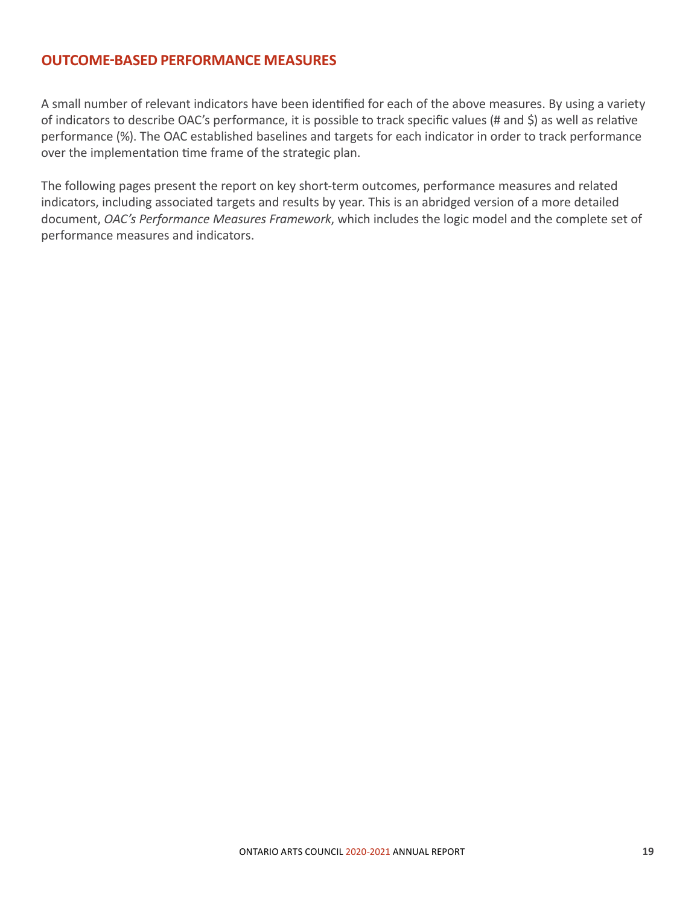## OUTCOME-BASED PERFORMANCE MEASURES

A small number of relevant indicators have been identified for each of the above measures. By using a variety of indicators to describe OAC's performance, it is possible to track specific values (# and $) as well as relative performance (%). The OAC established baselines and targets for each indicator in order to track performance over the implementation time frame of the strategic plan.

The following pages present the report on key short-term outcomes, performance measures and related indicators, including associated targets and results by year. This is an abridged version of a more detailed document, *OAC's Performance Measures Framework*, which includes the logic model and the complete set of performance measures and indicators.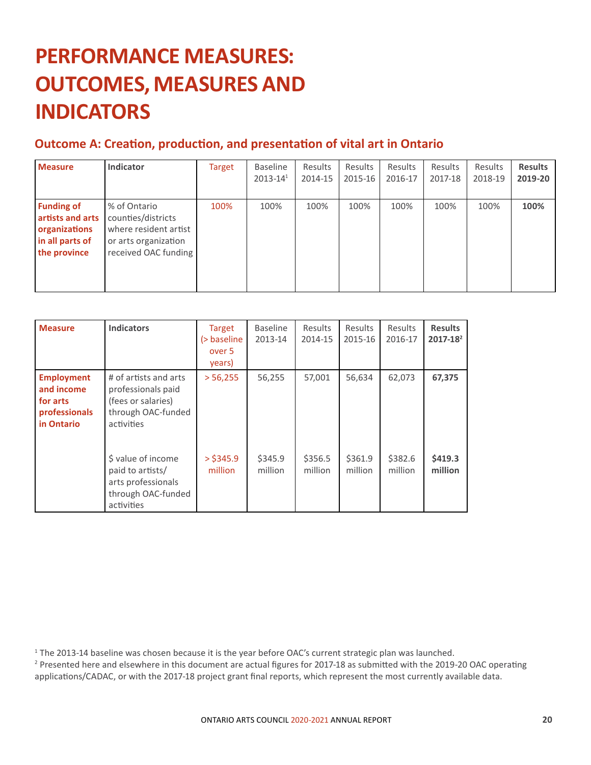# PERFORMANCE MEASURES: OUTCOMES, MEASURES AND INDICATORS

## Outcome A: Creation, production, and presentation of vital art in Ontario

| Measure | Indicator | Target | Baseline 2013-14[1] | Results 2014-15 | Results 2015-16 | Results 2016-17 | Results 2017-18 | Results 2018-19 | **Results 2019-20** |
|---|---|---|---|---|---|---|---|---|---|
| **Funding of artists and arts organizations in all parts of the province** | % of Ontario counties/districts where resident artist or arts organization received OAC funding | 100% | 100% | 100% | 100% | 100% | 100% | 100% | **100%** |

| Measure | Indicators | Target (> baseline over 5 years) | Baseline 2013-14 | Results 2014-15 | Results 2015-16 | Results 2016-17 | **Results 2017-18[2]** |
|---|---|---|---|---|---|---|---|
| **Employment and income for arts professionals in Ontario** | # of artists and arts professionals paid (fees or salaries) through OAC-funded activities | > 56,255 | 56,255 | 57,001 | 56,634 | 62,073 | **67,375** |
| | $ value of income paid to artists/ arts professionals through OAC-funded activities | > $345.9 million | $345.9 million | $356.5 million | $361.9 million | $382.6 million | **$419.3 million** |

[1] The 2013-14 baseline was chosen because it is the year before OAC's current strategic plan was launched.
[2] Presented here and elsewhere in this document are actual figures for 2017-18 as submitted with the 2019-20 OAC operating applications/CADAC, or with the 2017-18 project grant final reports, which represent the most currently available data.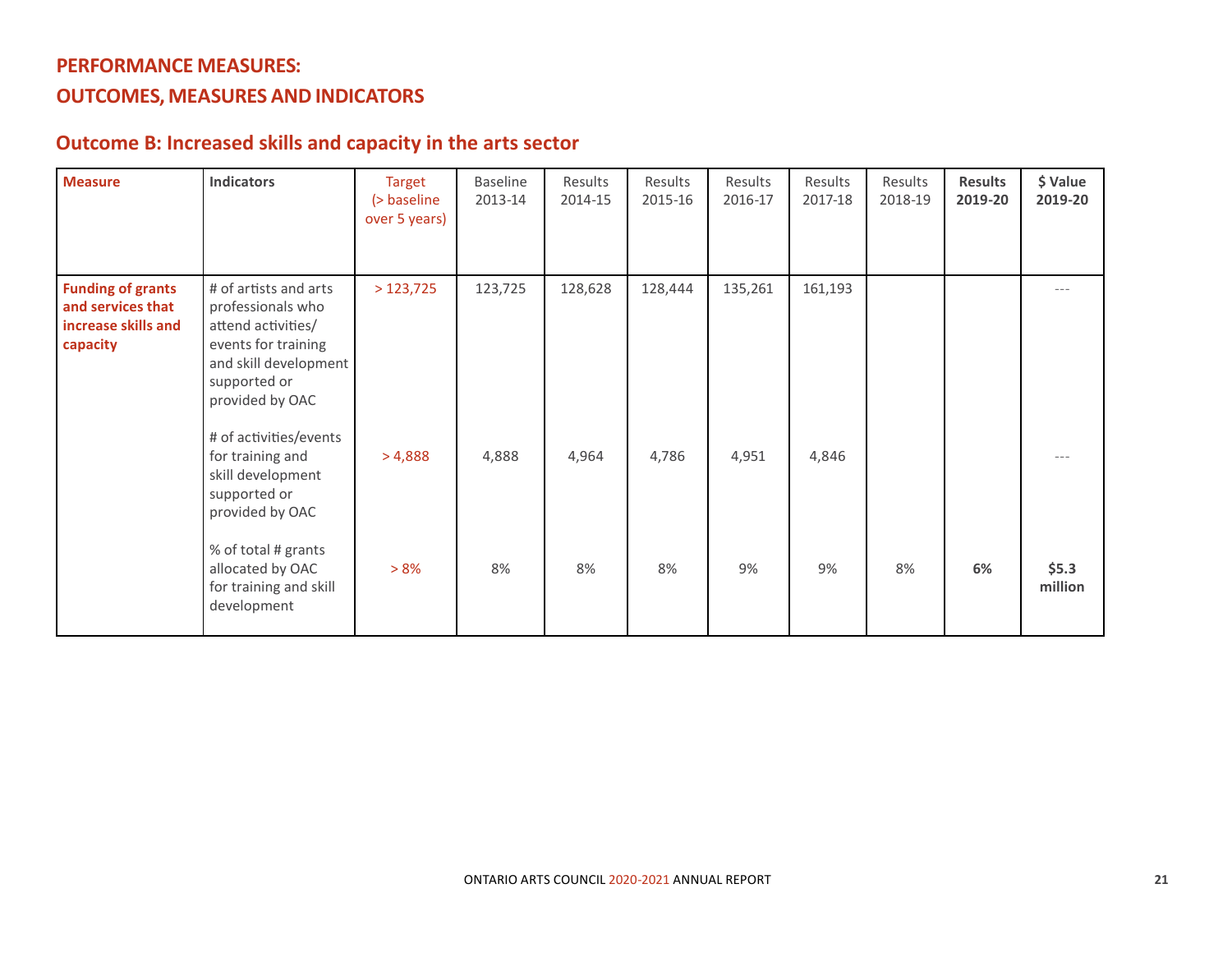## PERFORMANCE MEASURES:
## OUTCOMES, MEASURES AND INDICATORS

### Outcome B: Increased skills and capacity in the arts sector

| Measure | Indicators | Target (> baseline over 5 years) | Baseline 2013-14 | Results 2014-15 | Results 2015-16 | Results 2016-17 | Results 2017-18 | Results 2018-19 | **Results 2019-20** | **$ Value 2019-20** |
|---|---|---|---|---|---|---|---|---|---|---|
| **Funding of grants and services that increase skills and capacity** | # of artists and arts professionals who attend activities/ events for training and skill development supported or provided by OAC | > 123,725 | 123,725 | 128,628 | 128,444 | 135,261 | 161,193 | | | --- |
| | # of activities/events for training and skill development supported or provided by OAC | > 4,888 | 4,888 | 4,964 | 4,786 | 4,951 | 4,846 | | | --- |
| | % of total # grants allocated by OAC for training and skill development | > 8% | 8% | 8% | 8% | 9% | 9% | 8% | **6%** | **$5.3 million** |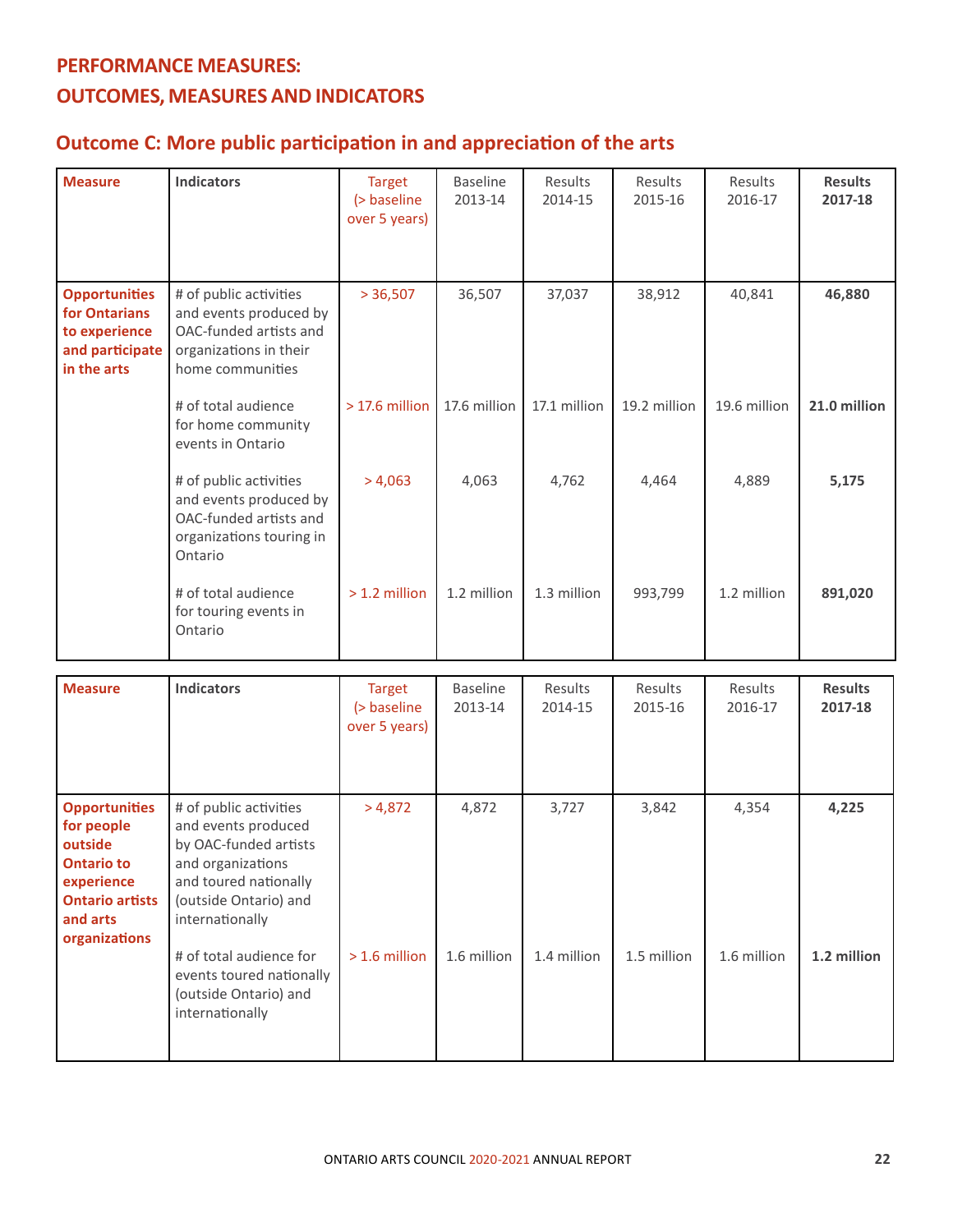## PERFORMANCE MEASURES: OUTCOMES, MEASURES AND INDICATORS

### Outcome C: More public participation in and appreciation of the arts

| Measure | Indicators | Target (> baseline over 5 years) | Baseline 2013-14 | Results 2014-15 | Results 2015-16 | Results 2016-17 | **Results 2017-18** |
|---|---|---|---|---|---|---|---|
| **Opportunities for Ontarians to experience and participate in the arts** | # of public activities and events produced by OAC-funded artists and organizations in their home communities | > 36,507 | 36,507 | 37,037 | 38,912 | 40,841 | **46,880** |
| | # of total audience for home community events in Ontario | > 17.6 million | 17.6 million | 17.1 million | 19.2 million | 19.6 million | **21.0 million** |
| | # of public activities and events produced by OAC-funded artists and organizations touring in Ontario | > 4,063 | 4,063 | 4,762 | 4,464 | 4,889 | **5,175** |
| | # of total audience for touring events in Ontario | > 1.2 million | 1.2 million | 1.3 million | 993,799 | 1.2 million | **891,020** |

| Measure | Indicators | Target (> baseline over 5 years) | Baseline 2013-14 | Results 2014-15 | Results 2015-16 | Results 2016-17 | **Results 2017-18** |
|---|---|---|---|---|---|---|---|
| **Opportunities for people outside Ontario to experience Ontario artists and arts organizations** | # of public activities and events produced by OAC-funded artists and organizations and toured nationally (outside Ontario) and internationally | > 4,872 | 4,872 | 3,727 | 3,842 | 4,354 | **4,225** |
| | # of total audience for events toured nationally (outside Ontario) and internationally | > 1.6 million | 1.6 million | 1.4 million | 1.5 million | 1.6 million | **1.2 million** |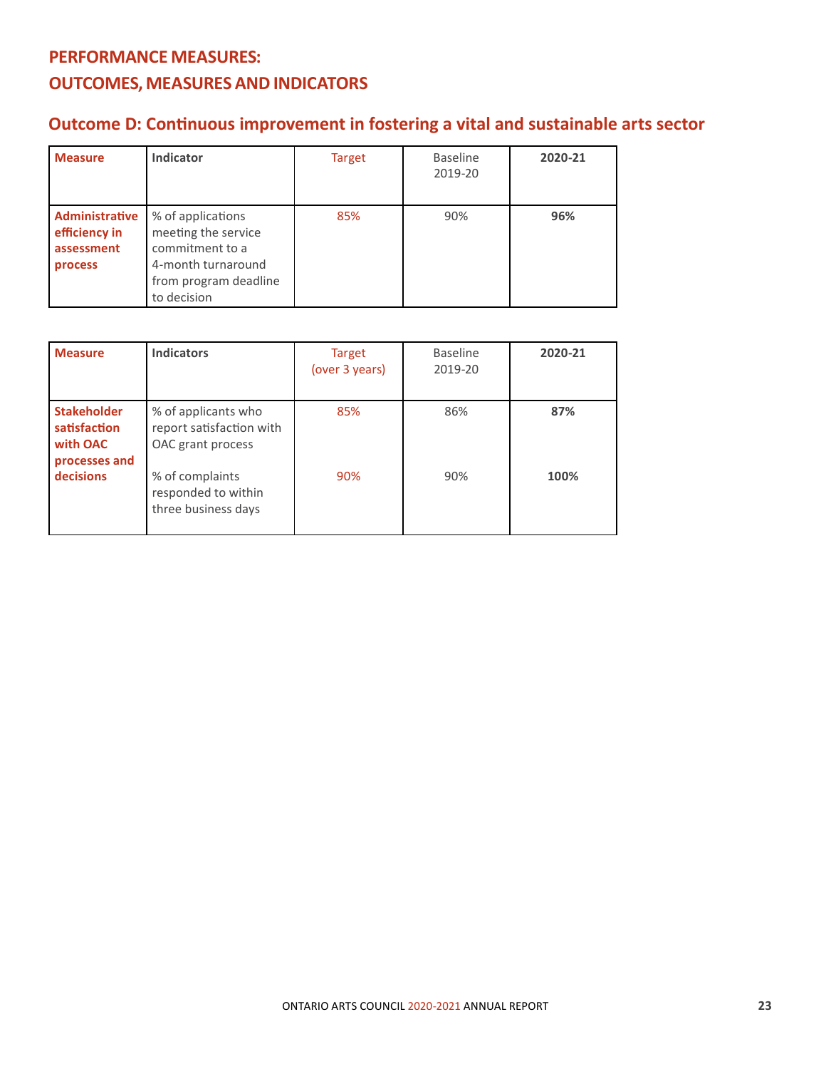## PERFORMANCE MEASURES: OUTCOMES, MEASURES AND INDICATORS

### Outcome D: Continuous improvement in fostering a vital and sustainable arts sector

| Measure | Indicator | Target | Baseline 2019-20 | 2020-21 |
|---|---|---|---|---|
| **Administrative efficiency in assessment process** | % of applications meeting the service commitment to a 4-month turnaround from program deadline to decision | 85% | 90% | **96%** |

| Measure | Indicators | Target (over 3 years) | Baseline 2019-20 | 2020-21 |
|---|---|---|---|---|
| **Stakeholder satisfaction with OAC processes and decisions** | % of applicants who report satisfaction with OAC grant process | 85% | 86% | **87%** |
| | % of complaints responded to within three business days | 90% | 90% | **100%** |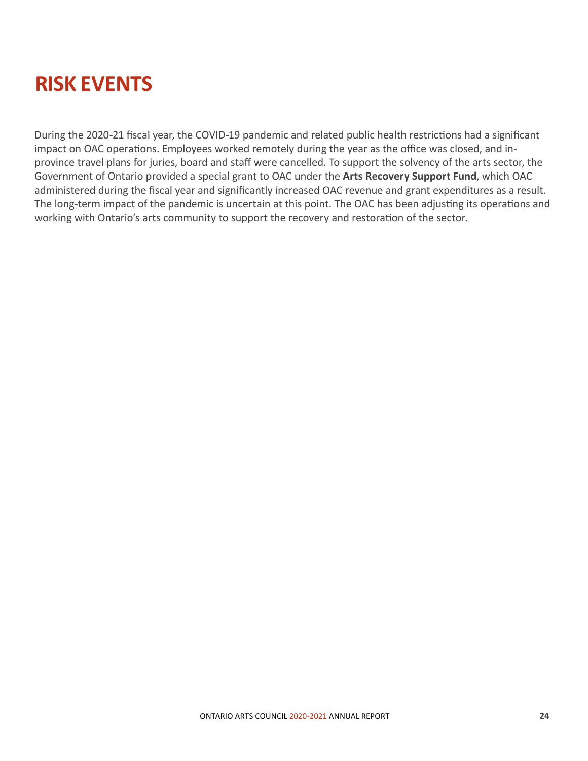# RISK EVENTS

During the 2020-21 fiscal year, the COVID-19 pandemic and related public health restrictions had a significant impact on OAC operations. Employees worked remotely during the year as the office was closed, and in-province travel plans for juries, board and staff were cancelled. To support the solvency of the arts sector, the Government of Ontario provided a special grant to OAC under the **Arts Recovery Support Fund**, which OAC administered during the fiscal year and significantly increased OAC revenue and grant expenditures as a result. The long-term impact of the pandemic is uncertain at this point. The OAC has been adjusting its operations and working with Ontario's arts community to support the recovery and restoration of the sector.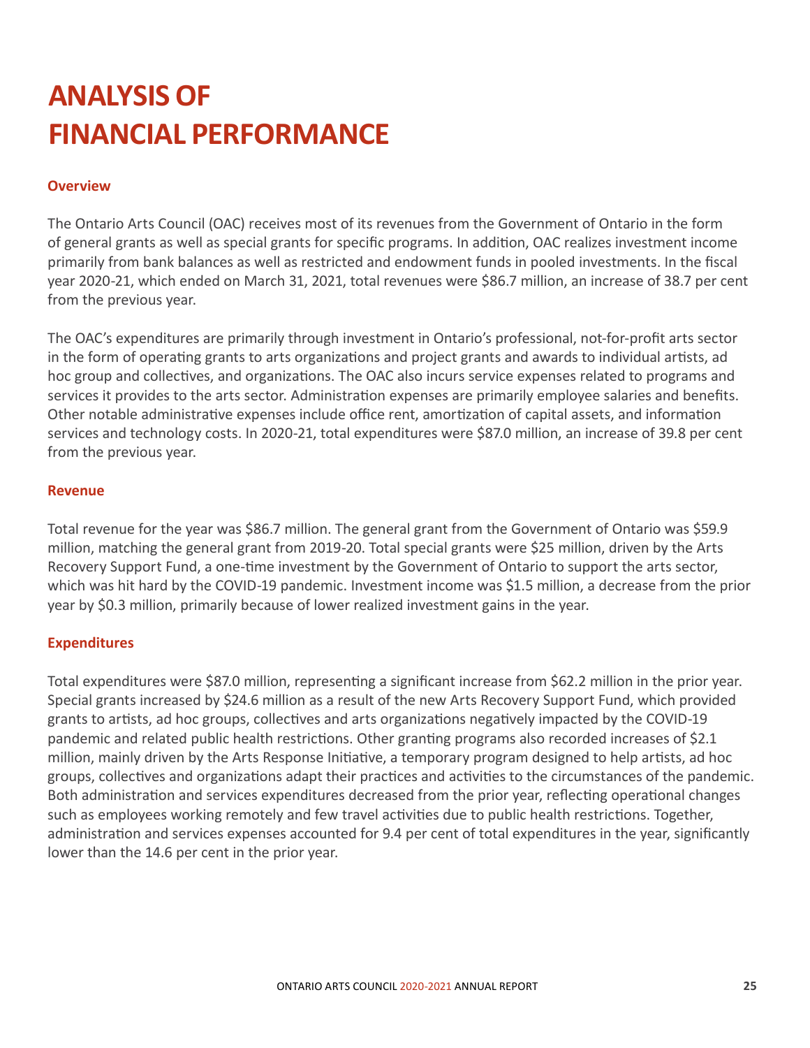# ANALYSIS OF FINANCIAL PERFORMANCE

## Overview

The Ontario Arts Council (OAC) receives most of its revenues from the Government of Ontario in the form of general grants as well as special grants for specific programs. In addition, OAC realizes investment income primarily from bank balances as well as restricted and endowment funds in pooled investments. In the fiscal year 2020-21, which ended on March 31, 2021, total revenues were $86.7 million, an increase of 38.7 per cent from the previous year.

The OAC's expenditures are primarily through investment in Ontario's professional, not-for-profit arts sector in the form of operating grants to arts organizations and project grants and awards to individual artists, ad hoc group and collectives, and organizations. The OAC also incurs service expenses related to programs and services it provides to the arts sector. Administration expenses are primarily employee salaries and benefits. Other notable administrative expenses include office rent, amortization of capital assets, and information services and technology costs. In 2020-21, total expenditures were $87.0 million, an increase of 39.8 per cent from the previous year.

## Revenue

Total revenue for the year was $86.7 million. The general grant from the Government of Ontario was $59.9 million, matching the general grant from 2019-20. Total special grants were $25 million, driven by the Arts Recovery Support Fund, a one-time investment by the Government of Ontario to support the arts sector, which was hit hard by the COVID-19 pandemic. Investment income was $1.5 million, a decrease from the prior year by $0.3 million, primarily because of lower realized investment gains in the year.

## Expenditures

Total expenditures were $87.0 million, representing a significant increase from $62.2 million in the prior year. Special grants increased by $24.6 million as a result of the new Arts Recovery Support Fund, which provided grants to artists, ad hoc groups, collectives and arts organizations negatively impacted by the COVID-19 pandemic and related public health restrictions. Other granting programs also recorded increases of $2.1 million, mainly driven by the Arts Response Initiative, a temporary program designed to help artists, ad hoc groups, collectives and organizations adapt their practices and activities to the circumstances of the pandemic. Both administration and services expenditures decreased from the prior year, reflecting operational changes such as employees working remotely and few travel activities due to public health restrictions. Together, administration and services expenses accounted for 9.4 per cent of total expenditures in the year, significantly lower than the 14.6 per cent in the prior year.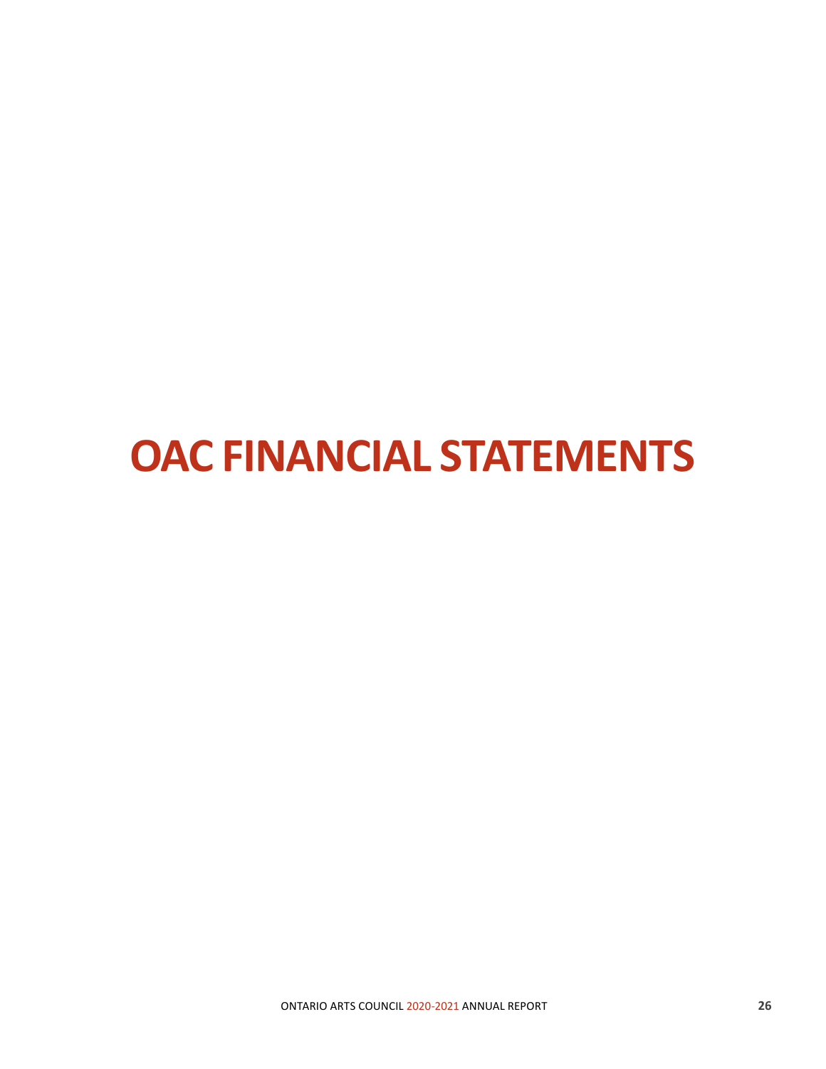# OAC FINANCIAL STATEMENTS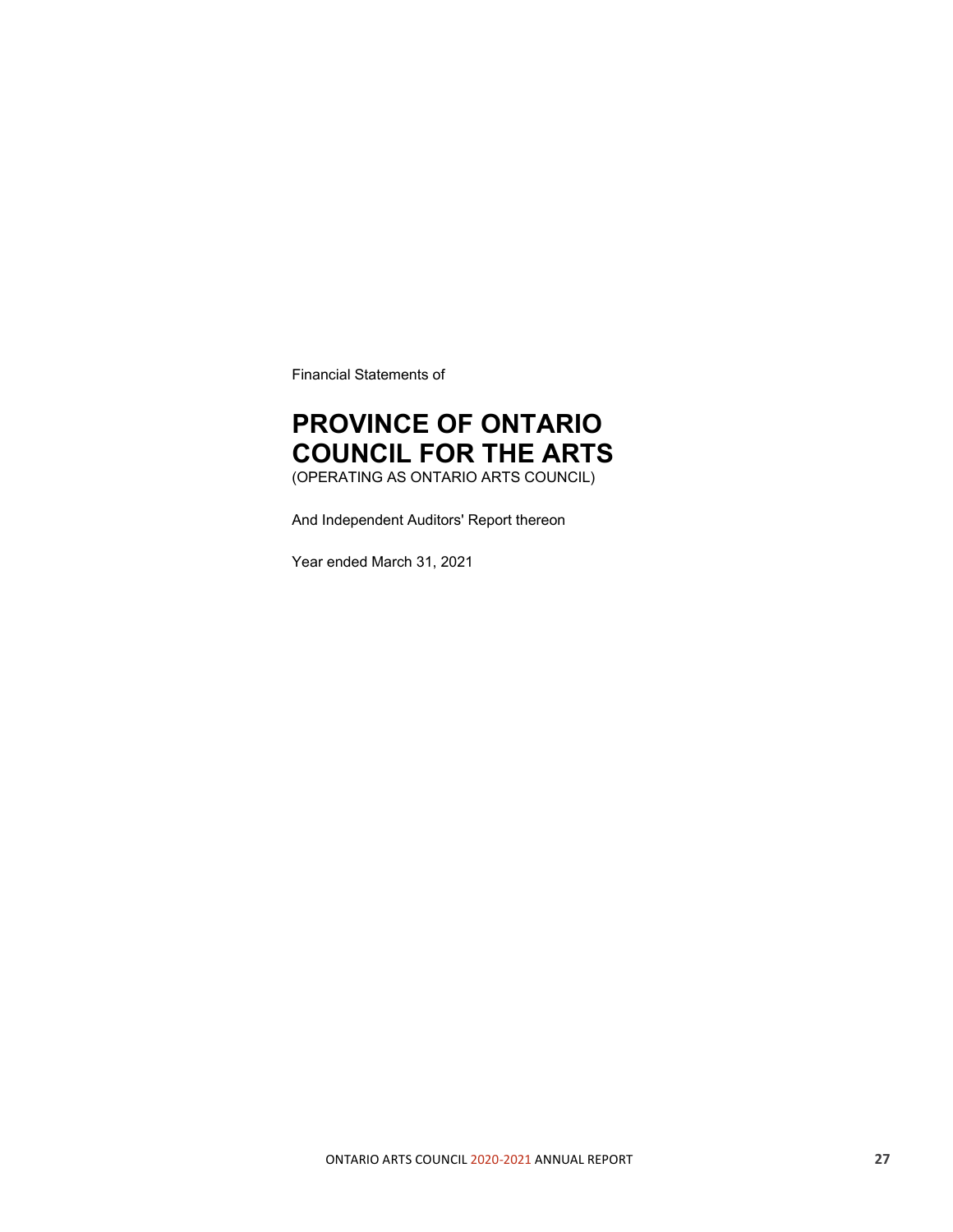Financial Statements of

# PROVINCE OF ONTARIO COUNCIL FOR THE ARTS

(OPERATING AS ONTARIO ARTS COUNCIL)

And Independent Auditors' Report thereon

Year ended March 31, 2021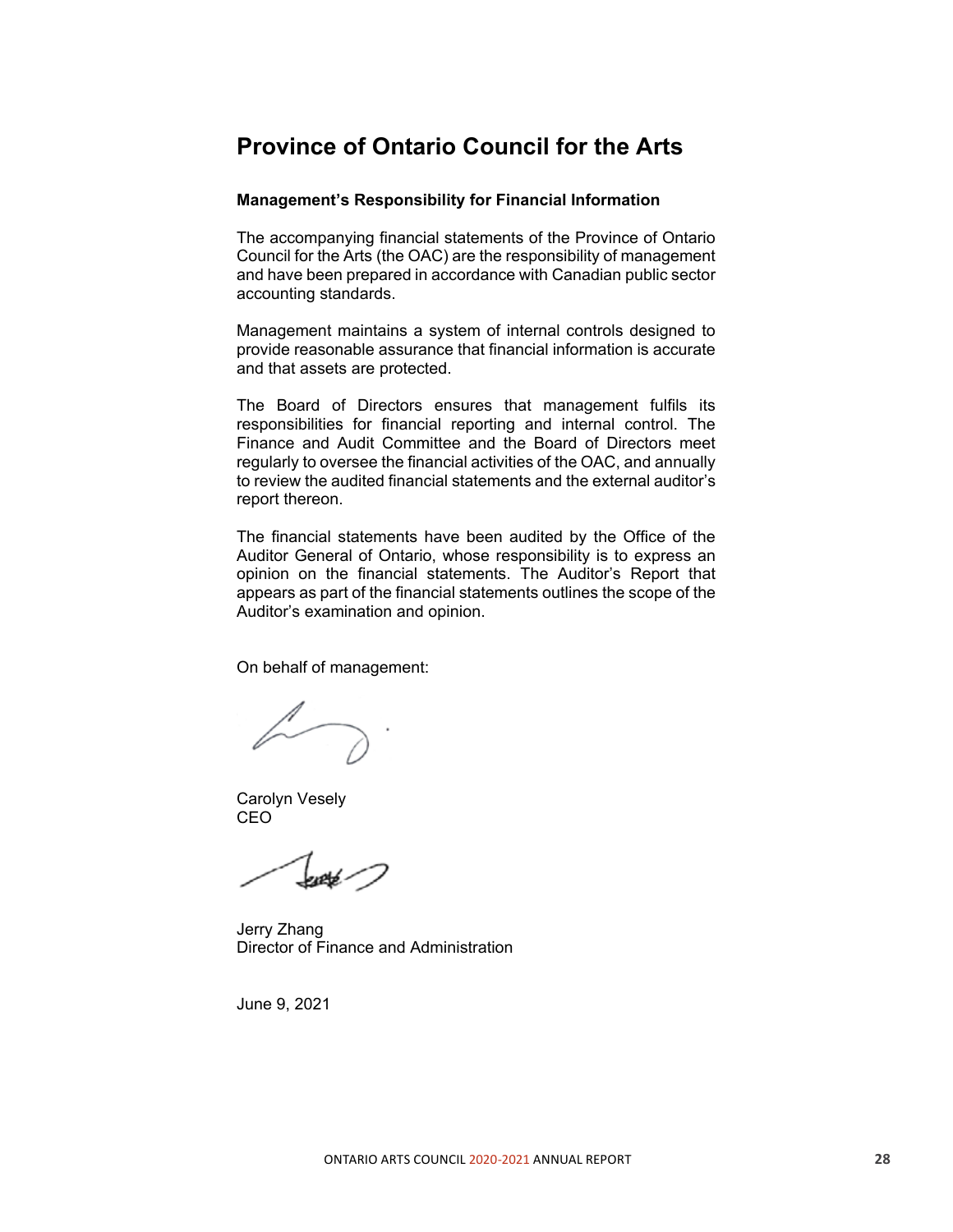# Province of Ontario Council for the Arts

### Management's Responsibility for Financial Information

The accompanying financial statements of the Province of Ontario Council for the Arts (the OAC) are the responsibility of management and have been prepared in accordance with Canadian public sector accounting standards.

Management maintains a system of internal controls designed to provide reasonable assurance that financial information is accurate and that assets are protected.

The Board of Directors ensures that management fulfils its responsibilities for financial reporting and internal control. The Finance and Audit Committee and the Board of Directors meet regularly to oversee the financial activities of the OAC, and annually to review the audited financial statements and the external auditor's report thereon.

The financial statements have been audited by the Office of the Auditor General of Ontario, whose responsibility is to express an opinion on the financial statements. The Auditor's Report that appears as part of the financial statements outlines the scope of the Auditor's examination and opinion.

On behalf of management:

Carolyn Vesely
CEO

Jerry Zhang
Director of Finance and Administration

June 9, 2021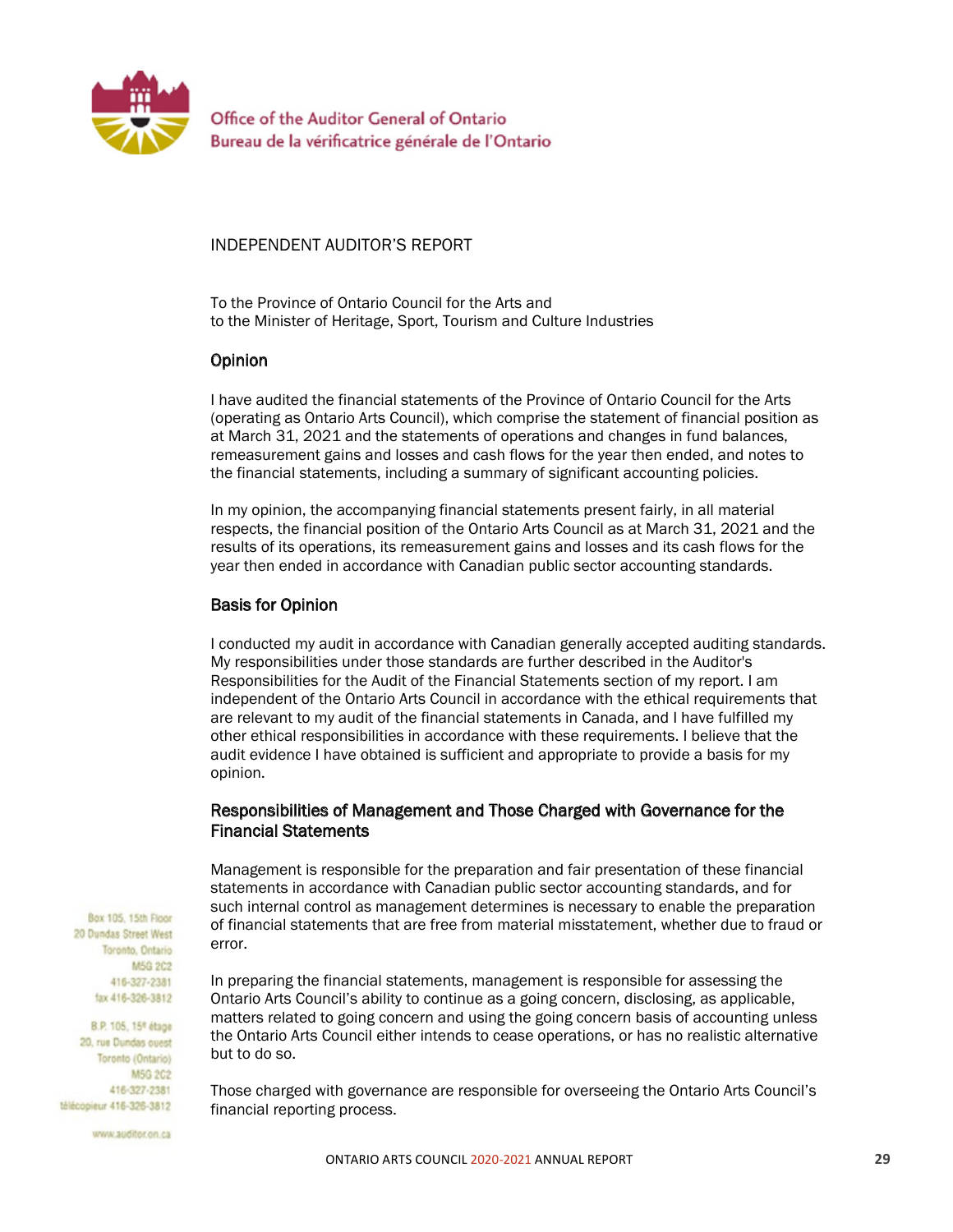Office of the Auditor General of Ontario
Bureau de la vérificatrice générale de l'Ontario

# INDEPENDENT AUDITOR'S REPORT

To the Province of Ontario Council for the Arts and
to the Minister of Heritage, Sport, Tourism and Culture Industries

## Opinion

I have audited the financial statements of the Province of Ontario Council for the Arts (operating as Ontario Arts Council), which comprise the statement of financial position as at March 31, 2021 and the statements of operations and changes in fund balances, remeasurement gains and losses and cash flows for the year then ended, and notes to the financial statements, including a summary of significant accounting policies.

In my opinion, the accompanying financial statements present fairly, in all material respects, the financial position of the Ontario Arts Council as at March 31, 2021 and the results of its operations, its remeasurement gains and losses and its cash flows for the year then ended in accordance with Canadian public sector accounting standards.

## Basis for Opinion

I conducted my audit in accordance with Canadian generally accepted auditing standards. My responsibilities under those standards are further described in the Auditor's Responsibilities for the Audit of the Financial Statements section of my report. I am independent of the Ontario Arts Council in accordance with the ethical requirements that are relevant to my audit of the financial statements in Canada, and I have fulfilled my other ethical responsibilities in accordance with these requirements. I believe that the audit evidence I have obtained is sufficient and appropriate to provide a basis for my opinion.

## Responsibilities of Management and Those Charged with Governance for the Financial Statements

Management is responsible for the preparation and fair presentation of these financial statements in accordance with Canadian public sector accounting standards, and for such internal control as management determines is necessary to enable the preparation of financial statements that are free from material misstatement, whether due to fraud or error.

In preparing the financial statements, management is responsible for assessing the Ontario Arts Council's ability to continue as a going concern, disclosing, as applicable, matters related to going concern and using the going concern basis of accounting unless the Ontario Arts Council either intends to cease operations, or has no realistic alternative but to do so.

Those charged with governance are responsible for overseeing the Ontario Arts Council's financial reporting process.

Box 105, 15th Floor
20 Dundas Street West
Toronto, Ontario
M5G 2C2
416-327-2381
fax 416-326-3812

B.P. 105, 15e étage
20, rue Dundas ouest
Toronto (Ontario)
M5G 2C2
416-327-2381
télécopieur 416-326-3812

www.auditor.on.ca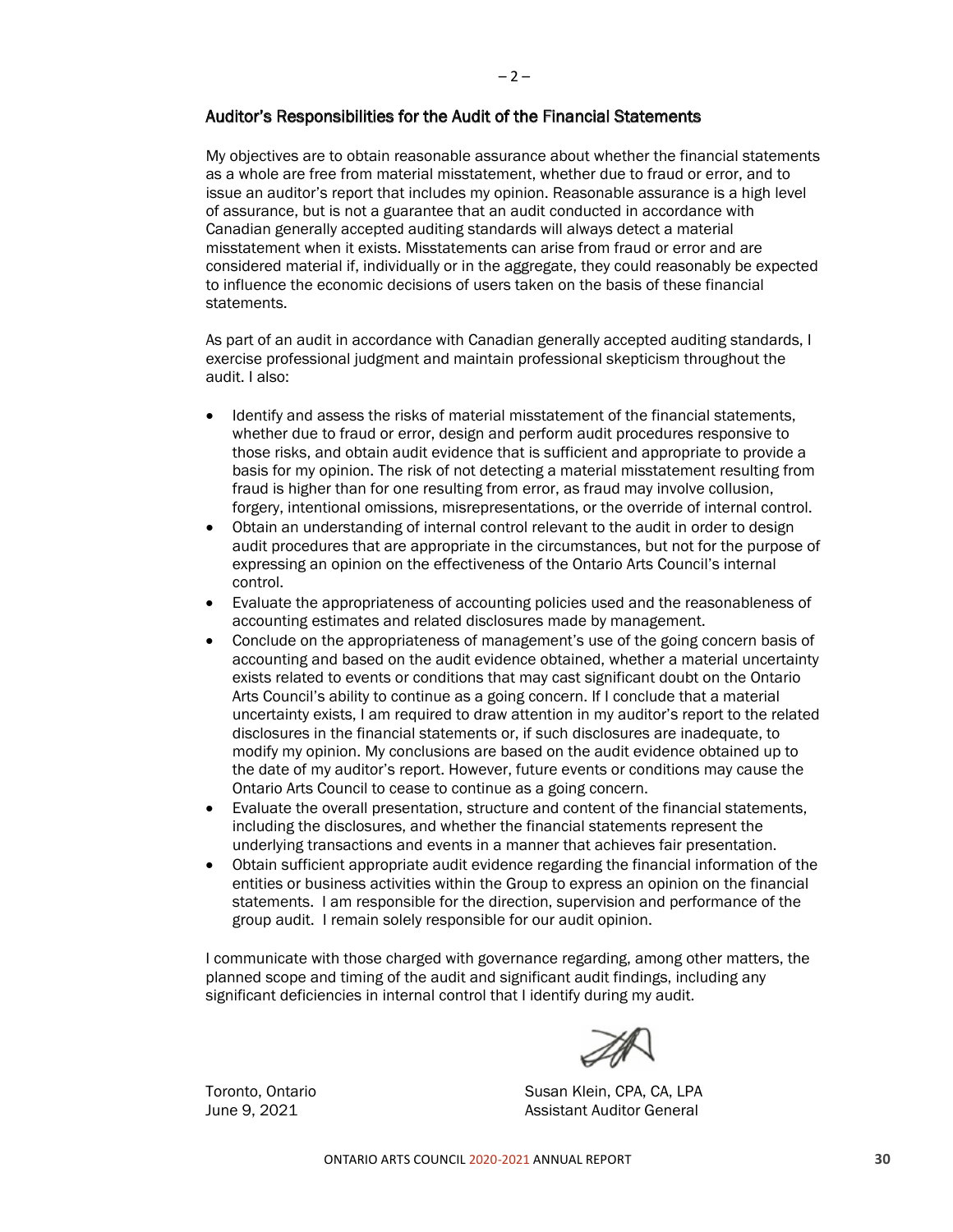## Auditor's Responsibilities for the Audit of the Financial Statements

My objectives are to obtain reasonable assurance about whether the financial statements as a whole are free from material misstatement, whether due to fraud or error, and to issue an auditor's report that includes my opinion. Reasonable assurance is a high level of assurance, but is not a guarantee that an audit conducted in accordance with Canadian generally accepted auditing standards will always detect a material misstatement when it exists. Misstatements can arise from fraud or error and are considered material if, individually or in the aggregate, they could reasonably be expected to influence the economic decisions of users taken on the basis of these financial statements.

As part of an audit in accordance with Canadian generally accepted auditing standards, I exercise professional judgment and maintain professional skepticism throughout the audit. I also:

- Identify and assess the risks of material misstatement of the financial statements, whether due to fraud or error, design and perform audit procedures responsive to those risks, and obtain audit evidence that is sufficient and appropriate to provide a basis for my opinion. The risk of not detecting a material misstatement resulting from fraud is higher than for one resulting from error, as fraud may involve collusion, forgery, intentional omissions, misrepresentations, or the override of internal control.
- Obtain an understanding of internal control relevant to the audit in order to design audit procedures that are appropriate in the circumstances, but not for the purpose of expressing an opinion on the effectiveness of the Ontario Arts Council's internal control.
- Evaluate the appropriateness of accounting policies used and the reasonableness of accounting estimates and related disclosures made by management.
- Conclude on the appropriateness of management's use of the going concern basis of accounting and based on the audit evidence obtained, whether a material uncertainty exists related to events or conditions that may cast significant doubt on the Ontario Arts Council's ability to continue as a going concern. If I conclude that a material uncertainty exists, I am required to draw attention in my auditor's report to the related disclosures in the financial statements or, if such disclosures are inadequate, to modify my opinion. My conclusions are based on the audit evidence obtained up to the date of my auditor's report. However, future events or conditions may cause the Ontario Arts Council to cease to continue as a going concern.
- Evaluate the overall presentation, structure and content of the financial statements, including the disclosures, and whether the financial statements represent the underlying transactions and events in a manner that achieves fair presentation.
- Obtain sufficient appropriate audit evidence regarding the financial information of the entities or business activities within the Group to express an opinion on the financial statements. I am responsible for the direction, supervision and performance of the group audit. I remain solely responsible for our audit opinion.

I communicate with those charged with governance regarding, among other matters, the planned scope and timing of the audit and significant audit findings, including any significant deficiencies in internal control that I identify during my audit.

Toronto, Ontario
June 9, 2021

Susan Klein, CPA, CA, LPA
Assistant Auditor General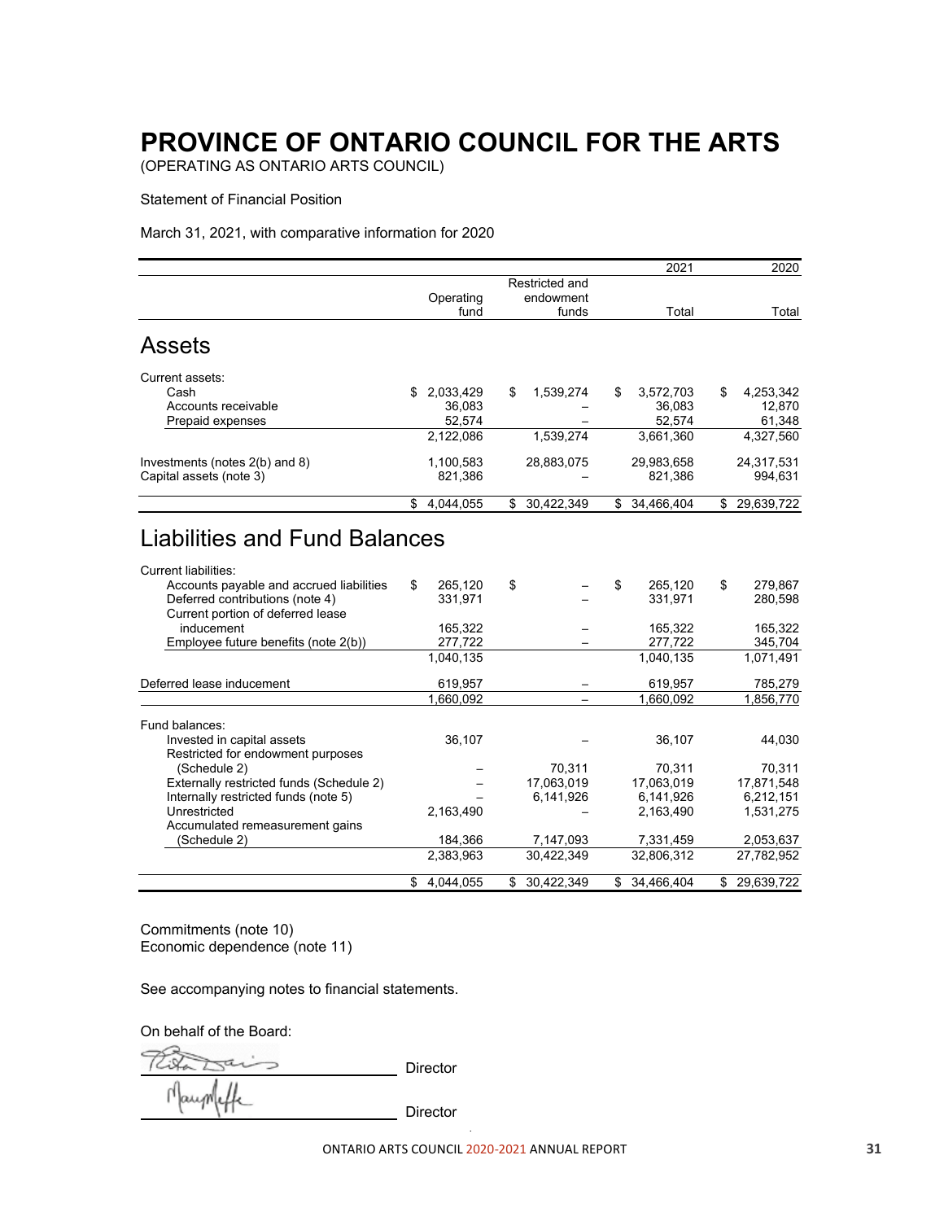# PROVINCE OF ONTARIO COUNCIL FOR THE ARTS

(OPERATING AS ONTARIO ARTS COUNCIL)

Statement of Financial Position

March 31, 2021, with comparative information for 2020

| | Operating fund | Restricted and endowment funds | 2021 Total | 2020 Total |
|---|---|---|---|---|
| **Assets** | | | | |
| Current assets: | | | | |
| Cash | $ 2,033,429 | $ 1,539,274 | $ 3,572,703 | $ 4,253,342 |
| Accounts receivable | 36,083 | – | 36,083 | 12,870 |
| Prepaid expenses | 52,574 | – | 52,574 | 61,348 |
| | 2,122,086 | 1,539,274 | 3,661,360 | 4,327,560 |
| Investments (notes 2(b) and 8) | 1,100,583 | 28,883,075 | 29,983,658 | 24,317,531 |
| Capital assets (note 3) | 821,386 | – | 821,386 | 994,631 |
| | $ 4,044,055 | $ 30,422,349 | $ 34,466,404 | $ 29,639,722 |
| **Liabilities and Fund Balances** | | | | |
| Current liabilities: | | | | |
| Accounts payable and accrued liabilities | $ 265,120 | $ – | $ 265,120 | $ 279,867 |
| Deferred contributions (note 4) | 331,971 | – | 331,971 | 280,598 |
| Current portion of deferred lease inducement | 165,322 | – | 165,322 | 165,322 |
| Employee future benefits (note 2(b)) | 277,722 | – | 277,722 | 345,704 |
| | 1,040,135 | | 1,040,135 | 1,071,491 |
| Deferred lease inducement | 619,957 | – | 619,957 | 785,279 |
| | 1,660,092 | – | 1,660,092 | 1,856,770 |
| Fund balances: | | | | |
| Invested in capital assets | 36,107 | – | 36,107 | 44,030 |
| Restricted for endowment purposes (Schedule 2) | – | 70,311 | 70,311 | 70,311 |
| Externally restricted funds (Schedule 2) | – | 17,063,019 | 17,063,019 | 17,871,548 |
| Internally restricted funds (note 5) | – | 6,141,926 | 6,141,926 | 6,212,151 |
| Unrestricted | 2,163,490 | – | 2,163,490 | 1,531,275 |
| Accumulated remeasurement gains (Schedule 2) | 184,366 | 7,147,093 | 7,331,459 | 2,053,637 |
| | 2,383,963 | 30,422,349 | 32,806,312 | 27,782,952 |
| | $ 4,044,055 | $ 30,422,349 | $ 34,466,404 | $ 29,639,722 |

Commitments (note 10)
Economic dependence (note 11)

See accompanying notes to financial statements.

On behalf of the Board:

_______________________ Director

_______________________ Director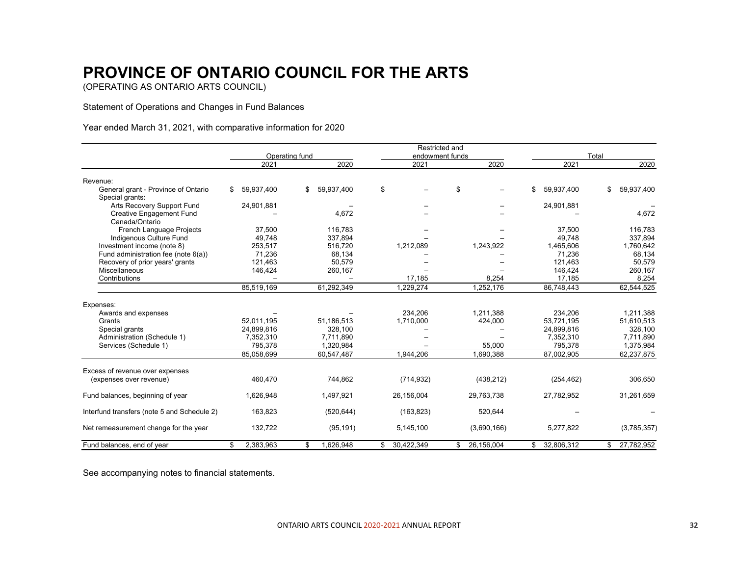# PROVINCE OF ONTARIO COUNCIL FOR THE ARTS

(OPERATING AS ONTARIO ARTS COUNCIL)

Statement of Operations and Changes in Fund Balances

Year ended March 31, 2021, with comparative information for 2020

| | Operating fund | | Restricted and endowment funds | | Total | |
|---|---|---|---|---|---|---|
| | 2021 | 2020 | 2021 | 2020 | 2021 | 2020 |
| Revenue: | | | | | | |
| General grant - Province of Ontario | $ 59,937,400 | $ 59,937,400 | $ – | $ – | $ 59,937,400 | $ 59,937,400 |
| Special grants: | | | | | | |
| Arts Recovery Support Fund | 24,901,881 | – | – | – | 24,901,881 | – |
| Creative Engagement Fund | – | 4,672 | – | – | – | 4,672 |
| Canada/Ontario | | | | | | |
| French Language Projects | 37,500 | 116,783 | – | – | 37,500 | 116,783 |
| Indigenous Culture Fund | 49,748 | 337,894 | – | – | 49,748 | 337,894 |
| Investment income (note 8) | 253,517 | 516,720 | 1,212,089 | 1,243,922 | 1,465,606 | 1,760,642 |
| Fund administration fee (note 6(a)) | 71,236 | 68,134 | – | – | 71,236 | 68,134 |
| Recovery of prior years' grants | 121,463 | 50,579 | – | – | 121,463 | 50,579 |
| Miscellaneous | 146,424 | 260,167 | – | – | 146,424 | 260,167 |
| Contributions | – | – | 17,185 | 8,254 | 17,185 | 8,254 |
| | 85,519,169 | 61,292,349 | 1,229,274 | 1,252,176 | 86,748,443 | 62,544,525 |
| Expenses: | | | | | | |
| Awards and expenses | – | – | 234,206 | 1,211,388 | 234,206 | 1,211,388 |
| Grants | 52,011,195 | 51,186,513 | 1,710,000 | 424,000 | 53,721,195 | 51,610,513 |
| Special grants | 24,899,816 | 328,100 | – | – | 24,899,816 | 328,100 |
| Administration (Schedule 1) | 7,352,310 | 7,711,890 | – | – | 7,352,310 | 7,711,890 |
| Services (Schedule 1) | 795,378 | 1,320,984 | – | 55,000 | 795,378 | 1,375,984 |
| | 85,058,699 | 60,547,487 | 1,944,206 | 1,690,388 | 87,002,905 | 62,237,875 |
| Excess of revenue over expenses (expenses over revenue) | 460,470 | 744,862 | (714,932) | (438,212) | (254,462) | 306,650 |
| Fund balances, beginning of year | 1,626,948 | 1,497,921 | 26,156,004 | 29,763,738 | 27,782,952 | 31,261,659 |
| Interfund transfers (note 5 and Schedule 2) | 163,823 | (520,644) | (163,823) | 520,644 | – | – |
| Net remeasurement change for the year | 132,722 | (95,191) | 5,145,100 | (3,690,166) | 5,277,822 | (3,785,357) |
| Fund balances, end of year | $ 2,383,963 | $ 1,626,948 | $ 30,422,349 | $ 26,156,004 | $ 32,806,312 | $ 27,782,952 |

See accompanying notes to financial statements.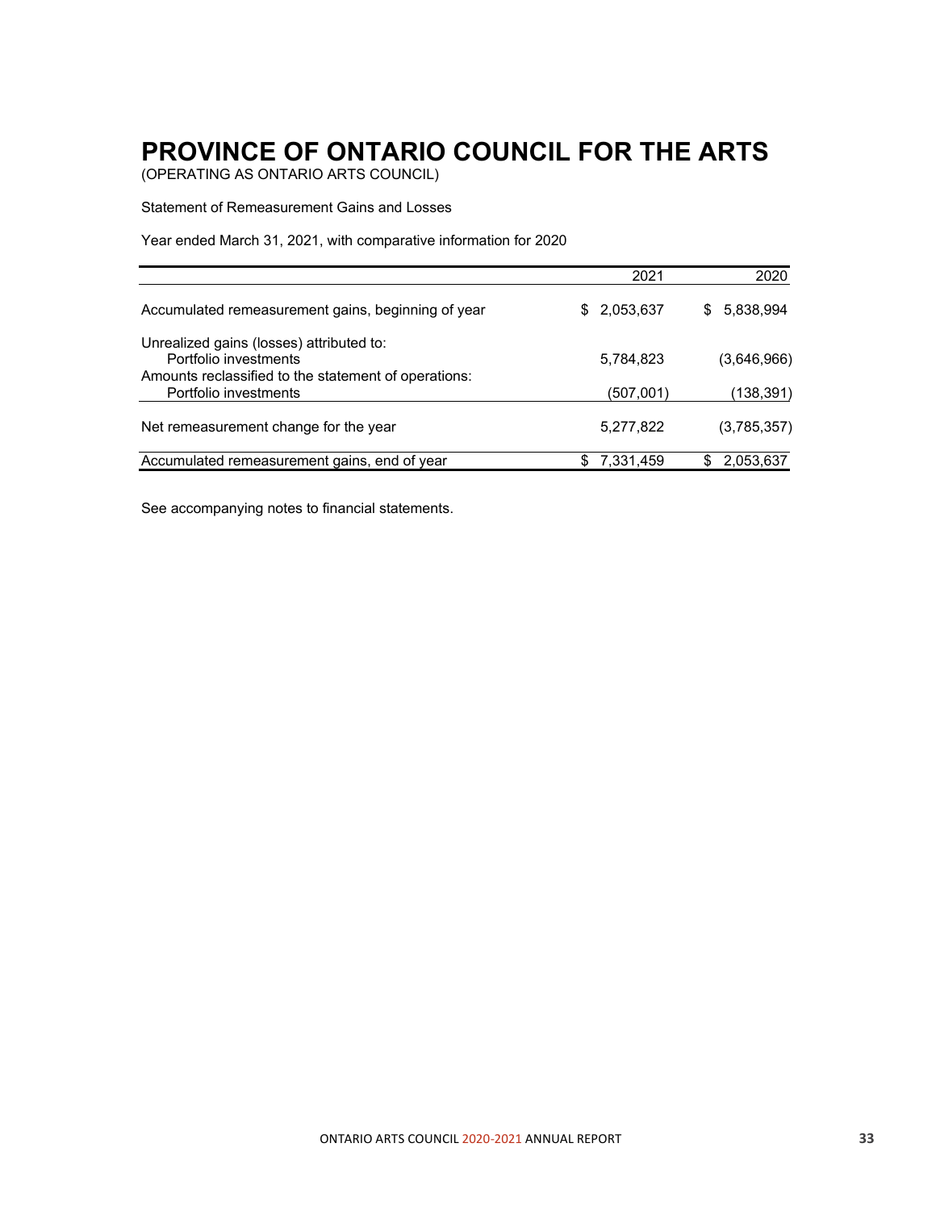# PROVINCE OF ONTARIO COUNCIL FOR THE ARTS

(OPERATING AS ONTARIO ARTS COUNCIL)

Statement of Remeasurement Gains and Losses

Year ended March 31, 2021, with comparative information for 2020

| | 2021 | 2020 |
|---|---|---|
| Accumulated remeasurement gains, beginning of year | $ 2,053,637 | $ 5,838,994 |
| Unrealized gains (losses) attributed to: | | |
| Portfolio investments | 5,784,823 | (3,646,966) |
| Amounts reclassified to the statement of operations: | | |
| Portfolio investments | (507,001) | (138,391) |
| Net remeasurement change for the year | 5,277,822 | (3,785,357) |
| Accumulated remeasurement gains, end of year | $ 7,331,459 | $ 2,053,637 |

See accompanying notes to financial statements.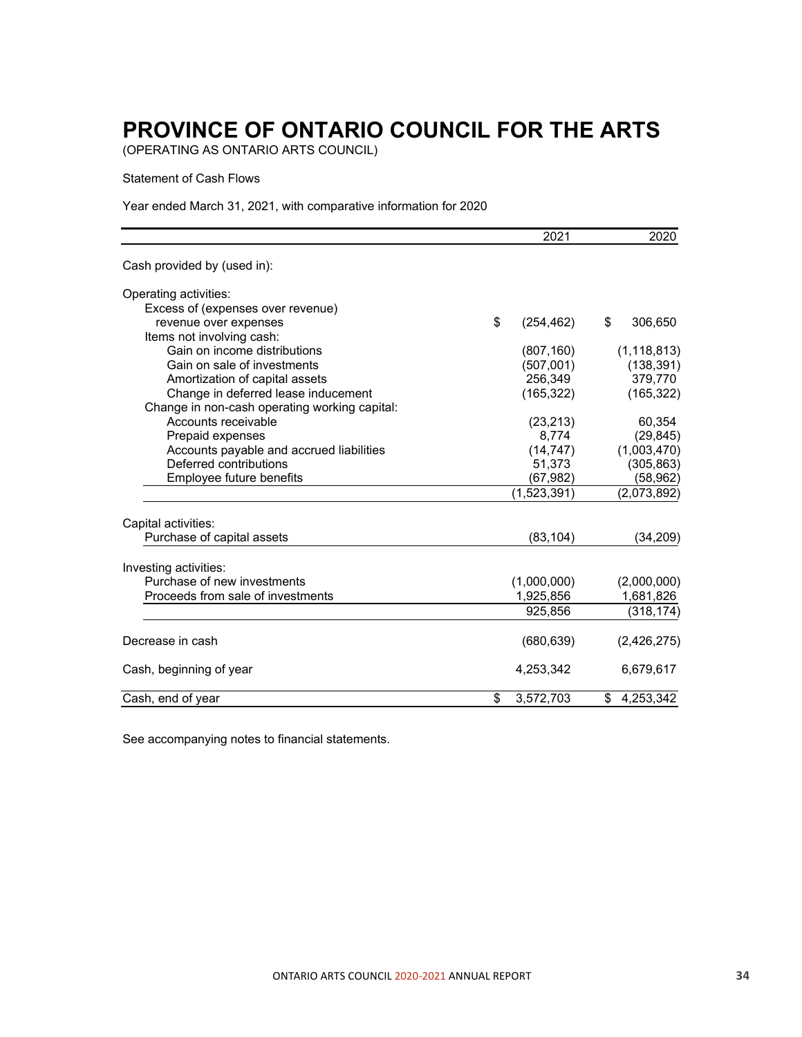# PROVINCE OF ONTARIO COUNCIL FOR THE ARTS

(OPERATING AS ONTARIO ARTS COUNCIL)

Statement of Cash Flows

Year ended March 31, 2021, with comparative information for 2020

| | 2021 | 2020 |
|---|---|---|
| Cash provided by (used in): | | |
| Operating activities: | | |
| Excess of (expenses over revenue) revenue over expenses | $ (254,462) | $ 306,650 |
| Items not involving cash: | | |
| Gain on income distributions | (807,160) | (1,118,813) |
| Gain on sale of investments | (507,001) | (138,391) |
| Amortization of capital assets | 256,349 | 379,770 |
| Change in deferred lease inducement | (165,322) | (165,322) |
| Change in non-cash operating working capital: | | |
| Accounts receivable | (23,213) | 60,354 |
| Prepaid expenses | 8,774 | (29,845) |
| Accounts payable and accrued liabilities | (14,747) | (1,003,470) |
| Deferred contributions | 51,373 | (305,863) |
| Employee future benefits | (67,982) | (58,962) |
| | (1,523,391) | (2,073,892) |
| Capital activities: | | |
| Purchase of capital assets | (83,104) | (34,209) |
| Investing activities: | | |
| Purchase of new investments | (1,000,000) | (2,000,000) |
| Proceeds from sale of investments | 1,925,856 | 1,681,826 |
| | 925,856 | (318,174) |
| Decrease in cash | (680,639) | (2,426,275) |
| Cash, beginning of year | 4,253,342 | 6,679,617 |
| Cash, end of year | $ 3,572,703 | $ 4,253,342 |

See accompanying notes to financial statements.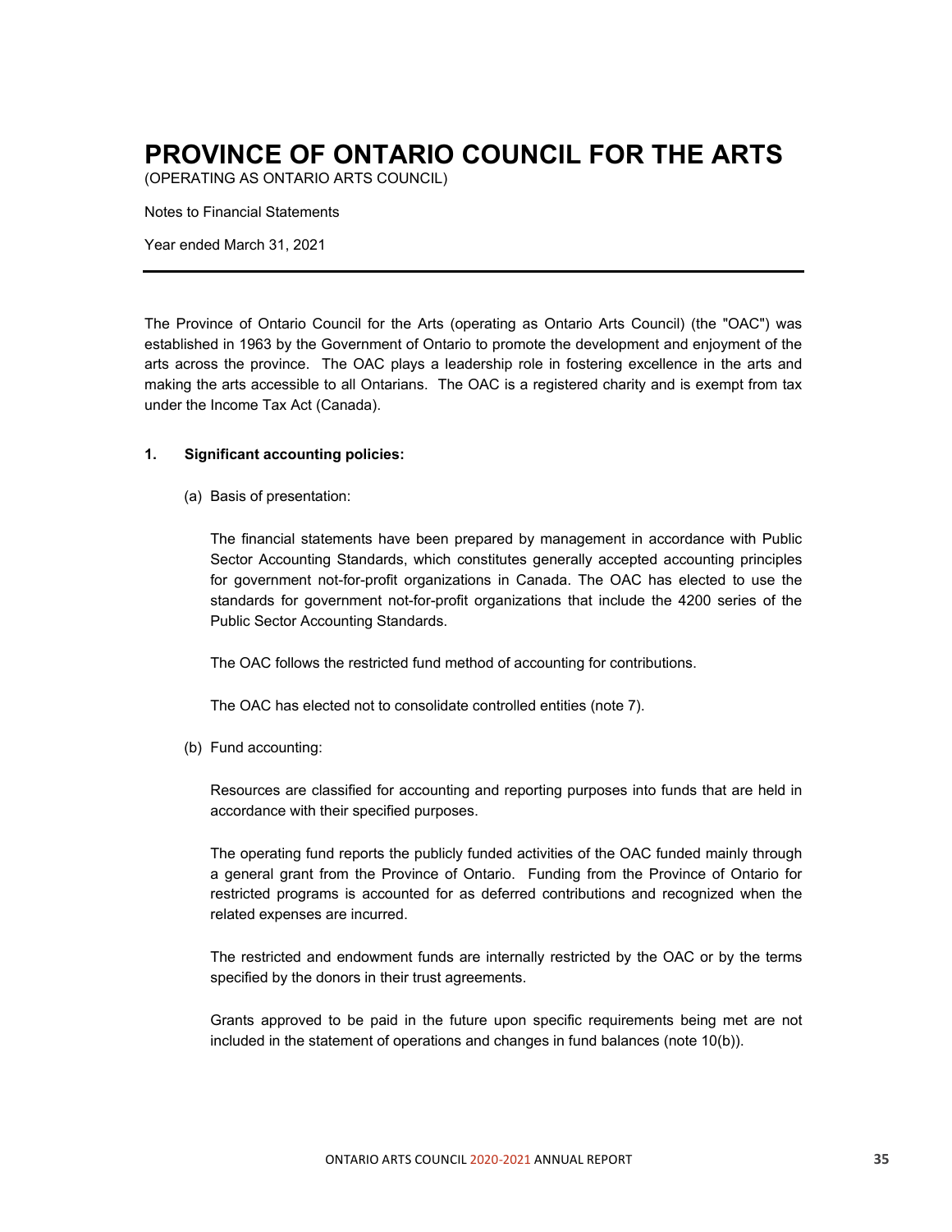# PROVINCE OF ONTARIO COUNCIL FOR THE ARTS

(OPERATING AS ONTARIO ARTS COUNCIL)

Notes to Financial Statements

Year ended March 31, 2021

---

The Province of Ontario Council for the Arts (operating as Ontario Arts Council) (the "OAC") was established in 1963 by the Government of Ontario to promote the development and enjoyment of the arts across the province. The OAC plays a leadership role in fostering excellence in the arts and making the arts accessible to all Ontarians. The OAC is a registered charity and is exempt from tax under the Income Tax Act (Canada).

**1. Significant accounting policies:**

(a) Basis of presentation:

The financial statements have been prepared by management in accordance with Public Sector Accounting Standards, which constitutes generally accepted accounting principles for government not-for-profit organizations in Canada. The OAC has elected to use the standards for government not-for-profit organizations that include the 4200 series of the Public Sector Accounting Standards.

The OAC follows the restricted fund method of accounting for contributions.

The OAC has elected not to consolidate controlled entities (note 7).

(b) Fund accounting:

Resources are classified for accounting and reporting purposes into funds that are held in accordance with their specified purposes.

The operating fund reports the publicly funded activities of the OAC funded mainly through a general grant from the Province of Ontario. Funding from the Province of Ontario for restricted programs is accounted for as deferred contributions and recognized when the related expenses are incurred.

The restricted and endowment funds are internally restricted by the OAC or by the terms specified by the donors in their trust agreements.

Grants approved to be paid in the future upon specific requirements being met are not included in the statement of operations and changes in fund balances (note 10(b)).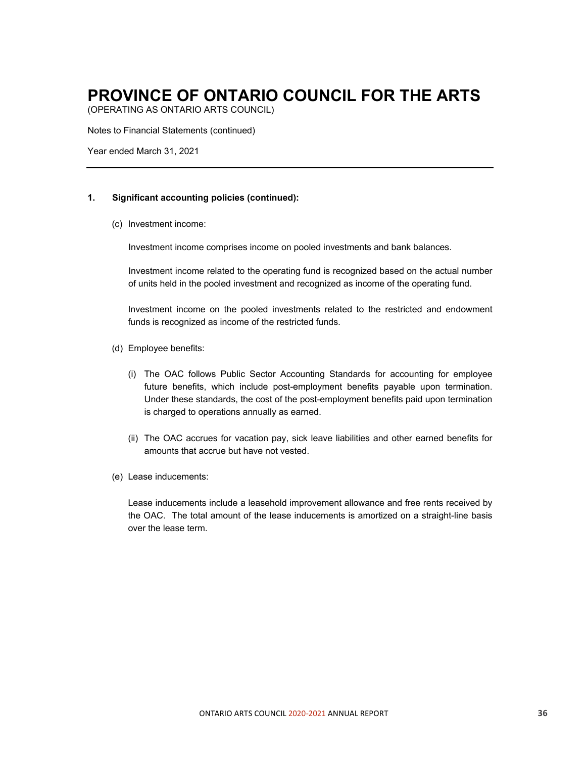# PROVINCE OF ONTARIO COUNCIL FOR THE ARTS

(OPERATING AS ONTARIO ARTS COUNCIL)

Notes to Financial Statements (continued)

Year ended March 31, 2021

---

**1. Significant accounting policies (continued):**

(c) Investment income:

Investment income comprises income on pooled investments and bank balances.

Investment income related to the operating fund is recognized based on the actual number of units held in the pooled investment and recognized as income of the operating fund.

Investment income on the pooled investments related to the restricted and endowment funds is recognized as income of the restricted funds.

(d) Employee benefits:

(i) The OAC follows Public Sector Accounting Standards for accounting for employee future benefits, which include post-employment benefits payable upon termination. Under these standards, the cost of the post-employment benefits paid upon termination is charged to operations annually as earned.

(ii) The OAC accrues for vacation pay, sick leave liabilities and other earned benefits for amounts that accrue but have not vested.

(e) Lease inducements:

Lease inducements include a leasehold improvement allowance and free rents received by the OAC. The total amount of the lease inducements is amortized on a straight-line basis over the lease term.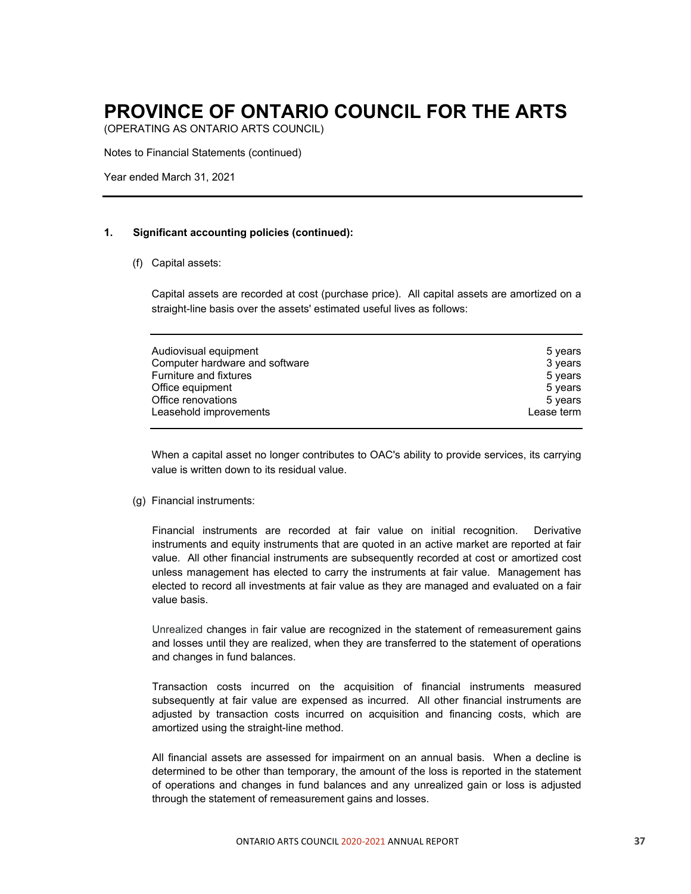# PROVINCE OF ONTARIO COUNCIL FOR THE ARTS

(OPERATING AS ONTARIO ARTS COUNCIL)

Notes to Financial Statements (continued)

Year ended March 31, 2021

**1. Significant accounting policies (continued):**

(f) Capital assets:

Capital assets are recorded at cost (purchase price). All capital assets are amortized on a straight-line basis over the assets' estimated useful lives as follows:

| | |
|---|---|
| Audiovisual equipment | 5 years |
| Computer hardware and software | 3 years |
| Furniture and fixtures | 5 years |
| Office equipment | 5 years |
| Office renovations | 5 years |
| Leasehold improvements | Lease term |

When a capital asset no longer contributes to OAC's ability to provide services, its carrying value is written down to its residual value.

(g) Financial instruments:

Financial instruments are recorded at fair value on initial recognition. Derivative instruments and equity instruments that are quoted in an active market are reported at fair value. All other financial instruments are subsequently recorded at cost or amortized cost unless management has elected to carry the instruments at fair value. Management has elected to record all investments at fair value as they are managed and evaluated on a fair value basis.

Unrealized changes in fair value are recognized in the statement of remeasurement gains and losses until they are realized, when they are transferred to the statement of operations and changes in fund balances.

Transaction costs incurred on the acquisition of financial instruments measured subsequently at fair value are expensed as incurred. All other financial instruments are adjusted by transaction costs incurred on acquisition and financing costs, which are amortized using the straight-line method.

All financial assets are assessed for impairment on an annual basis. When a decline is determined to be other than temporary, the amount of the loss is reported in the statement of operations and changes in fund balances and any unrealized gain or loss is adjusted through the statement of remeasurement gains and losses.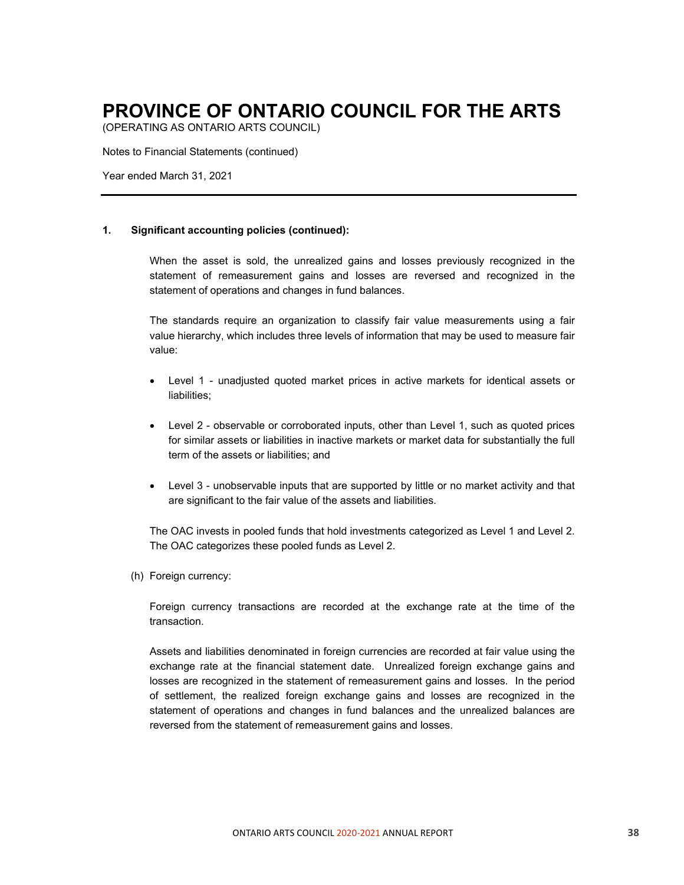# PROVINCE OF ONTARIO COUNCIL FOR THE ARTS

(OPERATING AS ONTARIO ARTS COUNCIL)

Notes to Financial Statements (continued)

Year ended March 31, 2021

**1. Significant accounting policies (continued):**

When the asset is sold, the unrealized gains and losses previously recognized in the statement of remeasurement gains and losses are reversed and recognized in the statement of operations and changes in fund balances.

The standards require an organization to classify fair value measurements using a fair value hierarchy, which includes three levels of information that may be used to measure fair value:

- Level 1 - unadjusted quoted market prices in active markets for identical assets or liabilities;
- Level 2 - observable or corroborated inputs, other than Level 1, such as quoted prices for similar assets or liabilities in inactive markets or market data for substantially the full term of the assets or liabilities; and
- Level 3 - unobservable inputs that are supported by little or no market activity and that are significant to the fair value of the assets and liabilities.

The OAC invests in pooled funds that hold investments categorized as Level 1 and Level 2. The OAC categorizes these pooled funds as Level 2.

(h) Foreign currency:

Foreign currency transactions are recorded at the exchange rate at the time of the transaction.

Assets and liabilities denominated in foreign currencies are recorded at fair value using the exchange rate at the financial statement date. Unrealized foreign exchange gains and losses are recognized in the statement of remeasurement gains and losses. In the period of settlement, the realized foreign exchange gains and losses are recognized in the statement of operations and changes in fund balances and the unrealized balances are reversed from the statement of remeasurement gains and losses.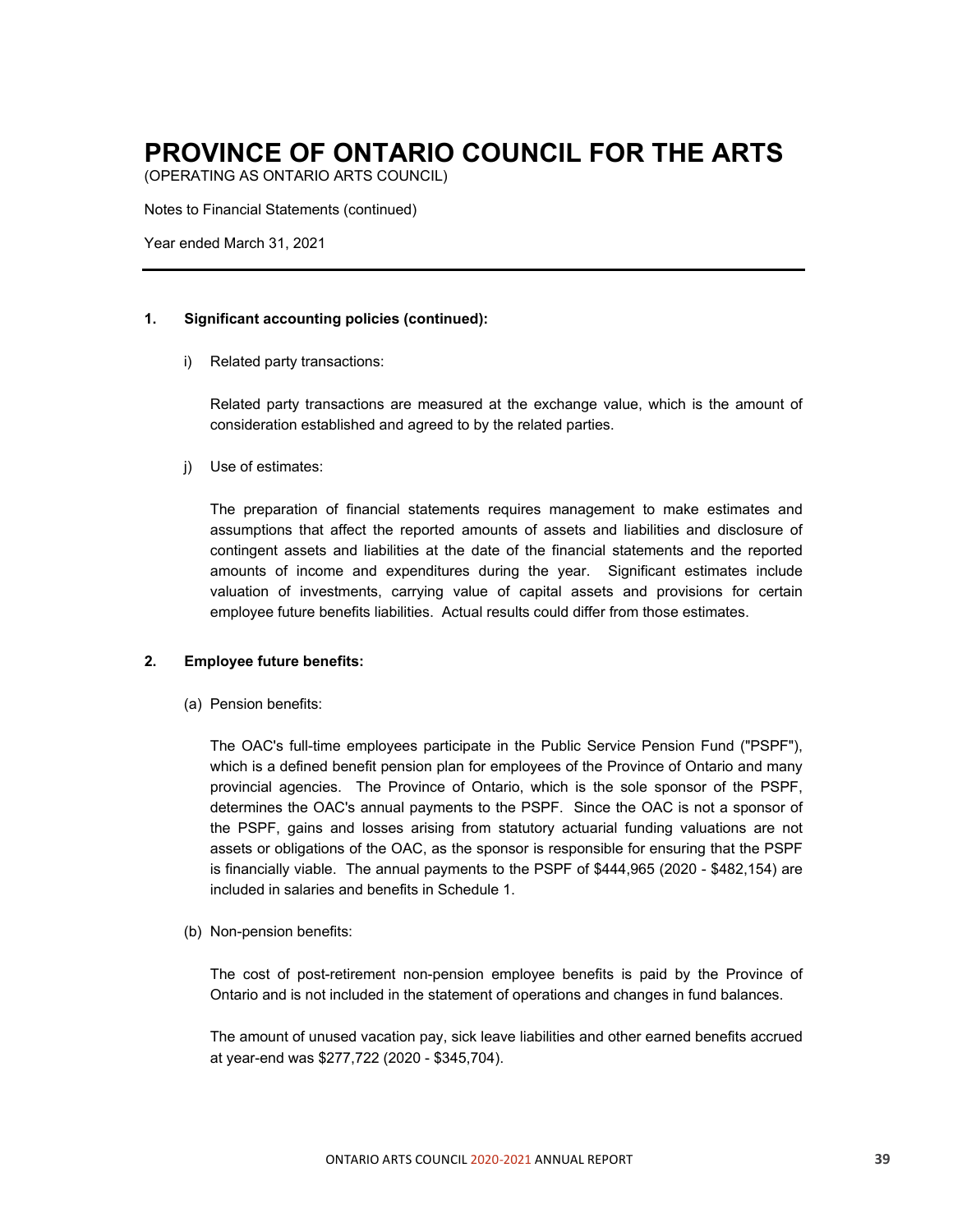# PROVINCE OF ONTARIO COUNCIL FOR THE ARTS

(OPERATING AS ONTARIO ARTS COUNCIL)

Notes to Financial Statements (continued)

Year ended March 31, 2021

**1. Significant accounting policies (continued):**

i) Related party transactions:

Related party transactions are measured at the exchange value, which is the amount of consideration established and agreed to by the related parties.

j) Use of estimates:

The preparation of financial statements requires management to make estimates and assumptions that affect the reported amounts of assets and liabilities and disclosure of contingent assets and liabilities at the date of the financial statements and the reported amounts of income and expenditures during the year. Significant estimates include valuation of investments, carrying value of capital assets and provisions for certain employee future benefits liabilities. Actual results could differ from those estimates.

**2. Employee future benefits:**

(a) Pension benefits:

The OAC's full-time employees participate in the Public Service Pension Fund ("PSPF"), which is a defined benefit pension plan for employees of the Province of Ontario and many provincial agencies. The Province of Ontario, which is the sole sponsor of the PSPF, determines the OAC's annual payments to the PSPF. Since the OAC is not a sponsor of the PSPF, gains and losses arising from statutory actuarial funding valuations are not assets or obligations of the OAC, as the sponsor is responsible for ensuring that the PSPF is financially viable. The annual payments to the PSPF of $444,965 (2020 - $482,154) are included in salaries and benefits in Schedule 1.

(b) Non-pension benefits:

The cost of post-retirement non-pension employee benefits is paid by the Province of Ontario and is not included in the statement of operations and changes in fund balances.

The amount of unused vacation pay, sick leave liabilities and other earned benefits accrued at year-end was $277,722 (2020 - $345,704).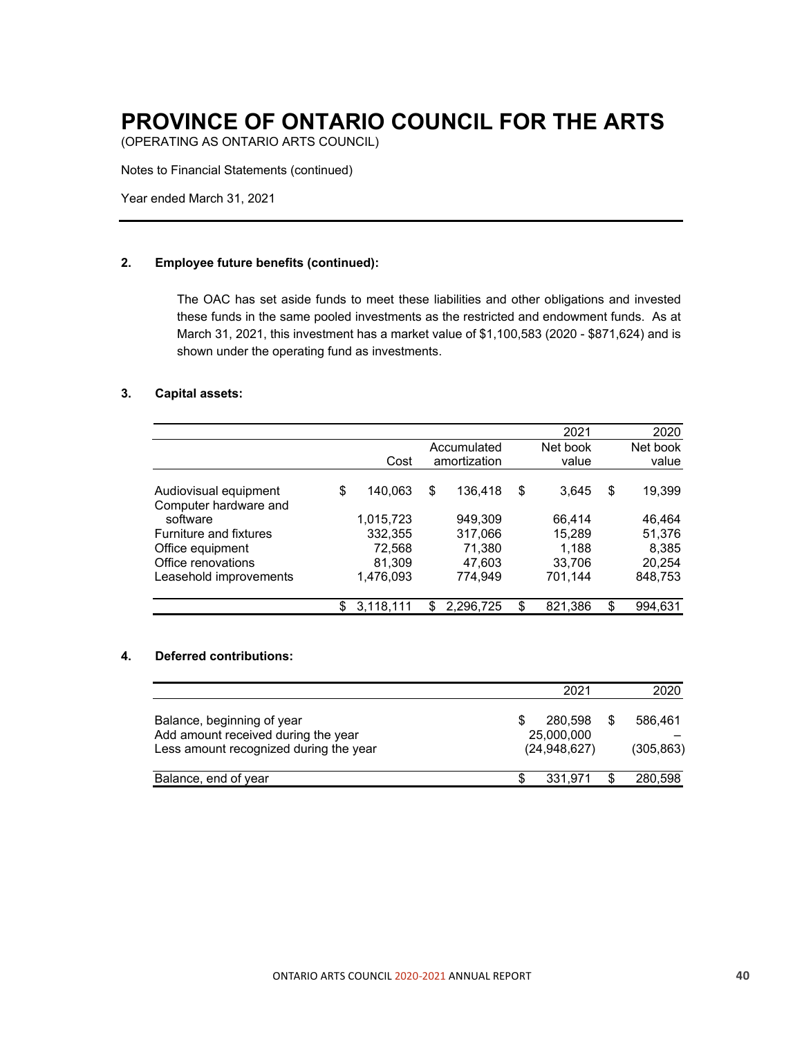# PROVINCE OF ONTARIO COUNCIL FOR THE ARTS

(OPERATING AS ONTARIO ARTS COUNCIL)

Notes to Financial Statements (continued)

Year ended March 31, 2021

**2. Employee future benefits (continued):**

The OAC has set aside funds to meet these liabilities and other obligations and invested these funds in the same pooled investments as the restricted and endowment funds. As at March 31, 2021, this investment has a market value of $1,100,583 (2020 - $871,624) and is shown under the operating fund as investments.

**3. Capital assets:**

| | | | 2021 | 2020 |
|---|---|---|---|---|
| | Cost | Accumulated amortization | Net book value | Net book value |
| Audiovisual equipment | $ 140,063 | $ 136,418 | $ 3,645 | $ 19,399 |
| Computer hardware and software | 1,015,723 | 949,309 | 66,414 | 46,464 |
| Furniture and fixtures | 332,355 | 317,066 | 15,289 | 51,376 |
| Office equipment | 72,568 | 71,380 | 1,188 | 8,385 |
| Office renovations | 81,309 | 47,603 | 33,706 | 20,254 |
| Leasehold improvements | 1,476,093 | 774,949 | 701,144 | 848,753 |
| | $ 3,118,111 | $ 2,296,725 | $ 821,386 | $ 994,631 |

**4. Deferred contributions:**

| | 2021 | 2020 |
|---|---|---|
| Balance, beginning of year | $ 280,598 | $ 586,461 |
| Add amount received during the year | 25,000,000 | – |
| Less amount recognized during the year | (24,948,627) | (305,863) |
| Balance, end of year | $ 331,971 | $ 280,598 |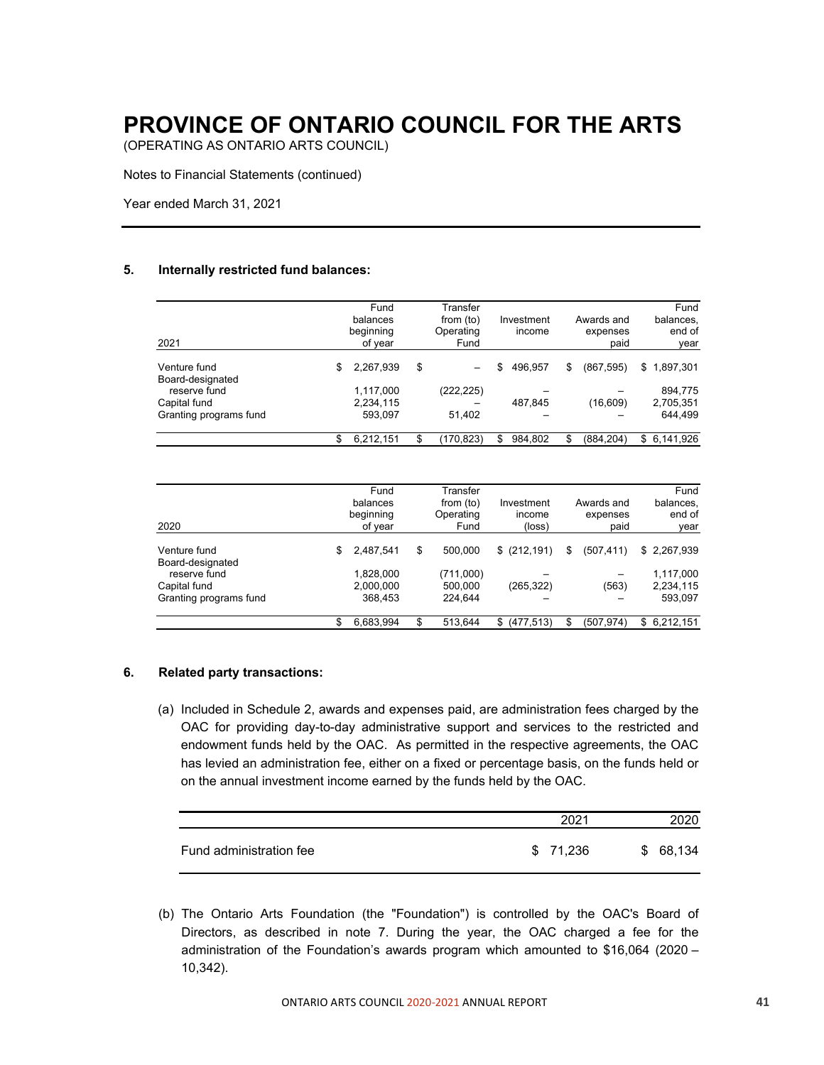# PROVINCE OF ONTARIO COUNCIL FOR THE ARTS

(OPERATING AS ONTARIO ARTS COUNCIL)

Notes to Financial Statements (continued)

Year ended March 31, 2021

---

## 5. Internally restricted fund balances:

| 2021 | Fund balances beginning of year | Transfer from (to) Operating Fund | Investment income | Awards and expenses paid | Fund balances, end of year |
|---|---|---|---|---|---|
| Venture fund | $ 2,267,939 | $ – | $ 496,957 | $ (867,595) | $ 1,897,301 |
| Board-designated reserve fund | 1,117,000 | (222,225) | – | – | 894,775 |
| Capital fund | 2,234,115 | – | 487,845 | (16,609) | 2,705,351 |
| Granting programs fund | 593,097 | 51,402 | – | – | 644,499 |
| | $ 6,212,151 | $ (170,823) | $ 984,802 | $ (884,204) | $ 6,141,926 |

| 2020 | Fund balances beginning of year | Transfer from (to) Operating Fund | Investment income (loss) | Awards and expenses paid | Fund balances, end of year |
|---|---|---|---|---|---|
| Venture fund | $ 2,487,541 | $ 500,000 | $ (212,191) | $ (507,411) | $ 2,267,939 |
| Board-designated reserve fund | 1,828,000 | (711,000) | – | – | 1,117,000 |
| Capital fund | 2,000,000 | 500,000 | (265,322) | (563) | 2,234,115 |
| Granting programs fund | 368,453 | 224,644 | – | – | 593,097 |
| | $ 6,683,994 | $ 513,644 | $ (477,513) | $ (507,974) | $ 6,212,151 |

## 6. Related party transactions:

(a) Included in Schedule 2, awards and expenses paid, are administration fees charged by the OAC for providing day-to-day administrative support and services to the restricted and endowment funds held by the OAC. As permitted in the respective agreements, the OAC has levied an administration fee, either on a fixed or percentage basis, on the funds held or on the annual investment income earned by the funds held by the OAC.

| | 2021 | 2020 |
|---|---|---|
| Fund administration fee | $ 71,236 | $ 68,134 |

(b) The Ontario Arts Foundation (the "Foundation") is controlled by the OAC's Board of Directors, as described in note 7. During the year, the OAC charged a fee for the administration of the Foundation's awards program which amounted to $16,064 (2020 – 10,342).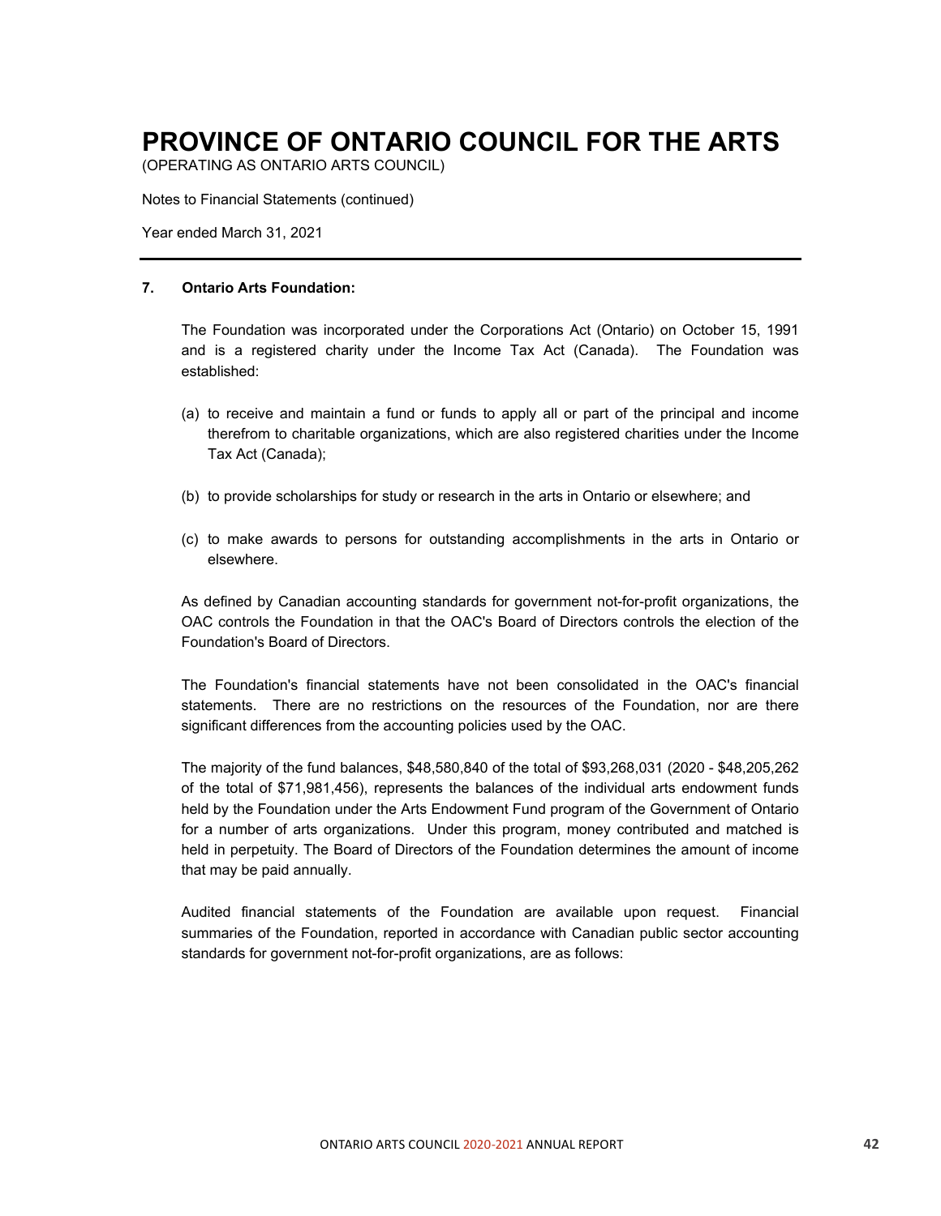# PROVINCE OF ONTARIO COUNCIL FOR THE ARTS

(OPERATING AS ONTARIO ARTS COUNCIL)

Notes to Financial Statements (continued)

Year ended March 31, 2021

---

**7. Ontario Arts Foundation:**

The Foundation was incorporated under the Corporations Act (Ontario) on October 15, 1991 and is a registered charity under the Income Tax Act (Canada). The Foundation was established:

(a) to receive and maintain a fund or funds to apply all or part of the principal and income therefrom to charitable organizations, which are also registered charities under the Income Tax Act (Canada);

(b) to provide scholarships for study or research in the arts in Ontario or elsewhere; and

(c) to make awards to persons for outstanding accomplishments in the arts in Ontario or elsewhere.

As defined by Canadian accounting standards for government not-for-profit organizations, the OAC controls the Foundation in that the OAC's Board of Directors controls the election of the Foundation's Board of Directors.

The Foundation's financial statements have not been consolidated in the OAC's financial statements. There are no restrictions on the resources of the Foundation, nor are there significant differences from the accounting policies used by the OAC.

The majority of the fund balances, $48,580,840 of the total of $93,268,031 (2020 - $48,205,262 of the total of $71,981,456), represents the balances of the individual arts endowment funds held by the Foundation under the Arts Endowment Fund program of the Government of Ontario for a number of arts organizations. Under this program, money contributed and matched is held in perpetuity. The Board of Directors of the Foundation determines the amount of income that may be paid annually.

Audited financial statements of the Foundation are available upon request. Financial summaries of the Foundation, reported in accordance with Canadian public sector accounting standards for government not-for-profit organizations, are as follows: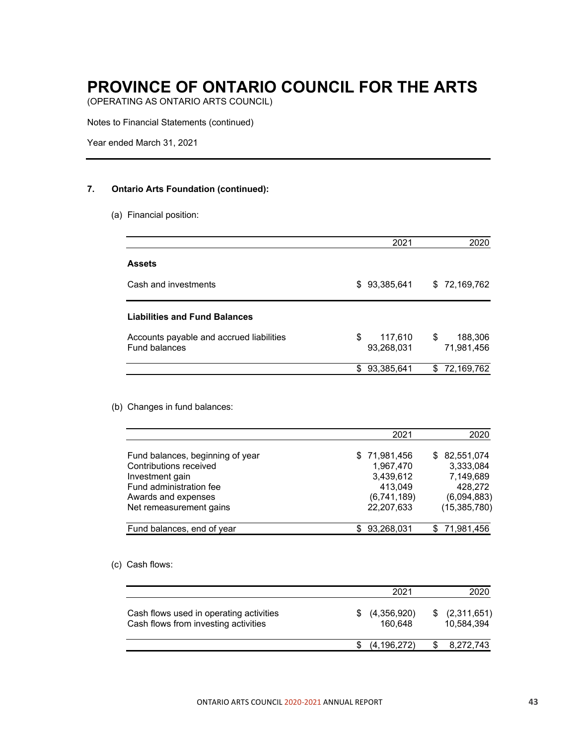# PROVINCE OF ONTARIO COUNCIL FOR THE ARTS

(OPERATING AS ONTARIO ARTS COUNCIL)

Notes to Financial Statements (continued)

Year ended March 31, 2021

**7. Ontario Arts Foundation (continued):**

(a) Financial position:

| | 2021 | 2020 |
|---|---:|---:|
| **Assets** | | |
| Cash and investments | $ 93,385,641 | $ 72,169,762 |
| **Liabilities and Fund Balances** | | |
| Accounts payable and accrued liabilities | $ 117,610 | $ 188,306 |
| Fund balances | 93,268,031 | 71,981,456 |
| | $ 93,385,641 | $ 72,169,762 |

(b) Changes in fund balances:

| | 2021 | 2020 |
|---|---:|---:|
| Fund balances, beginning of year | $ 71,981,456 | $ 82,551,074 |
| Contributions received | 1,967,470 | 3,333,084 |
| Investment gain | 3,439,612 | 7,149,689 |
| Fund administration fee | 413,049 | 428,272 |
| Awards and expenses | (6,741,189) | (6,094,883) |
| Net remeasurement gains | 22,207,633 | (15,385,780) |
| Fund balances, end of year | $ 93,268,031 | $ 71,981,456 |

(c) Cash flows:

| | 2021 | 2020 |
|---|---:|---:|
| Cash flows used in operating activities | $ (4,356,920) | $ (2,311,651) |
| Cash flows from investing activities | 160,648 | 10,584,394 |
| | $ (4,196,272) | $ 8,272,743 |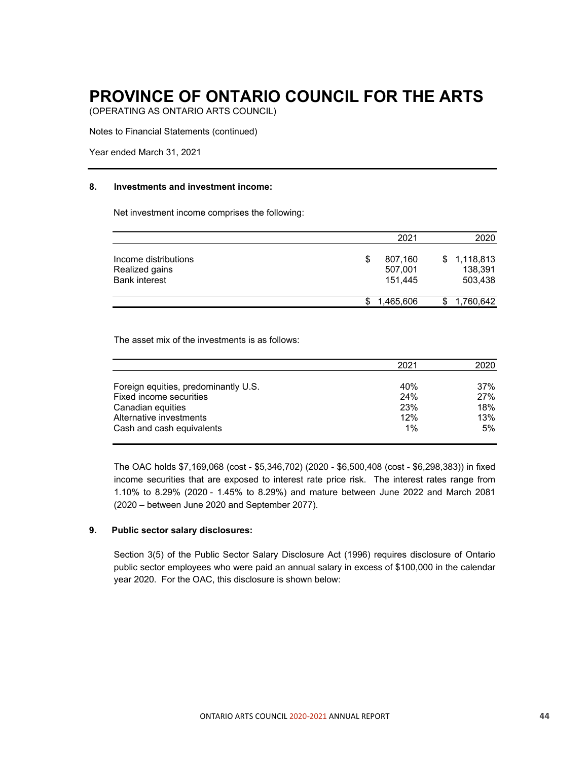# PROVINCE OF ONTARIO COUNCIL FOR THE ARTS

(OPERATING AS ONTARIO ARTS COUNCIL)

Notes to Financial Statements (continued)

Year ended March 31, 2021

## 8. Investments and investment income:

Net investment income comprises the following:

| | 2021 | 2020 |
|---|---|---|
| Income distributions | $ 807,160 | $ 1,118,813 |
| Realized gains | 507,001 | 138,391 |
| Bank interest | 151,445 | 503,438 |
| | $ 1,465,606 | $ 1,760,642 |

The asset mix of the investments is as follows:

| | 2021 | 2020 |
|---|---|---|
| Foreign equities, predominantly U.S. | 40% | 37% |
| Fixed income securities | 24% | 27% |
| Canadian equities | 23% | 18% |
| Alternative investments | 12% | 13% |
| Cash and cash equivalents | 1% | 5% |

The OAC holds $7,169,068 (cost - $5,346,702) (2020 - $6,500,408 (cost - $6,298,383)) in fixed income securities that are exposed to interest rate price risk. The interest rates range from 1.10% to 8.29% (2020 - 1.45% to 8.29%) and mature between June 2022 and March 2081 (2020 – between June 2020 and September 2077).

## 9. Public sector salary disclosures:

Section 3(5) of the Public Sector Salary Disclosure Act (1996) requires disclosure of Ontario public sector employees who were paid an annual salary in excess of $100,000 in the calendar year 2020. For the OAC, this disclosure is shown below: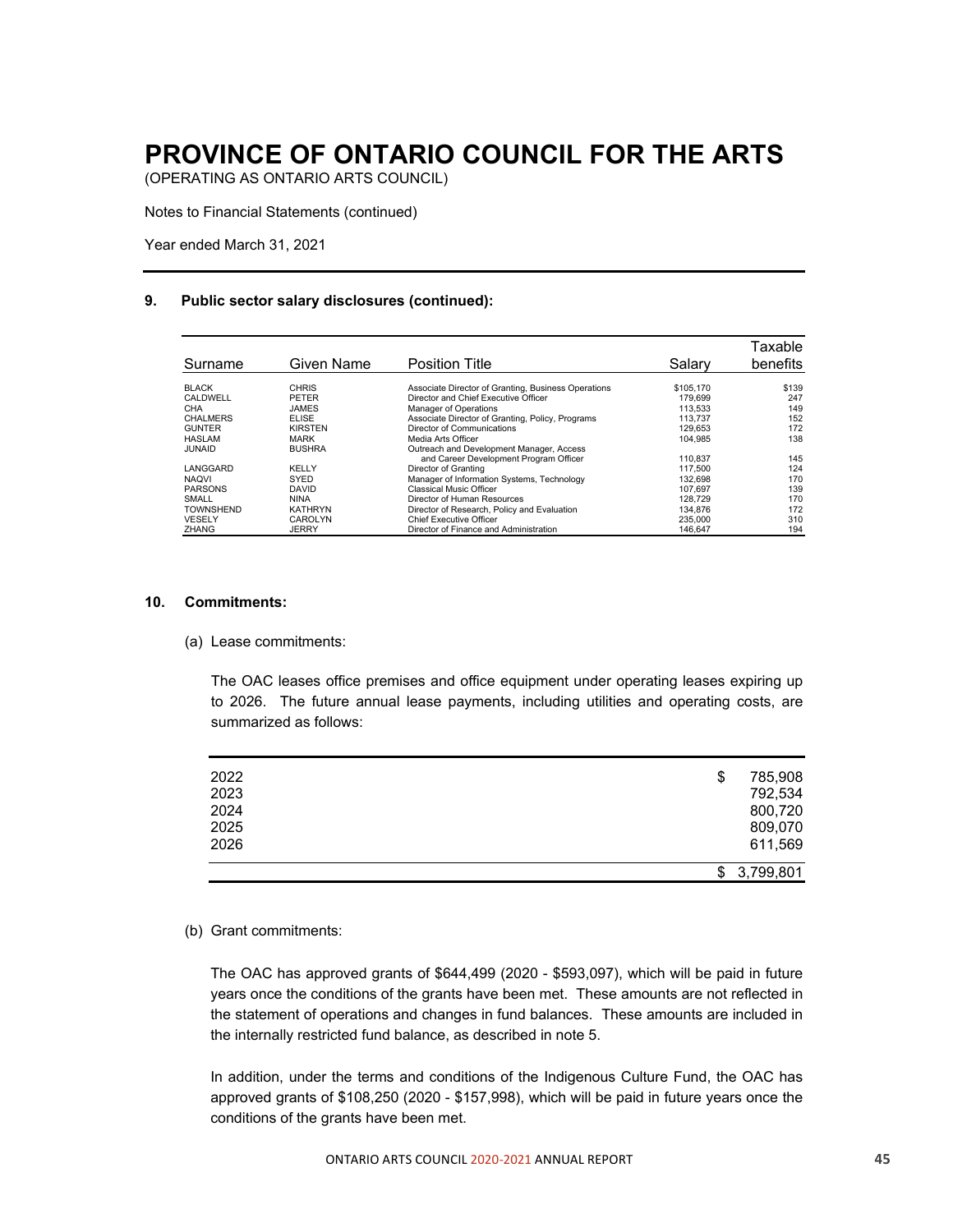# PROVINCE OF ONTARIO COUNCIL FOR THE ARTS

(OPERATING AS ONTARIO ARTS COUNCIL)

Notes to Financial Statements (continued)

Year ended March 31, 2021

## 9. Public sector salary disclosures (continued):

| Surname | Given Name | Position Title | Salary | Taxable benefits |
|---|---|---|---|---|
| BLACK | CHRIS | Associate Director of Granting, Business Operations | $105,170 | $139 |
| CALDWELL | PETER | Director and Chief Executive Officer | 179,699 | 247 |
| CHA | JAMES | Manager of Operations | 113,533 | 149 |
| CHALMERS | ELISE | Associate Director of Granting, Policy, Programs | 113,737 | 152 |
| GUNTER | KIRSTEN | Director of Communications | 129,653 | 172 |
| HASLAM | MARK | Media Arts Officer | 104,985 | 138 |
| JUNAID | BUSHRA | Outreach and Development Manager, Access and Career Development Program Officer | 110,837 | 145 |
| LANGGARD | KELLY | Director of Granting | 117,500 | 124 |
| NAQVI | SYED | Manager of Information Systems, Technology | 132,698 | 170 |
| PARSONS | DAVID | Classical Music Officer | 107,697 | 139 |
| SMALL | NINA | Director of Human Resources | 128,729 | 170 |
| TOWNSHEND | KATHRYN | Director of Research, Policy and Evaluation | 134,876 | 172 |
| VESELY | CAROLYN | Chief Executive Officer | 235,000 | 310 |
| ZHANG | JERRY | Director of Finance and Administration | 146,647 | 194 |

## 10. Commitments:

(a) Lease commitments:

The OAC leases office premises and office equipment under operating leases expiring up to 2026. The future annual lease payments, including utilities and operating costs, are summarized as follows:

| | |
|---|---|
| 2022 | $ 785,908 |
| 2023 | 792,534 |
| 2024 | 800,720 |
| 2025 | 809,070 |
| 2026 | 611,569 |
| | $ 3,799,801 |

(b) Grant commitments:

The OAC has approved grants of $644,499 (2020 - $593,097), which will be paid in future years once the conditions of the grants have been met. These amounts are not reflected in the statement of operations and changes in fund balances. These amounts are included in the internally restricted fund balance, as described in note 5.

In addition, under the terms and conditions of the Indigenous Culture Fund, the OAC has approved grants of $108,250 (2020 - $157,998), which will be paid in future years once the conditions of the grants have been met.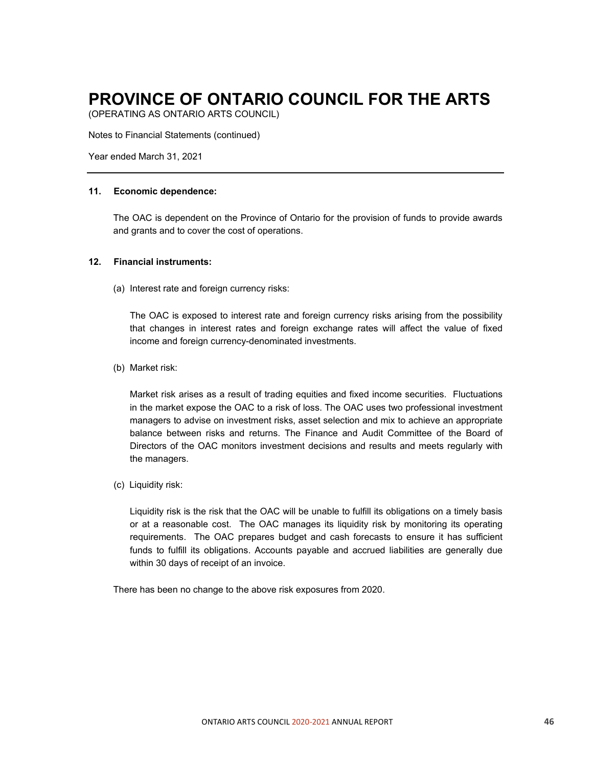# PROVINCE OF ONTARIO COUNCIL FOR THE ARTS

(OPERATING AS ONTARIO ARTS COUNCIL)

Notes to Financial Statements (continued)

Year ended March 31, 2021

---

**11. Economic dependence:**

The OAC is dependent on the Province of Ontario for the provision of funds to provide awards and grants and to cover the cost of operations.

**12. Financial instruments:**

(a) Interest rate and foreign currency risks:

The OAC is exposed to interest rate and foreign currency risks arising from the possibility that changes in interest rates and foreign exchange rates will affect the value of fixed income and foreign currency-denominated investments.

(b) Market risk:

Market risk arises as a result of trading equities and fixed income securities. Fluctuations in the market expose the OAC to a risk of loss. The OAC uses two professional investment managers to advise on investment risks, asset selection and mix to achieve an appropriate balance between risks and returns. The Finance and Audit Committee of the Board of Directors of the OAC monitors investment decisions and results and meets regularly with the managers.

(c) Liquidity risk:

Liquidity risk is the risk that the OAC will be unable to fulfill its obligations on a timely basis or at a reasonable cost. The OAC manages its liquidity risk by monitoring its operating requirements. The OAC prepares budget and cash forecasts to ensure it has sufficient funds to fulfill its obligations. Accounts payable and accrued liabilities are generally due within 30 days of receipt of an invoice.

There has been no change to the above risk exposures from 2020.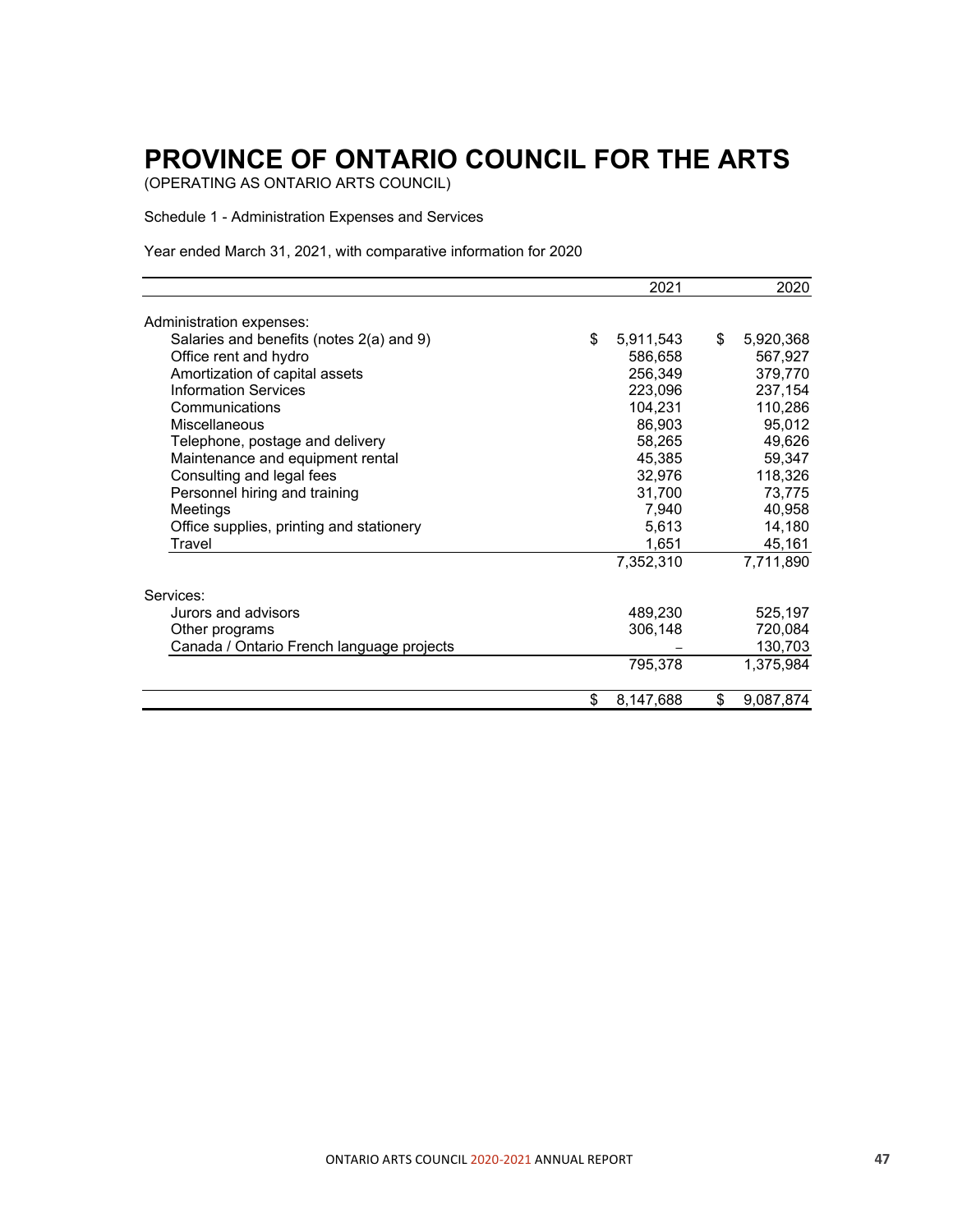# PROVINCE OF ONTARIO COUNCIL FOR THE ARTS

(OPERATING AS ONTARIO ARTS COUNCIL)

Schedule 1 - Administration Expenses and Services

Year ended March 31, 2021, with comparative information for 2020

| | 2021 | 2020 |
|---|---|---|
| Administration expenses: | | |
| Salaries and benefits (notes 2(a) and 9) | $ 5,911,543 | $ 5,920,368 |
| Office rent and hydro | 586,658 | 567,927 |
| Amortization of capital assets | 256,349 | 379,770 |
| Information Services | 223,096 | 237,154 |
| Communications | 104,231 | 110,286 |
| Miscellaneous | 86,903 | 95,012 |
| Telephone, postage and delivery | 58,265 | 49,626 |
| Maintenance and equipment rental | 45,385 | 59,347 |
| Consulting and legal fees | 32,976 | 118,326 |
| Personnel hiring and training | 31,700 | 73,775 |
| Meetings | 7,940 | 40,958 |
| Office supplies, printing and stationery | 5,613 | 14,180 |
| Travel | 1,651 | 45,161 |
| | 7,352,310 | 7,711,890 |
| Services: | | |
| Jurors and advisors | 489,230 | 525,197 |
| Other programs | 306,148 | 720,084 |
| Canada / Ontario French language projects | – | 130,703 |
| | 795,378 | 1,375,984 |
| | $ 8,147,688 | $ 9,087,874 |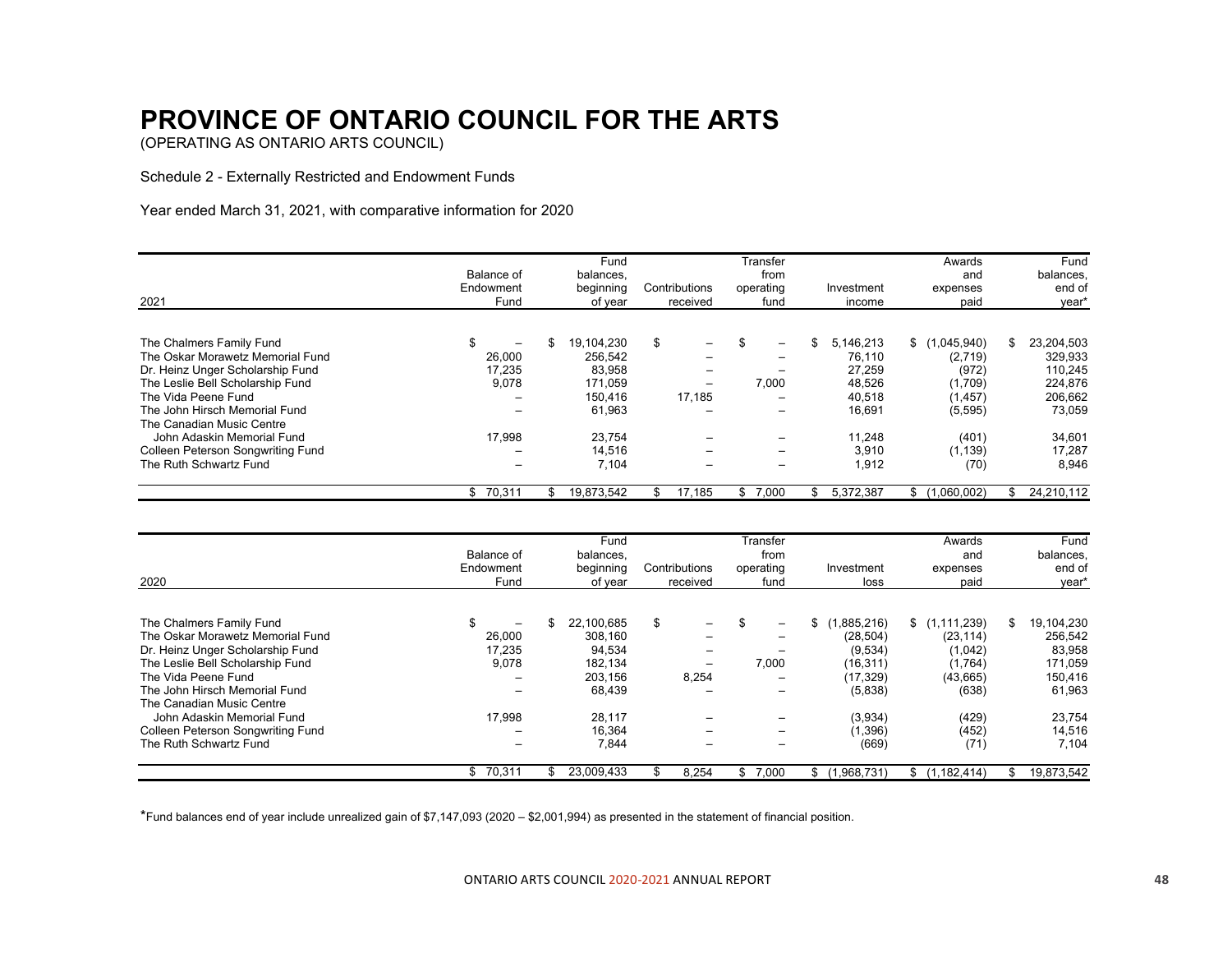# PROVINCE OF ONTARIO COUNCIL FOR THE ARTS

(OPERATING AS ONTARIO ARTS COUNCIL)

Schedule 2 - Externally Restricted and Endowment Funds

Year ended March 31, 2021, with comparative information for 2020

| 2021 | Balance of Endowment Fund | Fund balances, beginning of year | Contributions received | Transfer from operating fund | Investment income | Awards and expenses paid | Fund balances, end of year* |
|---|---|---|---|---|---|---|---|
| The Chalmers Family Fund | $ – | $ 19,104,230 | $ – | $ – | $ 5,146,213 | $ (1,045,940) | $ 23,204,503 |
| The Oskar Morawetz Memorial Fund | 26,000 | 256,542 | – | – | 76,110 | (2,719) | 329,933 |
| Dr. Heinz Unger Scholarship Fund | 17,235 | 83,958 | – | – | 27,259 | (972) | 110,245 |
| The Leslie Bell Scholarship Fund | 9,078 | 171,059 | – | 7,000 | 48,526 | (1,709) | 224,876 |
| The Vida Peene Fund | – | 150,416 | 17,185 | – | 40,518 | (1,457) | 206,662 |
| The John Hirsch Memorial Fund | – | 61,963 | – | – | 16,691 | (5,595) | 73,059 |
| The Canadian Music Centre John Adaskin Memorial Fund | 17,998 | 23,754 | – | – | 11,248 | (401) | 34,601 |
| Colleen Peterson Songwriting Fund | – | 14,516 | – | – | 3,910 | (1,139) | 17,287 |
| The Ruth Schwartz Fund | – | 7,104 | – | – | 1,912 | (70) | 8,946 |
| | $ 70,311 | $ 19,873,542 | $ 17,185 | $ 7,000 | $ 5,372,387 | $ (1,060,002) | $ 24,210,112 |

| 2020 | Balance of Endowment Fund | Fund balances, beginning of year | Contributions received | Transfer from operating fund | Investment loss | Awards and expenses paid | Fund balances, end of year* |
|---|---|---|---|---|---|---|---|
| The Chalmers Family Fund | $ – | $ 22,100,685 | $ – | $ – | $ (1,885,216) | $ (1,111,239) | $ 19,104,230 |
| The Oskar Morawetz Memorial Fund | 26,000 | 308,160 | – | – | (28,504) | (23,114) | 256,542 |
| Dr. Heinz Unger Scholarship Fund | 17,235 | 94,534 | – | – | (9,534) | (1,042) | 83,958 |
| The Leslie Bell Scholarship Fund | 9,078 | 182,134 | – | 7,000 | (16,311) | (1,764) | 171,059 |
| The Vida Peene Fund | – | 203,156 | 8,254 | – | (17,329) | (43,665) | 150,416 |
| The John Hirsch Memorial Fund | – | 68,439 | – | – | (5,838) | (638) | 61,963 |
| The Canadian Music Centre John Adaskin Memorial Fund | 17,998 | 28,117 | – | – | (3,934) | (429) | 23,754 |
| Colleen Peterson Songwriting Fund | – | 16,364 | – | – | (1,396) | (452) | 14,516 |
| The Ruth Schwartz Fund | – | 7,844 | – | – | (669) | (71) | 7,104 |
| | $ 70,311 | $ 23,009,433 | $ 8,254 | $ 7,000 | $ (1,968,731) | $ (1,182,414) | $ 19,873,542 |

*Fund balances end of year include unrealized gain of $7,147,093 (2020 – $2,001,994) as presented in the statement of financial position.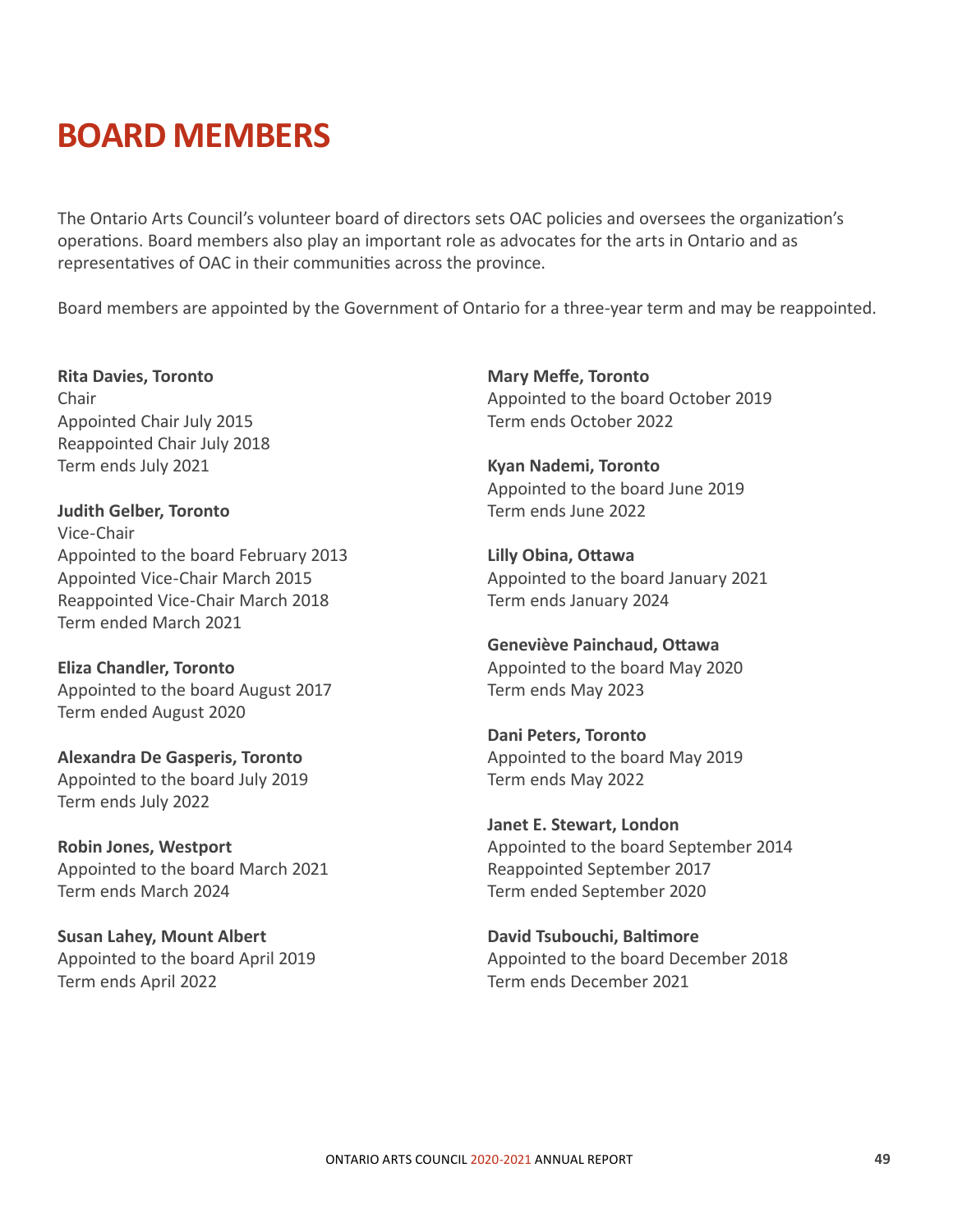# BOARD MEMBERS

The Ontario Arts Council's volunteer board of directors sets OAC policies and oversees the organization's operations. Board members also play an important role as advocates for the arts in Ontario and as representatives of OAC in their communities across the province.

Board members are appointed by the Government of Ontario for a three-year term and may be reappointed.

**Rita Davies, Toronto**
Chair
Appointed Chair July 2015
Reappointed Chair July 2018
Term ends July 2021

**Judith Gelber, Toronto**
Vice-Chair
Appointed to the board February 2013
Appointed Vice-Chair March 2015
Reappointed Vice-Chair March 2018
Term ended March 2021

**Eliza Chandler, Toronto**
Appointed to the board August 2017
Term ended August 2020

**Alexandra De Gasperis, Toronto**
Appointed to the board July 2019
Term ends July 2022

**Robin Jones, Westport**
Appointed to the board March 2021
Term ends March 2024

**Susan Lahey, Mount Albert**
Appointed to the board April 2019
Term ends April 2022

**Mary Meffe, Toronto**
Appointed to the board October 2019
Term ends October 2022

**Kyan Nademi, Toronto**
Appointed to the board June 2019
Term ends June 2022

**Lilly Obina, Ottawa**
Appointed to the board January 2021
Term ends January 2024

**Geneviève Painchaud, Ottawa**
Appointed to the board May 2020
Term ends May 2023

**Dani Peters, Toronto**
Appointed to the board May 2019
Term ends May 2022

**Janet E. Stewart, London**
Appointed to the board September 2014
Reappointed September 2017
Term ended September 2020

**David Tsubouchi, Baltimore**
Appointed to the board December 2018
Term ends December 2021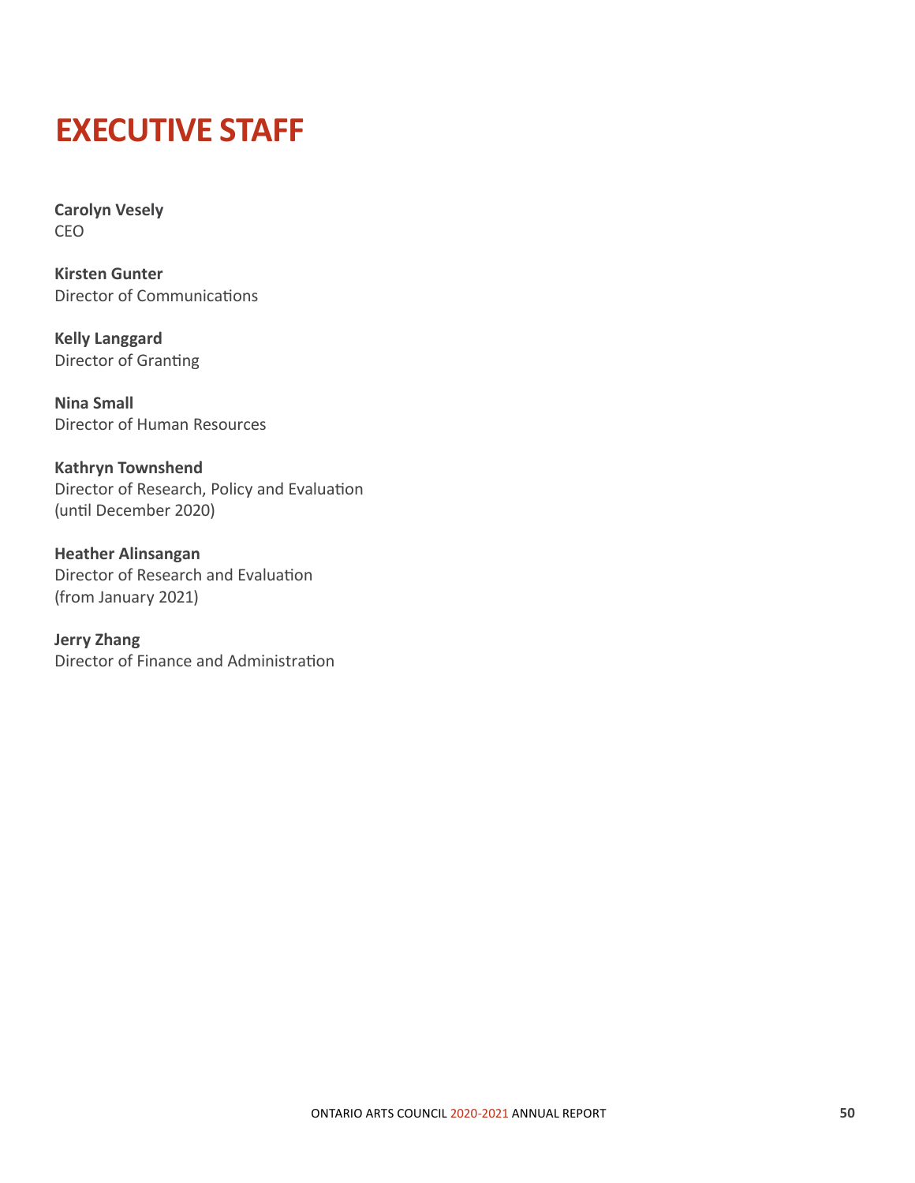# EXECUTIVE STAFF

**Carolyn Vesely**
CEO

**Kirsten Gunter**
Director of Communications

**Kelly Langgard**
Director of Granting

**Nina Small**
Director of Human Resources

**Kathryn Townshend**
Director of Research, Policy and Evaluation
(until December 2020)

**Heather Alinsangan**
Director of Research and Evaluation
(from January 2021)

**Jerry Zhang**
Director of Finance and Administration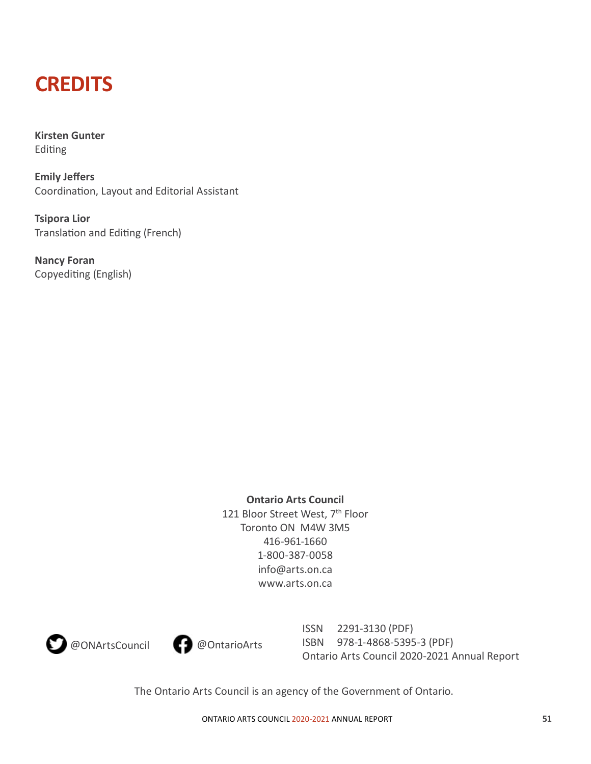# CREDITS

**Kirsten Gunter**
Editing

**Emily Jeffers**
Coordination, Layout and Editorial Assistant

**Tsipora Lior**
Translation and Editing (French)

**Nancy Foran**
Copyediting (English)

**Ontario Arts Council**
121 Bloor Street West, 7th Floor
Toronto ON  M4W 3M5
416-961-1660
1-800-387-0058
info@arts.on.ca
www.arts.on.ca

@ONArtsCouncil

@OntarioArts

ISSN 2291-3130 (PDF)
ISBN 978-1-4868-5395-3 (PDF)
Ontario Arts Council 2020-2021 Annual Report

The Ontario Arts Council is an agency of the Government of Ontario.